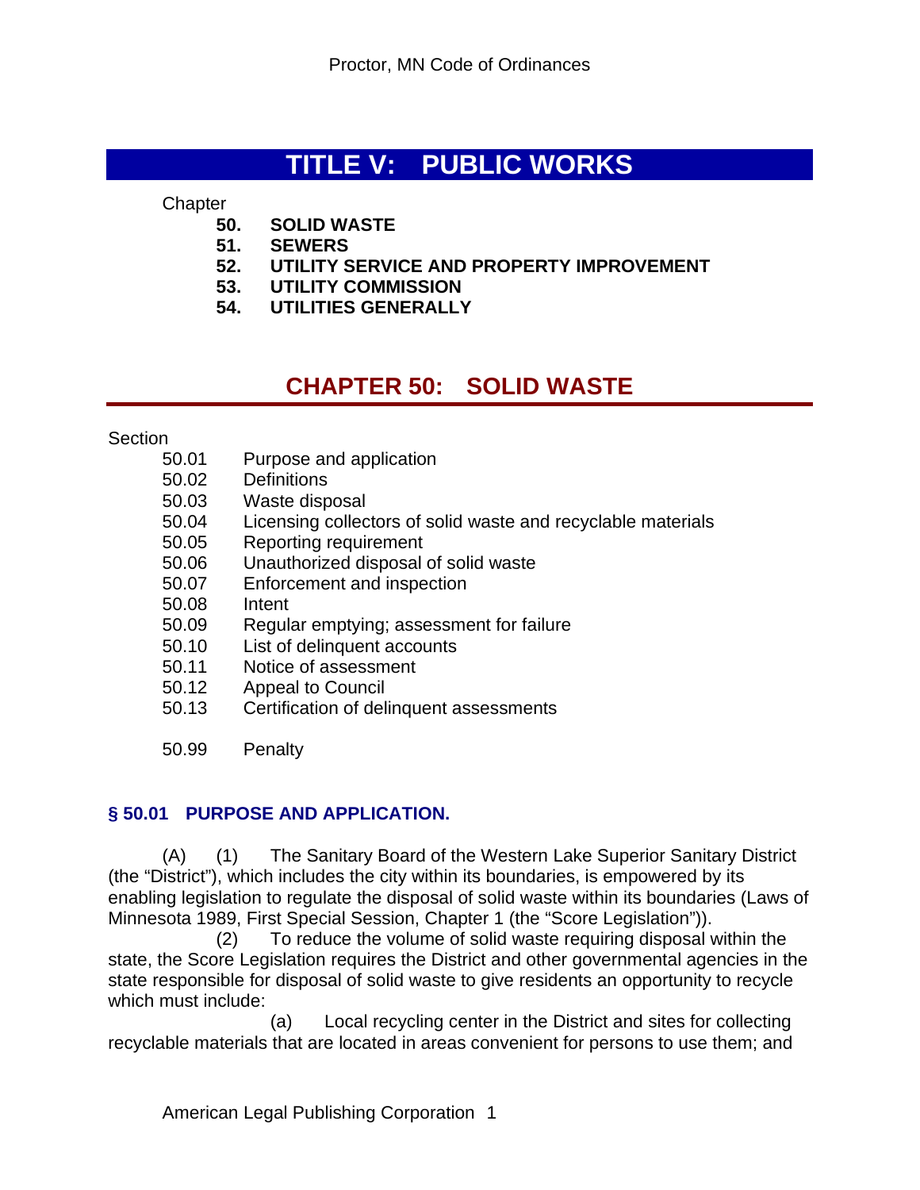# TITLE V: PUBLIC WORKS

Chapter

50. **SOLID WASTE**
51. **SEWERS**
52. **UTILITY SERVICE AND PROPERTY IMPROVEMENT**
53. **UTILITY COMMISSION**
54. **UTILITIES GENERALLY**

## CHAPTER 50: SOLID WASTE

Section

50.01 Purpose and application
50.02 Definitions
50.03 Waste disposal
50.04 Licensing collectors of solid waste and recyclable materials
50.05 Reporting requirement
50.06 Unauthorized disposal of solid waste
50.07 Enforcement and inspection
50.08 Intent
50.09 Regular emptying; assessment for failure
50.10 List of delinquent accounts
50.11 Notice of assessment
50.12 Appeal to Council
50.13 Certification of delinquent assessments

50.99 Penalty

### § 50.01 PURPOSE AND APPLICATION.

(A) (1) The Sanitary Board of the Western Lake Superior Sanitary District (the "District"), which includes the city within its boundaries, is empowered by its enabling legislation to regulate the disposal of solid waste within its boundaries (Laws of Minnesota 1989, First Special Session, Chapter 1 (the "Score Legislation")).

(2) To reduce the volume of solid waste requiring disposal within the state, the Score Legislation requires the District and other governmental agencies in the state responsible for disposal of solid waste to give residents an opportunity to recycle which must include:

(a) Local recycling center in the District and sites for collecting recyclable materials that are located in areas convenient for persons to use them; and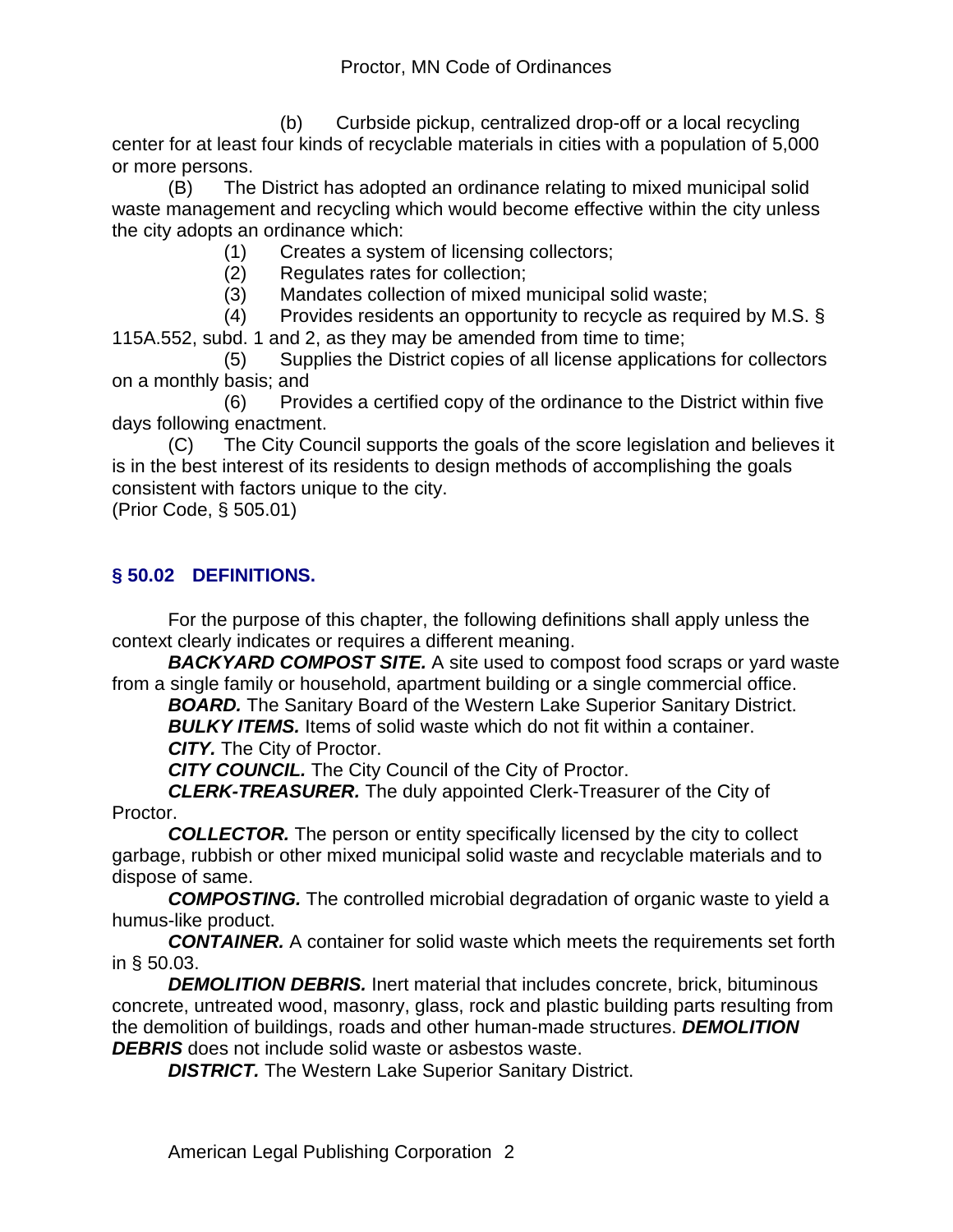(b) Curbside pickup, centralized drop-off or a local recycling center for at least four kinds of recyclable materials in cities with a population of 5,000 or more persons.

(B) The District has adopted an ordinance relating to mixed municipal solid waste management and recycling which would become effective within the city unless the city adopts an ordinance which:

(1) Creates a system of licensing collectors;

(2) Regulates rates for collection;

(3) Mandates collection of mixed municipal solid waste;

(4) Provides residents an opportunity to recycle as required by M.S. § 115A.552, subd. 1 and 2, as they may be amended from time to time;

(5) Supplies the District copies of all license applications for collectors on a monthly basis; and

(6) Provides a certified copy of the ordinance to the District within five days following enactment.

(C) The City Council supports the goals of the score legislation and believes it is in the best interest of its residents to design methods of accomplishing the goals consistent with factors unique to the city.

(Prior Code, § 505.01)

## § 50.02 DEFINITIONS.

For the purpose of this chapter, the following definitions shall apply unless the context clearly indicates or requires a different meaning.

***BACKYARD COMPOST SITE.*** A site used to compost food scraps or yard waste from a single family or household, apartment building or a single commercial office.

***BOARD.*** The Sanitary Board of the Western Lake Superior Sanitary District.

***BULKY ITEMS.*** Items of solid waste which do not fit within a container.

***CITY.*** The City of Proctor.

***CITY COUNCIL.*** The City Council of the City of Proctor.

***CLERK-TREASURER.*** The duly appointed Clerk-Treasurer of the City of Proctor.

***COLLECTOR.*** The person or entity specifically licensed by the city to collect garbage, rubbish or other mixed municipal solid waste and recyclable materials and to dispose of same.

***COMPOSTING.*** The controlled microbial degradation of organic waste to yield a humus-like product.

***CONTAINER.*** A container for solid waste which meets the requirements set forth in § 50.03.

***DEMOLITION DEBRIS.*** Inert material that includes concrete, brick, bituminous concrete, untreated wood, masonry, glass, rock and plastic building parts resulting from the demolition of buildings, roads and other human-made structures. ***DEMOLITION DEBRIS*** does not include solid waste or asbestos waste.

***DISTRICT.*** The Western Lake Superior Sanitary District.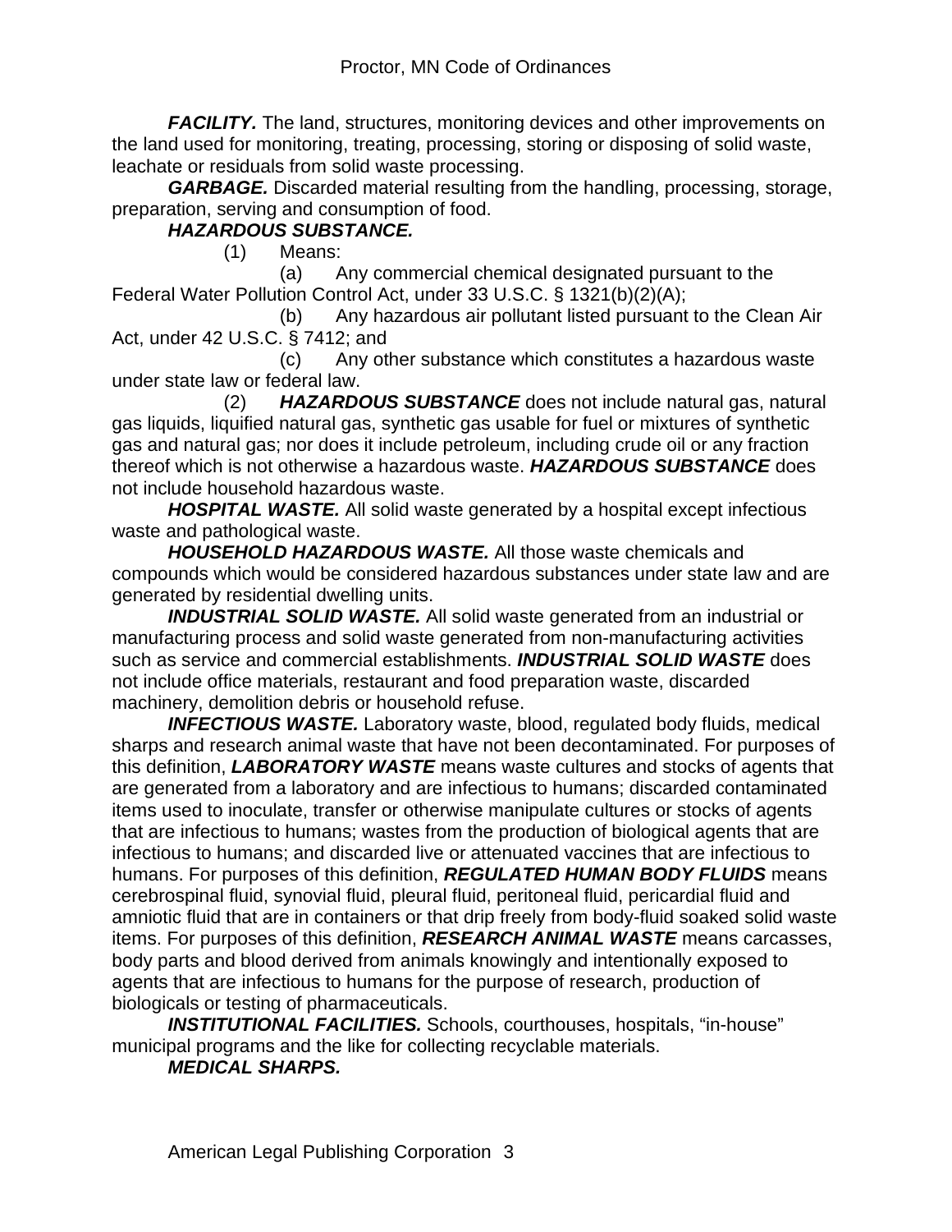***FACILITY.*** The land, structures, monitoring devices and other improvements on the land used for monitoring, treating, processing, storing or disposing of solid waste, leachate or residuals from solid waste processing.

***GARBAGE.*** Discarded material resulting from the handling, processing, storage, preparation, serving and consumption of food.

***HAZARDOUS SUBSTANCE.***

(1) Means:

(a) Any commercial chemical designated pursuant to the Federal Water Pollution Control Act, under 33 U.S.C. § 1321(b)(2)(A);

(b) Any hazardous air pollutant listed pursuant to the Clean Air Act, under 42 U.S.C. § 7412; and

(c) Any other substance which constitutes a hazardous waste under state law or federal law.

(2) ***HAZARDOUS SUBSTANCE*** does not include natural gas, natural gas liquids, liquified natural gas, synthetic gas usable for fuel or mixtures of synthetic gas and natural gas; nor does it include petroleum, including crude oil or any fraction thereof which is not otherwise a hazardous waste. ***HAZARDOUS SUBSTANCE*** does not include household hazardous waste.

***HOSPITAL WASTE.*** All solid waste generated by a hospital except infectious waste and pathological waste.

***HOUSEHOLD HAZARDOUS WASTE.*** All those waste chemicals and compounds which would be considered hazardous substances under state law and are generated by residential dwelling units.

***INDUSTRIAL SOLID WASTE.*** All solid waste generated from an industrial or manufacturing process and solid waste generated from non-manufacturing activities such as service and commercial establishments. ***INDUSTRIAL SOLID WASTE*** does not include office materials, restaurant and food preparation waste, discarded machinery, demolition debris or household refuse.

***INFECTIOUS WASTE.*** Laboratory waste, blood, regulated body fluids, medical sharps and research animal waste that have not been decontaminated. For purposes of this definition, ***LABORATORY WASTE*** means waste cultures and stocks of agents that are generated from a laboratory and are infectious to humans; discarded contaminated items used to inoculate, transfer or otherwise manipulate cultures or stocks of agents that are infectious to humans; wastes from the production of biological agents that are infectious to humans; and discarded live or attenuated vaccines that are infectious to humans. For purposes of this definition, ***REGULATED HUMAN BODY FLUIDS*** means cerebrospinal fluid, synovial fluid, pleural fluid, peritoneal fluid, pericardial fluid and amniotic fluid that are in containers or that drip freely from body-fluid soaked solid waste items. For purposes of this definition, ***RESEARCH ANIMAL WASTE*** means carcasses, body parts and blood derived from animals knowingly and intentionally exposed to agents that are infectious to humans for the purpose of research, production of biologicals or testing of pharmaceuticals.

***INSTITUTIONAL FACILITIES.*** Schools, courthouses, hospitals, "in-house" municipal programs and the like for collecting recyclable materials.

***MEDICAL SHARPS.***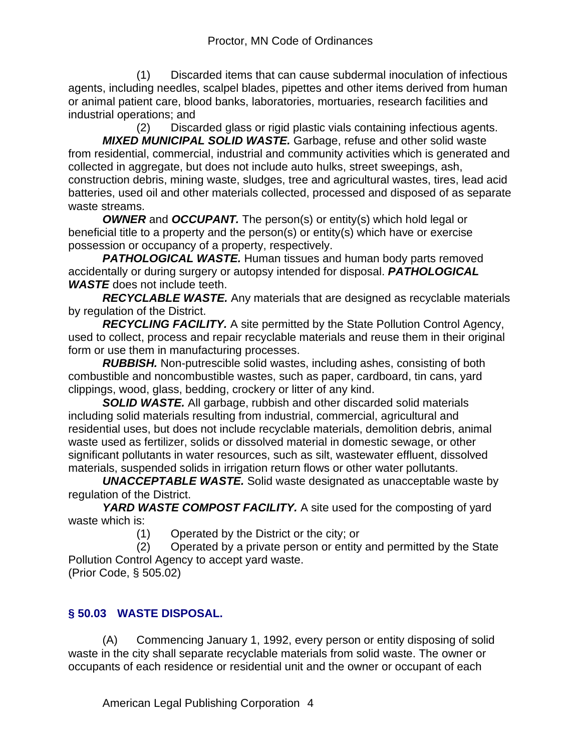(1) Discarded items that can cause subdermal inoculation of infectious agents, including needles, scalpel blades, pipettes and other items derived from human or animal patient care, blood banks, laboratories, mortuaries, research facilities and industrial operations; and

(2) Discarded glass or rigid plastic vials containing infectious agents.

***MIXED MUNICIPAL SOLID WASTE.*** Garbage, refuse and other solid waste from residential, commercial, industrial and community activities which is generated and collected in aggregate, but does not include auto hulks, street sweepings, ash, construction debris, mining waste, sludges, tree and agricultural wastes, tires, lead acid batteries, used oil and other materials collected, processed and disposed of as separate waste streams.

***OWNER*** and ***OCCUPANT.*** The person(s) or entity(s) which hold legal or beneficial title to a property and the person(s) or entity(s) which have or exercise possession or occupancy of a property, respectively.

***PATHOLOGICAL WASTE.*** Human tissues and human body parts removed accidentally or during surgery or autopsy intended for disposal. ***PATHOLOGICAL WASTE*** does not include teeth.

***RECYCLABLE WASTE.*** Any materials that are designed as recyclable materials by regulation of the District.

***RECYCLING FACILITY.*** A site permitted by the State Pollution Control Agency, used to collect, process and repair recyclable materials and reuse them in their original form or use them in manufacturing processes.

***RUBBISH.*** Non-putrescible solid wastes, including ashes, consisting of both combustible and noncombustible wastes, such as paper, cardboard, tin cans, yard clippings, wood, glass, bedding, crockery or litter of any kind.

***SOLID WASTE.*** All garbage, rubbish and other discarded solid materials including solid materials resulting from industrial, commercial, agricultural and residential uses, but does not include recyclable materials, demolition debris, animal waste used as fertilizer, solids or dissolved material in domestic sewage, or other significant pollutants in water resources, such as silt, wastewater effluent, dissolved materials, suspended solids in irrigation return flows or other water pollutants.

***UNACCEPTABLE WASTE.*** Solid waste designated as unacceptable waste by regulation of the District.

***YARD WASTE COMPOST FACILITY.*** A site used for the composting of yard waste which is:

(1) Operated by the District or the city; or

(2) Operated by a private person or entity and permitted by the State Pollution Control Agency to accept yard waste.

(Prior Code, § 505.02)

## § 50.03 WASTE DISPOSAL.

(A) Commencing January 1, 1992, every person or entity disposing of solid waste in the city shall separate recyclable materials from solid waste. The owner or occupants of each residence or residential unit and the owner or occupant of each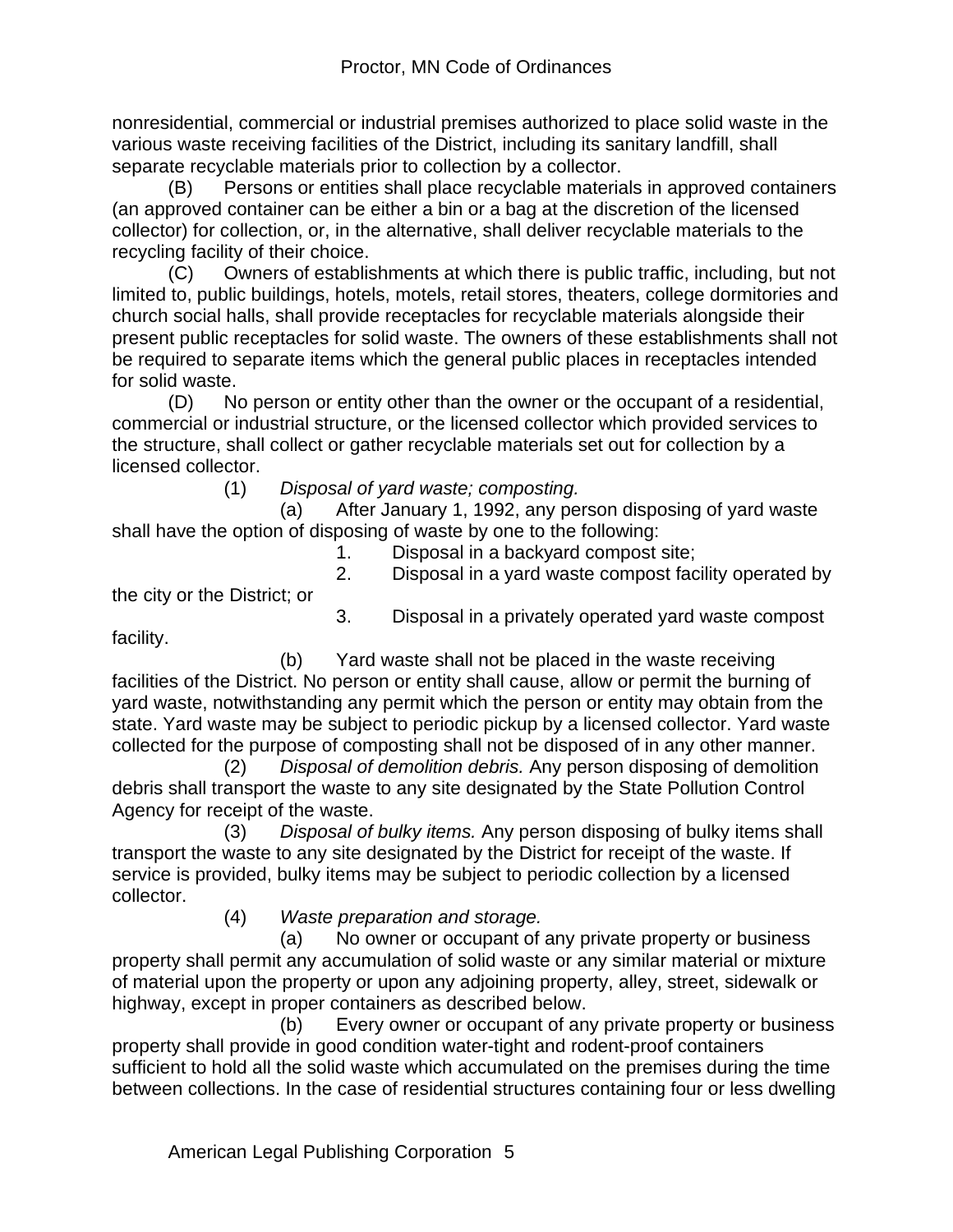nonresidential, commercial or industrial premises authorized to place solid waste in the various waste receiving facilities of the District, including its sanitary landfill, shall separate recyclable materials prior to collection by a collector.

(B) Persons or entities shall place recyclable materials in approved containers (an approved container can be either a bin or a bag at the discretion of the licensed collector) for collection, or, in the alternative, shall deliver recyclable materials to the recycling facility of their choice.

(C) Owners of establishments at which there is public traffic, including, but not limited to, public buildings, hotels, motels, retail stores, theaters, college dormitories and church social halls, shall provide receptacles for recyclable materials alongside their present public receptacles for solid waste. The owners of these establishments shall not be required to separate items which the general public places in receptacles intended for solid waste.

(D) No person or entity other than the owner or the occupant of a residential, commercial or industrial structure, or the licensed collector which provided services to the structure, shall collect or gather recyclable materials set out for collection by a licensed collector.

(1) *Disposal of yard waste; composting.*

(a) After January 1, 1992, any person disposing of yard waste shall have the option of disposing of waste by one to the following:

1. Disposal in a backyard compost site;
2. Disposal in a yard waste compost facility operated by the city or the District; or
3. Disposal in a privately operated yard waste compost facility.

(b) Yard waste shall not be placed in the waste receiving facilities of the District. No person or entity shall cause, allow or permit the burning of yard waste, notwithstanding any permit which the person or entity may obtain from the state. Yard waste may be subject to periodic pickup by a licensed collector. Yard waste collected for the purpose of composting shall not be disposed of in any other manner.

(2) *Disposal of demolition debris.* Any person disposing of demolition debris shall transport the waste to any site designated by the State Pollution Control Agency for receipt of the waste.

(3) *Disposal of bulky items.* Any person disposing of bulky items shall transport the waste to any site designated by the District for receipt of the waste. If service is provided, bulky items may be subject to periodic collection by a licensed collector.

(4) *Waste preparation and storage.*

(a) No owner or occupant of any private property or business property shall permit any accumulation of solid waste or any similar material or mixture of material upon the property or upon any adjoining property, alley, street, sidewalk or highway, except in proper containers as described below.

(b) Every owner or occupant of any private property or business property shall provide in good condition water-tight and rodent-proof containers sufficient to hold all the solid waste which accumulated on the premises during the time between collections. In the case of residential structures containing four or less dwelling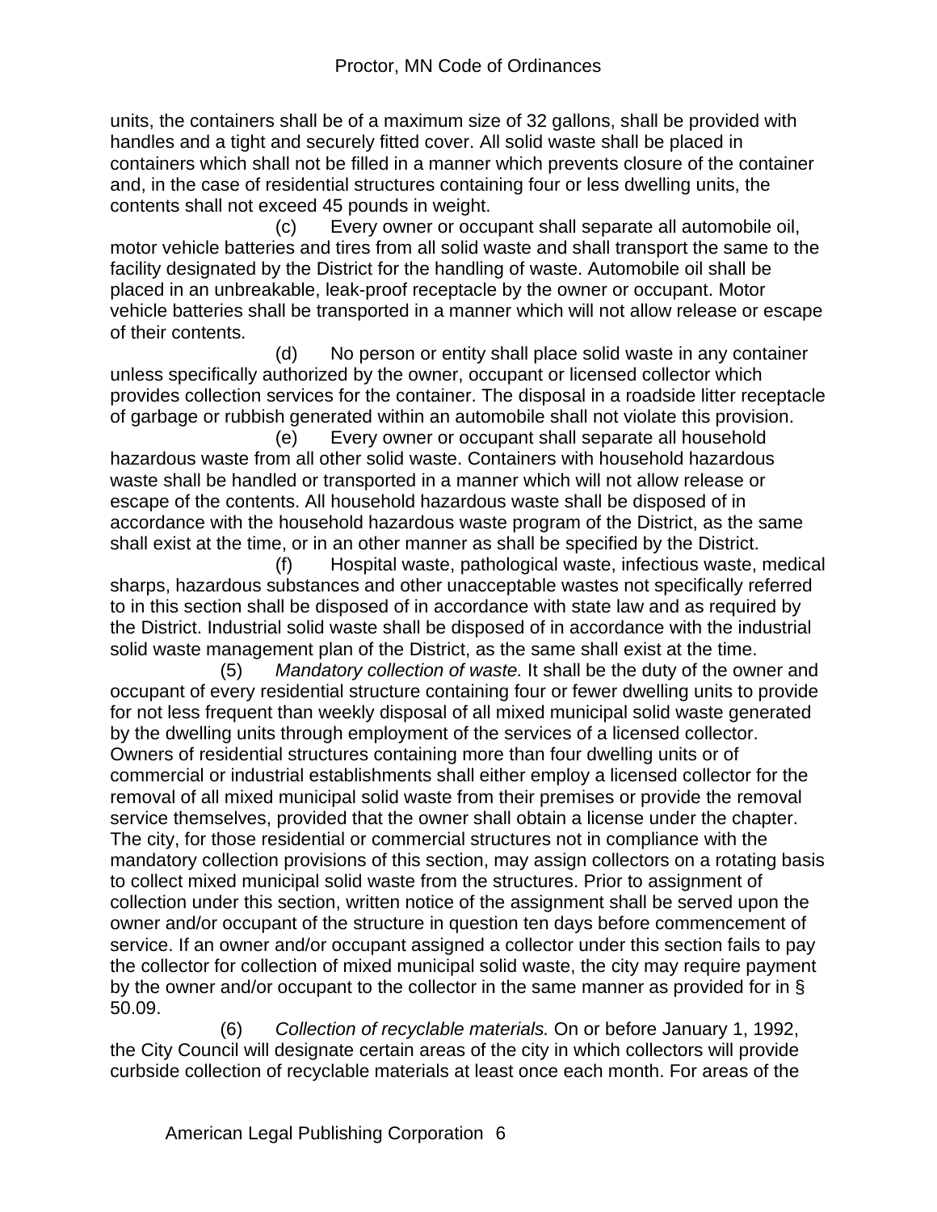units, the containers shall be of a maximum size of 32 gallons, shall be provided with handles and a tight and securely fitted cover. All solid waste shall be placed in containers which shall not be filled in a manner which prevents closure of the container and, in the case of residential structures containing four or less dwelling units, the contents shall not exceed 45 pounds in weight.

(c) Every owner or occupant shall separate all automobile oil, motor vehicle batteries and tires from all solid waste and shall transport the same to the facility designated by the District for the handling of waste. Automobile oil shall be placed in an unbreakable, leak-proof receptacle by the owner or occupant. Motor vehicle batteries shall be transported in a manner which will not allow release or escape of their contents.

(d) No person or entity shall place solid waste in any container unless specifically authorized by the owner, occupant or licensed collector which provides collection services for the container. The disposal in a roadside litter receptacle of garbage or rubbish generated within an automobile shall not violate this provision.

(e) Every owner or occupant shall separate all household hazardous waste from all other solid waste. Containers with household hazardous waste shall be handled or transported in a manner which will not allow release or escape of the contents. All household hazardous waste shall be disposed of in accordance with the household hazardous waste program of the District, as the same shall exist at the time, or in an other manner as shall be specified by the District.

(f) Hospital waste, pathological waste, infectious waste, medical sharps, hazardous substances and other unacceptable wastes not specifically referred to in this section shall be disposed of in accordance with state law and as required by the District. Industrial solid waste shall be disposed of in accordance with the industrial solid waste management plan of the District, as the same shall exist at the time.

(5) *Mandatory collection of waste.* It shall be the duty of the owner and occupant of every residential structure containing four or fewer dwelling units to provide for not less frequent than weekly disposal of all mixed municipal solid waste generated by the dwelling units through employment of the services of a licensed collector. Owners of residential structures containing more than four dwelling units or of commercial or industrial establishments shall either employ a licensed collector for the removal of all mixed municipal solid waste from their premises or provide the removal service themselves, provided that the owner shall obtain a license under the chapter. The city, for those residential or commercial structures not in compliance with the mandatory collection provisions of this section, may assign collectors on a rotating basis to collect mixed municipal solid waste from the structures. Prior to assignment of collection under this section, written notice of the assignment shall be served upon the owner and/or occupant of the structure in question ten days before commencement of service. If an owner and/or occupant assigned a collector under this section fails to pay the collector for collection of mixed municipal solid waste, the city may require payment by the owner and/or occupant to the collector in the same manner as provided for in § 50.09.

(6) *Collection of recyclable materials.* On or before January 1, 1992, the City Council will designate certain areas of the city in which collectors will provide curbside collection of recyclable materials at least once each month. For areas of the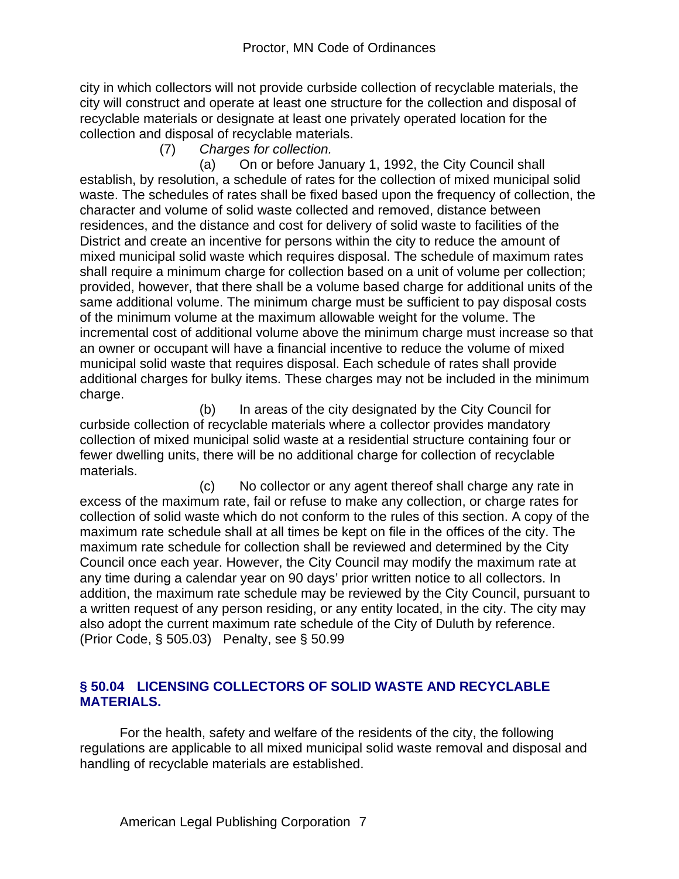city in which collectors will not provide curbside collection of recyclable materials, the city will construct and operate at least one structure for the collection and disposal of recyclable materials or designate at least one privately operated location for the collection and disposal of recyclable materials.

(7) *Charges for collection.*

(a) On or before January 1, 1992, the City Council shall establish, by resolution, a schedule of rates for the collection of mixed municipal solid waste. The schedules of rates shall be fixed based upon the frequency of collection, the character and volume of solid waste collected and removed, distance between residences, and the distance and cost for delivery of solid waste to facilities of the District and create an incentive for persons within the city to reduce the amount of mixed municipal solid waste which requires disposal. The schedule of maximum rates shall require a minimum charge for collection based on a unit of volume per collection; provided, however, that there shall be a volume based charge for additional units of the same additional volume. The minimum charge must be sufficient to pay disposal costs of the minimum volume at the maximum allowable weight for the volume. The incremental cost of additional volume above the minimum charge must increase so that an owner or occupant will have a financial incentive to reduce the volume of mixed municipal solid waste that requires disposal. Each schedule of rates shall provide additional charges for bulky items. These charges may not be included in the minimum charge.

(b) In areas of the city designated by the City Council for curbside collection of recyclable materials where a collector provides mandatory collection of mixed municipal solid waste at a residential structure containing four or fewer dwelling units, there will be no additional charge for collection of recyclable materials.

(c) No collector or any agent thereof shall charge any rate in excess of the maximum rate, fail or refuse to make any collection, or charge rates for collection of solid waste which do not conform to the rules of this section. A copy of the maximum rate schedule shall at all times be kept on file in the offices of the city. The maximum rate schedule for collection shall be reviewed and determined by the City Council once each year. However, the City Council may modify the maximum rate at any time during a calendar year on 90 days' prior written notice to all collectors. In addition, the maximum rate schedule may be reviewed by the City Council, pursuant to a written request of any person residing, or any entity located, in the city. The city may also adopt the current maximum rate schedule of the City of Duluth by reference.
(Prior Code, § 505.03) Penalty, see § 50.99

## § 50.04 LICENSING COLLECTORS OF SOLID WASTE AND RECYCLABLE MATERIALS.

For the health, safety and welfare of the residents of the city, the following regulations are applicable to all mixed municipal solid waste removal and disposal and handling of recyclable materials are established.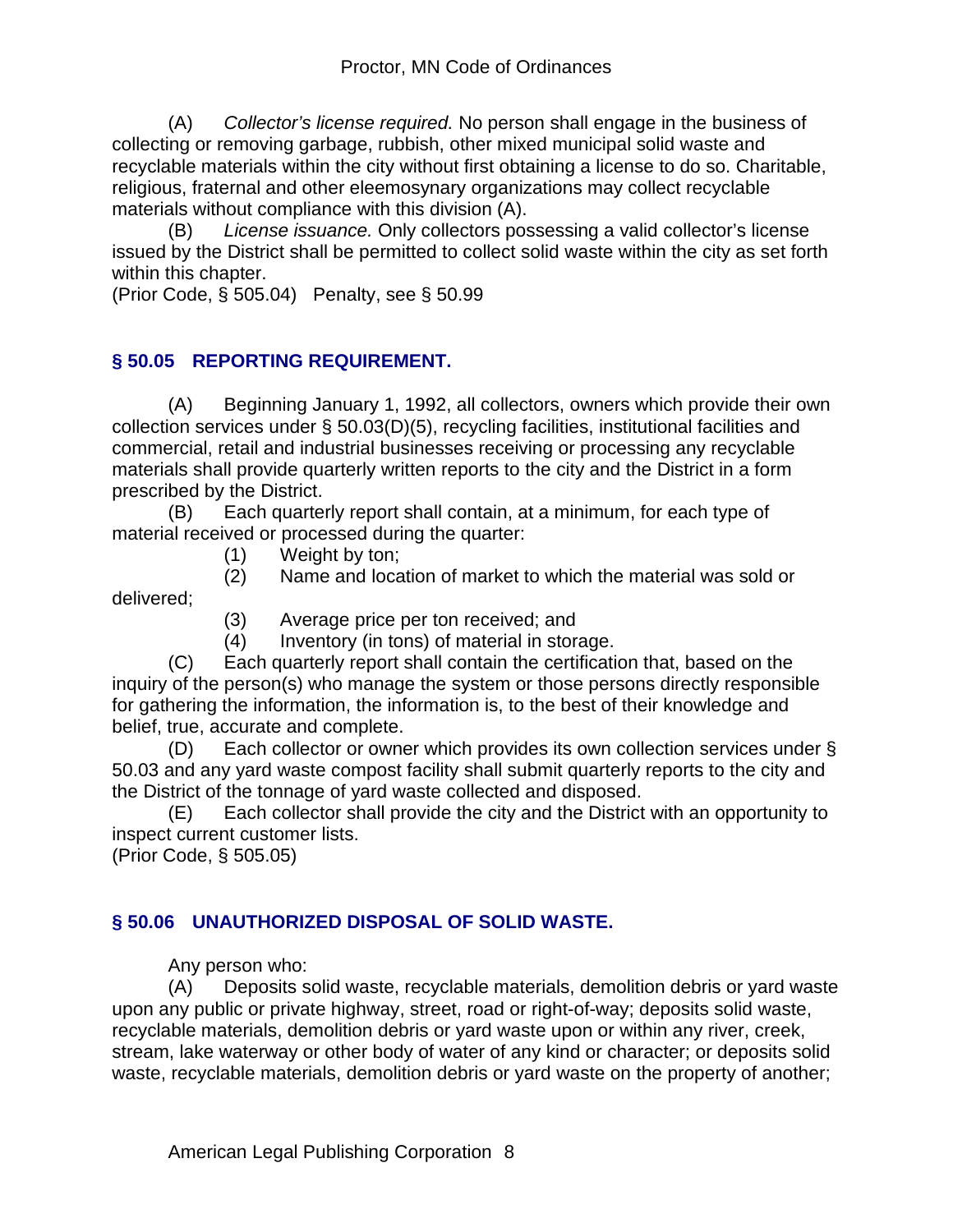(A) *Collector's license required.* No person shall engage in the business of collecting or removing garbage, rubbish, other mixed municipal solid waste and recyclable materials within the city without first obtaining a license to do so. Charitable, religious, fraternal and other eleemosynary organizations may collect recyclable materials without compliance with this division (A).

(B) *License issuance.* Only collectors possessing a valid collector's license issued by the District shall be permitted to collect solid waste within the city as set forth within this chapter.

(Prior Code, § 505.04) Penalty, see § 50.99

### § 50.05 REPORTING REQUIREMENT.

(A) Beginning January 1, 1992, all collectors, owners which provide their own collection services under § 50.03(D)(5), recycling facilities, institutional facilities and commercial, retail and industrial businesses receiving or processing any recyclable materials shall provide quarterly written reports to the city and the District in a form prescribed by the District.

(B) Each quarterly report shall contain, at a minimum, for each type of material received or processed during the quarter:

(1) Weight by ton;

(2) Name and location of market to which the material was sold or delivered;

(3) Average price per ton received; and

(4) Inventory (in tons) of material in storage.

(C) Each quarterly report shall contain the certification that, based on the inquiry of the person(s) who manage the system or those persons directly responsible for gathering the information, the information is, to the best of their knowledge and belief, true, accurate and complete.

(D) Each collector or owner which provides its own collection services under § 50.03 and any yard waste compost facility shall submit quarterly reports to the city and the District of the tonnage of yard waste collected and disposed.

(E) Each collector shall provide the city and the District with an opportunity to inspect current customer lists.

(Prior Code, § 505.05)

### § 50.06 UNAUTHORIZED DISPOSAL OF SOLID WASTE.

Any person who:

(A) Deposits solid waste, recyclable materials, demolition debris or yard waste upon any public or private highway, street, road or right-of-way; deposits solid waste, recyclable materials, demolition debris or yard waste upon or within any river, creek, stream, lake waterway or other body of water of any kind or character; or deposits solid waste, recyclable materials, demolition debris or yard waste on the property of another;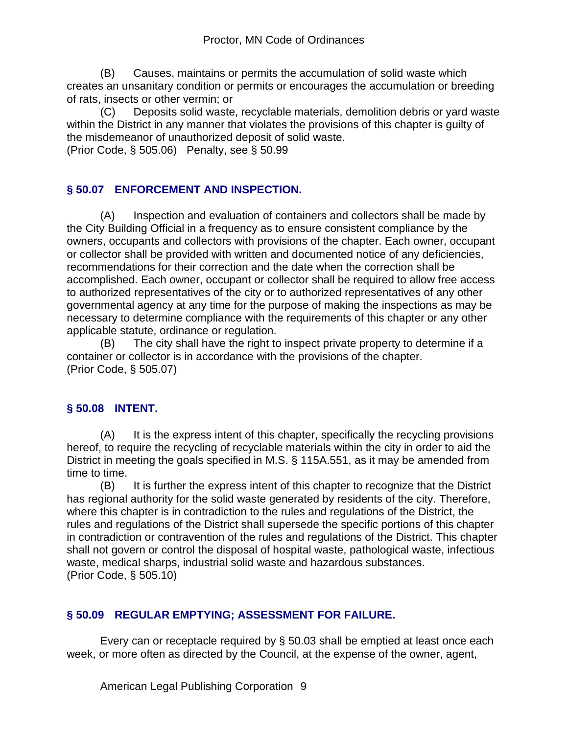(B) Causes, maintains or permits the accumulation of solid waste which creates an unsanitary condition or permits or encourages the accumulation or breeding of rats, insects or other vermin; or

(C) Deposits solid waste, recyclable materials, demolition debris or yard waste within the District in any manner that violates the provisions of this chapter is guilty of the misdemeanor of unauthorized deposit of solid waste.

(Prior Code, § 505.06) Penalty, see § 50.99

## § 50.07 ENFORCEMENT AND INSPECTION.

(A) Inspection and evaluation of containers and collectors shall be made by the City Building Official in a frequency as to ensure consistent compliance by the owners, occupants and collectors with provisions of the chapter. Each owner, occupant or collector shall be provided with written and documented notice of any deficiencies, recommendations for their correction and the date when the correction shall be accomplished. Each owner, occupant or collector shall be required to allow free access to authorized representatives of the city or to authorized representatives of any other governmental agency at any time for the purpose of making the inspections as may be necessary to determine compliance with the requirements of this chapter or any other applicable statute, ordinance or regulation.

(B) The city shall have the right to inspect private property to determine if a container or collector is in accordance with the provisions of the chapter.

(Prior Code, § 505.07)

## § 50.08 INTENT.

(A) It is the express intent of this chapter, specifically the recycling provisions hereof, to require the recycling of recyclable materials within the city in order to aid the District in meeting the goals specified in M.S. § 115A.551, as it may be amended from time to time.

(B) It is further the express intent of this chapter to recognize that the District has regional authority for the solid waste generated by residents of the city. Therefore, where this chapter is in contradiction to the rules and regulations of the District, the rules and regulations of the District shall supersede the specific portions of this chapter in contradiction or contravention of the rules and regulations of the District. This chapter shall not govern or control the disposal of hospital waste, pathological waste, infectious waste, medical sharps, industrial solid waste and hazardous substances.

(Prior Code, § 505.10)

## § 50.09 REGULAR EMPTYING; ASSESSMENT FOR FAILURE.

Every can or receptacle required by § 50.03 shall be emptied at least once each week, or more often as directed by the Council, at the expense of the owner, agent,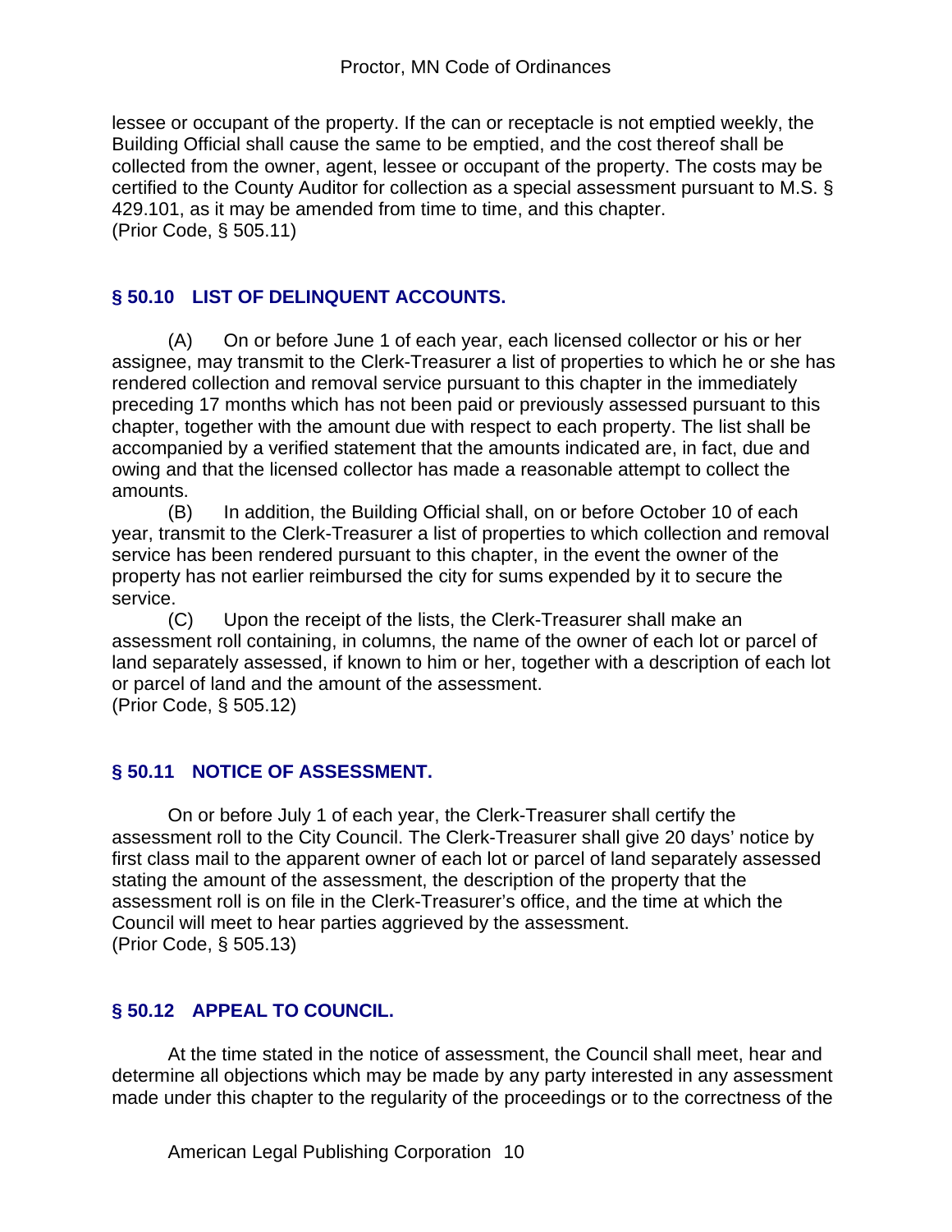lessee or occupant of the property. If the can or receptacle is not emptied weekly, the Building Official shall cause the same to be emptied, and the cost thereof shall be collected from the owner, agent, lessee or occupant of the property. The costs may be certified to the County Auditor for collection as a special assessment pursuant to M.S. § 429.101, as it may be amended from time to time, and this chapter.
(Prior Code, § 505.11)

### § 50.10 LIST OF DELINQUENT ACCOUNTS.

(A) On or before June 1 of each year, each licensed collector or his or her assignee, may transmit to the Clerk-Treasurer a list of properties to which he or she has rendered collection and removal service pursuant to this chapter in the immediately preceding 17 months which has not been paid or previously assessed pursuant to this chapter, together with the amount due with respect to each property. The list shall be accompanied by a verified statement that the amounts indicated are, in fact, due and owing and that the licensed collector has made a reasonable attempt to collect the amounts.

(B) In addition, the Building Official shall, on or before October 10 of each year, transmit to the Clerk-Treasurer a list of properties to which collection and removal service has been rendered pursuant to this chapter, in the event the owner of the property has not earlier reimbursed the city for sums expended by it to secure the service.

(C) Upon the receipt of the lists, the Clerk-Treasurer shall make an assessment roll containing, in columns, the name of the owner of each lot or parcel of land separately assessed, if known to him or her, together with a description of each lot or parcel of land and the amount of the assessment.
(Prior Code, § 505.12)

### § 50.11 NOTICE OF ASSESSMENT.

On or before July 1 of each year, the Clerk-Treasurer shall certify the assessment roll to the City Council. The Clerk-Treasurer shall give 20 days' notice by first class mail to the apparent owner of each lot or parcel of land separately assessed stating the amount of the assessment, the description of the property that the assessment roll is on file in the Clerk-Treasurer's office, and the time at which the Council will meet to hear parties aggrieved by the assessment.
(Prior Code, § 505.13)

### § 50.12 APPEAL TO COUNCIL.

At the time stated in the notice of assessment, the Council shall meet, hear and determine all objections which may be made by any party interested in any assessment made under this chapter to the regularity of the proceedings or to the correctness of the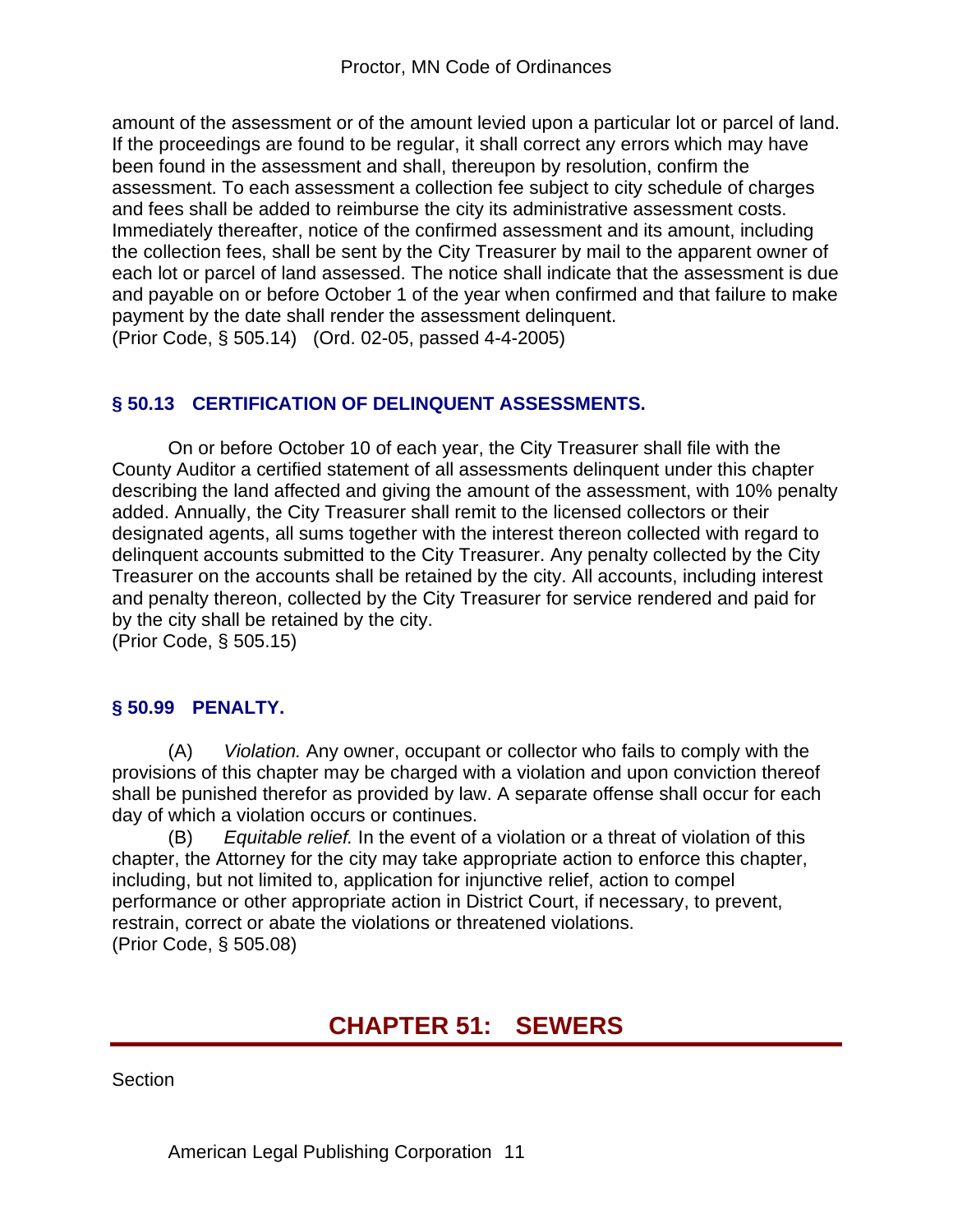amount of the assessment or of the amount levied upon a particular lot or parcel of land. If the proceedings are found to be regular, it shall correct any errors which may have been found in the assessment and shall, thereupon by resolution, confirm the assessment. To each assessment a collection fee subject to city schedule of charges and fees shall be added to reimburse the city its administrative assessment costs. Immediately thereafter, notice of the confirmed assessment and its amount, including the collection fees, shall be sent by the City Treasurer by mail to the apparent owner of each lot or parcel of land assessed. The notice shall indicate that the assessment is due and payable on or before October 1 of the year when confirmed and that failure to make payment by the date shall render the assessment delinquent.
(Prior Code, § 505.14) (Ord. 02-05, passed 4-4-2005)

### § 50.13 CERTIFICATION OF DELINQUENT ASSESSMENTS.

On or before October 10 of each year, the City Treasurer shall file with the County Auditor a certified statement of all assessments delinquent under this chapter describing the land affected and giving the amount of the assessment, with 10% penalty added. Annually, the City Treasurer shall remit to the licensed collectors or their designated agents, all sums together with the interest thereon collected with regard to delinquent accounts submitted to the City Treasurer. Any penalty collected by the City Treasurer on the accounts shall be retained by the city. All accounts, including interest and penalty thereon, collected by the City Treasurer for service rendered and paid for by the city shall be retained by the city.
(Prior Code, § 505.15)

### § 50.99 PENALTY.

(A) *Violation.* Any owner, occupant or collector who fails to comply with the provisions of this chapter may be charged with a violation and upon conviction thereof shall be punished therefor as provided by law. A separate offense shall occur for each day of which a violation occurs or continues.

(B) *Equitable relief.* In the event of a violation or a threat of violation of this chapter, the Attorney for the city may take appropriate action to enforce this chapter, including, but not limited to, application for injunctive relief, action to compel performance or other appropriate action in District Court, if necessary, to prevent, restrain, correct or abate the violations or threatened violations.
(Prior Code, § 505.08)

## CHAPTER 51: SEWERS

Section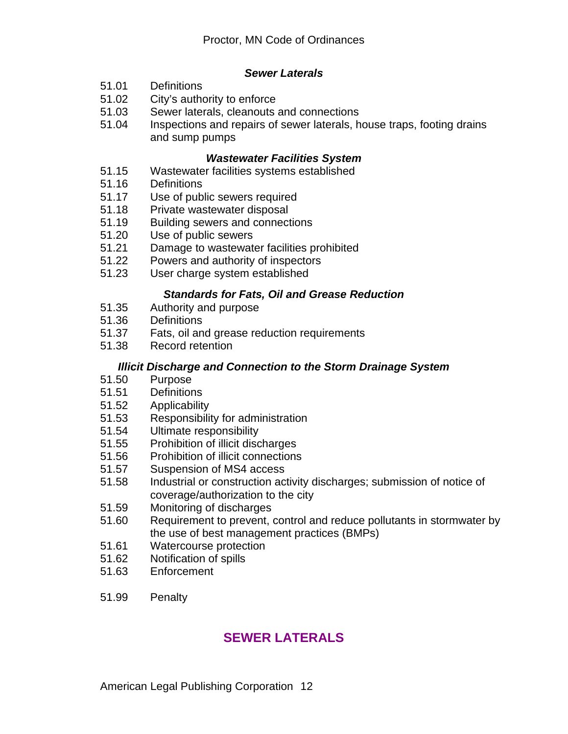### *Sewer Laterals*

51.01 Definitions
51.02 City's authority to enforce
51.03 Sewer laterals, cleanouts and connections
51.04 Inspections and repairs of sewer laterals, house traps, footing drains and sump pumps

### *Wastewater Facilities System*

51.15 Wastewater facilities systems established
51.16 Definitions
51.17 Use of public sewers required
51.18 Private wastewater disposal
51.19 Building sewers and connections
51.20 Use of public sewers
51.21 Damage to wastewater facilities prohibited
51.22 Powers and authority of inspectors
51.23 User charge system established

### *Standards for Fats, Oil and Grease Reduction*

51.35 Authority and purpose
51.36 Definitions
51.37 Fats, oil and grease reduction requirements
51.38 Record retention

### *Illicit Discharge and Connection to the Storm Drainage System*

51.50 Purpose
51.51 Definitions
51.52 Applicability
51.53 Responsibility for administration
51.54 Ultimate responsibility
51.55 Prohibition of illicit discharges
51.56 Prohibition of illicit connections
51.57 Suspension of MS4 access
51.58 Industrial or construction activity discharges; submission of notice of coverage/authorization to the city
51.59 Monitoring of discharges
51.60 Requirement to prevent, control and reduce pollutants in stormwater by the use of best management practices (BMPs)
51.61 Watercourse protection
51.62 Notification of spills
51.63 Enforcement

51.99 Penalty

## SEWER LATERALS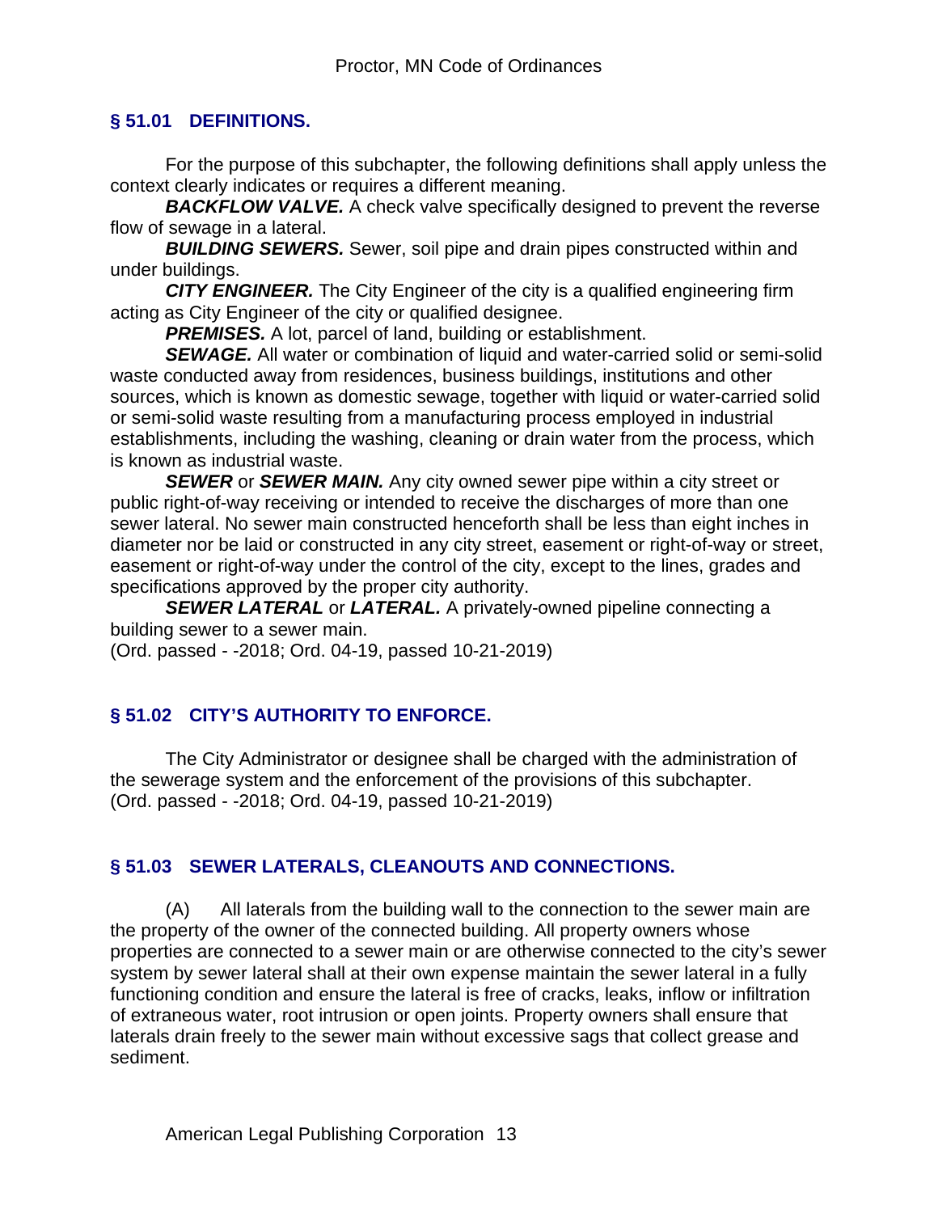## § 51.01 DEFINITIONS.

For the purpose of this subchapter, the following definitions shall apply unless the context clearly indicates or requires a different meaning.

***BACKFLOW VALVE.*** A check valve specifically designed to prevent the reverse flow of sewage in a lateral.

***BUILDING SEWERS.*** Sewer, soil pipe and drain pipes constructed within and under buildings.

***CITY ENGINEER.*** The City Engineer of the city is a qualified engineering firm acting as City Engineer of the city or qualified designee.

***PREMISES.*** A lot, parcel of land, building or establishment.

***SEWAGE.*** All water or combination of liquid and water-carried solid or semi-solid waste conducted away from residences, business buildings, institutions and other sources, which is known as domestic sewage, together with liquid or water-carried solid or semi-solid waste resulting from a manufacturing process employed in industrial establishments, including the washing, cleaning or drain water from the process, which is known as industrial waste.

***SEWER*** or ***SEWER MAIN.*** Any city owned sewer pipe within a city street or public right-of-way receiving or intended to receive the discharges of more than one sewer lateral. No sewer main constructed henceforth shall be less than eight inches in diameter nor be laid or constructed in any city street, easement or right-of-way or street, easement or right-of-way under the control of the city, except to the lines, grades and specifications approved by the proper city authority.

***SEWER LATERAL*** or ***LATERAL.*** A privately-owned pipeline connecting a building sewer to a sewer main.

(Ord. passed - -2018; Ord. 04-19, passed 10-21-2019)

## § 51.02 CITY'S AUTHORITY TO ENFORCE.

The City Administrator or designee shall be charged with the administration of the sewerage system and the enforcement of the provisions of this subchapter.

(Ord. passed - -2018; Ord. 04-19, passed 10-21-2019)

## § 51.03 SEWER LATERALS, CLEANOUTS AND CONNECTIONS.

(A) All laterals from the building wall to the connection to the sewer main are the property of the owner of the connected building. All property owners whose properties are connected to a sewer main or are otherwise connected to the city's sewer system by sewer lateral shall at their own expense maintain the sewer lateral in a fully functioning condition and ensure the lateral is free of cracks, leaks, inflow or infiltration of extraneous water, root intrusion or open joints. Property owners shall ensure that laterals drain freely to the sewer main without excessive sags that collect grease and sediment.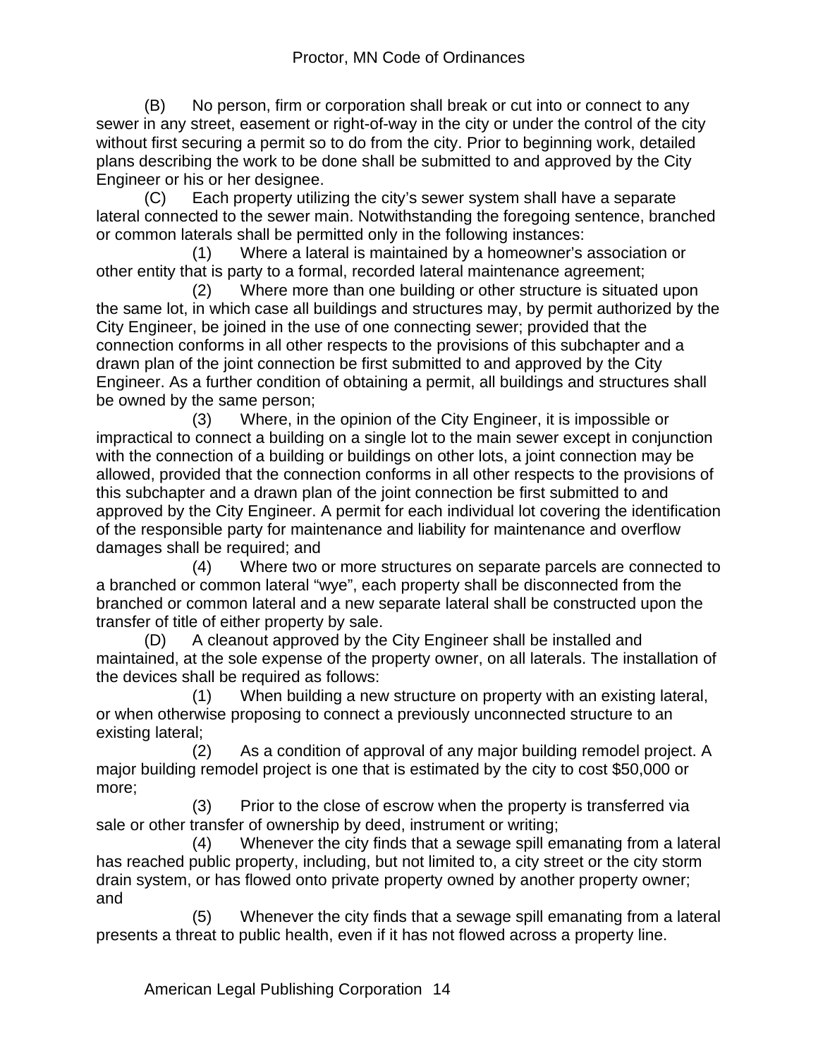(B) No person, firm or corporation shall break or cut into or connect to any sewer in any street, easement or right-of-way in the city or under the control of the city without first securing a permit so to do from the city. Prior to beginning work, detailed plans describing the work to be done shall be submitted to and approved by the City Engineer or his or her designee.

(C) Each property utilizing the city's sewer system shall have a separate lateral connected to the sewer main. Notwithstanding the foregoing sentence, branched or common laterals shall be permitted only in the following instances:

(1) Where a lateral is maintained by a homeowner's association or other entity that is party to a formal, recorded lateral maintenance agreement;

(2) Where more than one building or other structure is situated upon the same lot, in which case all buildings and structures may, by permit authorized by the City Engineer, be joined in the use of one connecting sewer; provided that the connection conforms in all other respects to the provisions of this subchapter and a drawn plan of the joint connection be first submitted to and approved by the City Engineer. As a further condition of obtaining a permit, all buildings and structures shall be owned by the same person;

(3) Where, in the opinion of the City Engineer, it is impossible or impractical to connect a building on a single lot to the main sewer except in conjunction with the connection of a building or buildings on other lots, a joint connection may be allowed, provided that the connection conforms in all other respects to the provisions of this subchapter and a drawn plan of the joint connection be first submitted to and approved by the City Engineer. A permit for each individual lot covering the identification of the responsible party for maintenance and liability for maintenance and overflow damages shall be required; and

(4) Where two or more structures on separate parcels are connected to a branched or common lateral "wye", each property shall be disconnected from the branched or common lateral and a new separate lateral shall be constructed upon the transfer of title of either property by sale.

(D) A cleanout approved by the City Engineer shall be installed and maintained, at the sole expense of the property owner, on all laterals. The installation of the devices shall be required as follows:

(1) When building a new structure on property with an existing lateral, or when otherwise proposing to connect a previously unconnected structure to an existing lateral;

(2) As a condition of approval of any major building remodel project. A major building remodel project is one that is estimated by the city to cost $50,000 or more;

(3) Prior to the close of escrow when the property is transferred via sale or other transfer of ownership by deed, instrument or writing;

(4) Whenever the city finds that a sewage spill emanating from a lateral has reached public property, including, but not limited to, a city street or the city storm drain system, or has flowed onto private property owned by another property owner; and

(5) Whenever the city finds that a sewage spill emanating from a lateral presents a threat to public health, even if it has not flowed across a property line.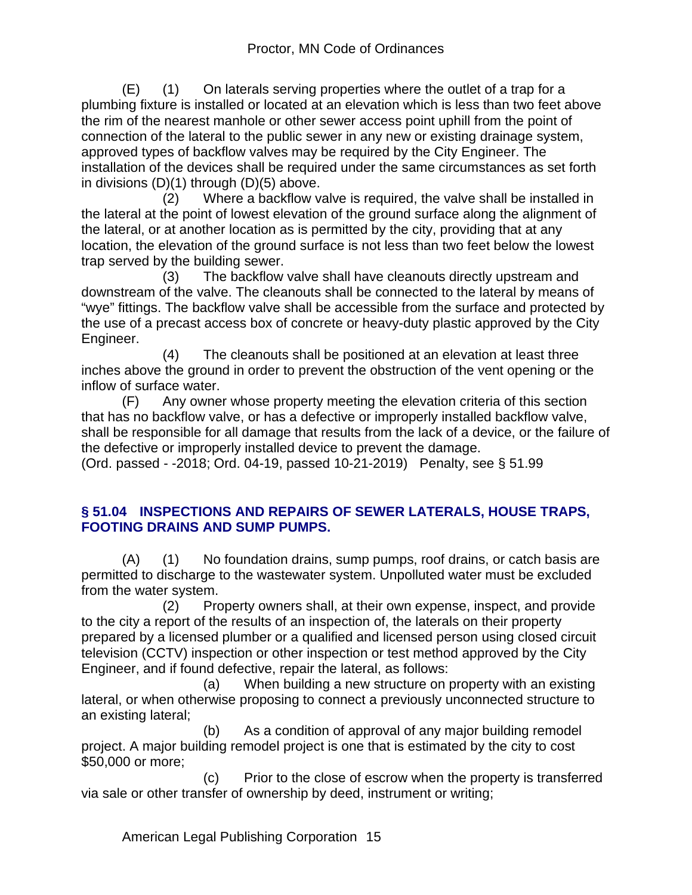(E) (1) On laterals serving properties where the outlet of a trap for a plumbing fixture is installed or located at an elevation which is less than two feet above the rim of the nearest manhole or other sewer access point uphill from the point of connection of the lateral to the public sewer in any new or existing drainage system, approved types of backflow valves may be required by the City Engineer. The installation of the devices shall be required under the same circumstances as set forth in divisions (D)(1) through (D)(5) above.

(2) Where a backflow valve is required, the valve shall be installed in the lateral at the point of lowest elevation of the ground surface along the alignment of the lateral, or at another location as is permitted by the city, providing that at any location, the elevation of the ground surface is not less than two feet below the lowest trap served by the building sewer.

(3) The backflow valve shall have cleanouts directly upstream and downstream of the valve. The cleanouts shall be connected to the lateral by means of "wye" fittings. The backflow valve shall be accessible from the surface and protected by the use of a precast access box of concrete or heavy-duty plastic approved by the City Engineer.

(4) The cleanouts shall be positioned at an elevation at least three inches above the ground in order to prevent the obstruction of the vent opening or the inflow of surface water.

(F) Any owner whose property meeting the elevation criteria of this section that has no backflow valve, or has a defective or improperly installed backflow valve, shall be responsible for all damage that results from the lack of a device, or the failure of the defective or improperly installed device to prevent the damage.

(Ord. passed - -2018; Ord. 04-19, passed 10-21-2019) Penalty, see § 51.99

## § 51.04 INSPECTIONS AND REPAIRS OF SEWER LATERALS, HOUSE TRAPS, FOOTING DRAINS AND SUMP PUMPS.

(A) (1) No foundation drains, sump pumps, roof drains, or catch basis are permitted to discharge to the wastewater system. Unpolluted water must be excluded from the water system.

(2) Property owners shall, at their own expense, inspect, and provide to the city a report of the results of an inspection of, the laterals on their property prepared by a licensed plumber or a qualified and licensed person using closed circuit television (CCTV) inspection or other inspection or test method approved by the City Engineer, and if found defective, repair the lateral, as follows:

(a) When building a new structure on property with an existing lateral, or when otherwise proposing to connect a previously unconnected structure to an existing lateral;

(b) As a condition of approval of any major building remodel project. A major building remodel project is one that is estimated by the city to cost $50,000 or more;

(c) Prior to the close of escrow when the property is transferred via sale or other transfer of ownership by deed, instrument or writing;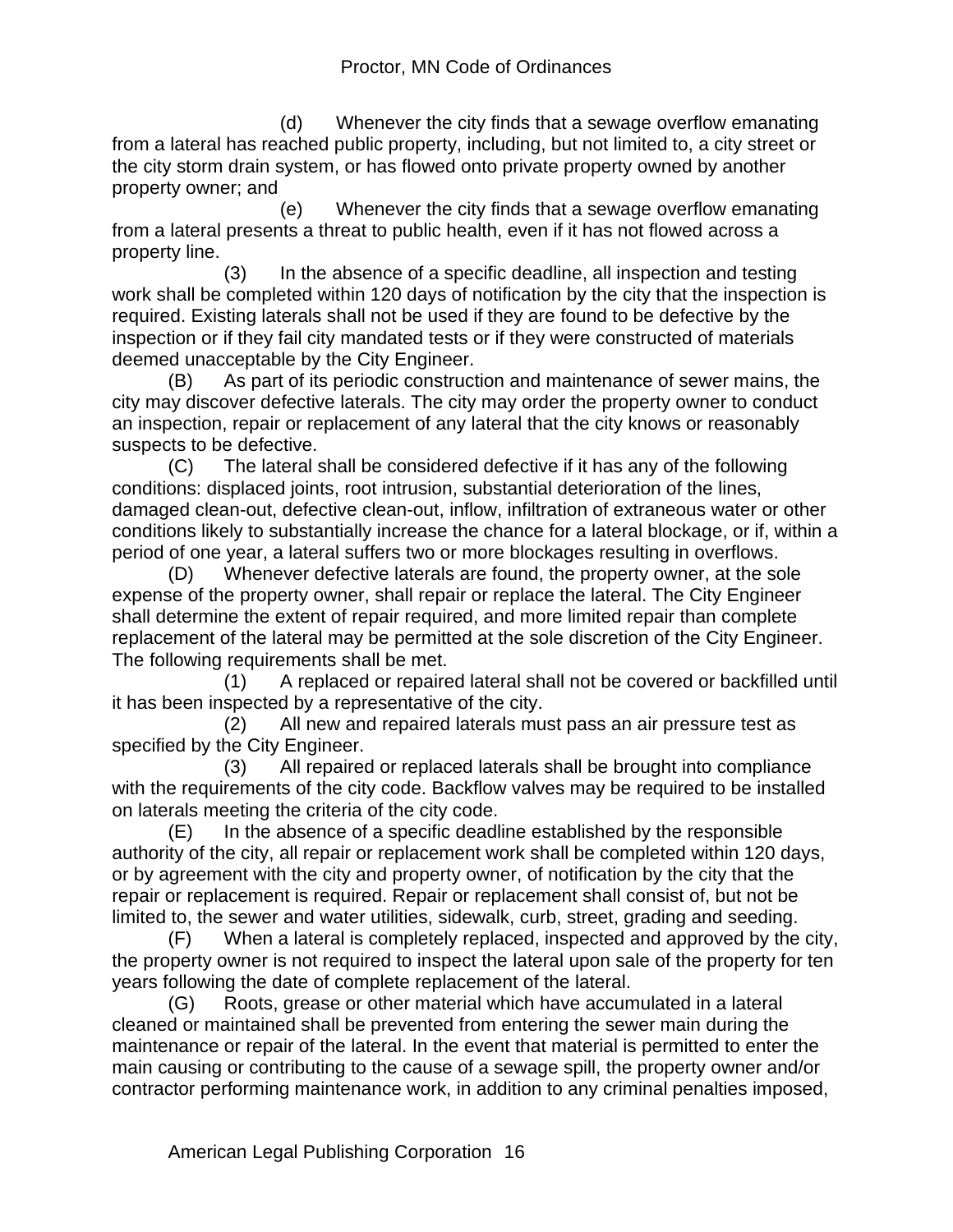(d) Whenever the city finds that a sewage overflow emanating from a lateral has reached public property, including, but not limited to, a city street or the city storm drain system, or has flowed onto private property owned by another property owner; and

(e) Whenever the city finds that a sewage overflow emanating from a lateral presents a threat to public health, even if it has not flowed across a property line.

(3) In the absence of a specific deadline, all inspection and testing work shall be completed within 120 days of notification by the city that the inspection is required. Existing laterals shall not be used if they are found to be defective by the inspection or if they fail city mandated tests or if they were constructed of materials deemed unacceptable by the City Engineer.

(B) As part of its periodic construction and maintenance of sewer mains, the city may discover defective laterals. The city may order the property owner to conduct an inspection, repair or replacement of any lateral that the city knows or reasonably suspects to be defective.

(C) The lateral shall be considered defective if it has any of the following conditions: displaced joints, root intrusion, substantial deterioration of the lines, damaged clean-out, defective clean-out, inflow, infiltration of extraneous water or other conditions likely to substantially increase the chance for a lateral blockage, or if, within a period of one year, a lateral suffers two or more blockages resulting in overflows.

(D) Whenever defective laterals are found, the property owner, at the sole expense of the property owner, shall repair or replace the lateral. The City Engineer shall determine the extent of repair required, and more limited repair than complete replacement of the lateral may be permitted at the sole discretion of the City Engineer. The following requirements shall be met.

(1) A replaced or repaired lateral shall not be covered or backfilled until it has been inspected by a representative of the city.

(2) All new and repaired laterals must pass an air pressure test as specified by the City Engineer.

(3) All repaired or replaced laterals shall be brought into compliance with the requirements of the city code. Backflow valves may be required to be installed on laterals meeting the criteria of the city code.

(E) In the absence of a specific deadline established by the responsible authority of the city, all repair or replacement work shall be completed within 120 days, or by agreement with the city and property owner, of notification by the city that the repair or replacement is required. Repair or replacement shall consist of, but not be limited to, the sewer and water utilities, sidewalk, curb, street, grading and seeding.

(F) When a lateral is completely replaced, inspected and approved by the city, the property owner is not required to inspect the lateral upon sale of the property for ten years following the date of complete replacement of the lateral.

(G) Roots, grease or other material which have accumulated in a lateral cleaned or maintained shall be prevented from entering the sewer main during the maintenance or repair of the lateral. In the event that material is permitted to enter the main causing or contributing to the cause of a sewage spill, the property owner and/or contractor performing maintenance work, in addition to any criminal penalties imposed,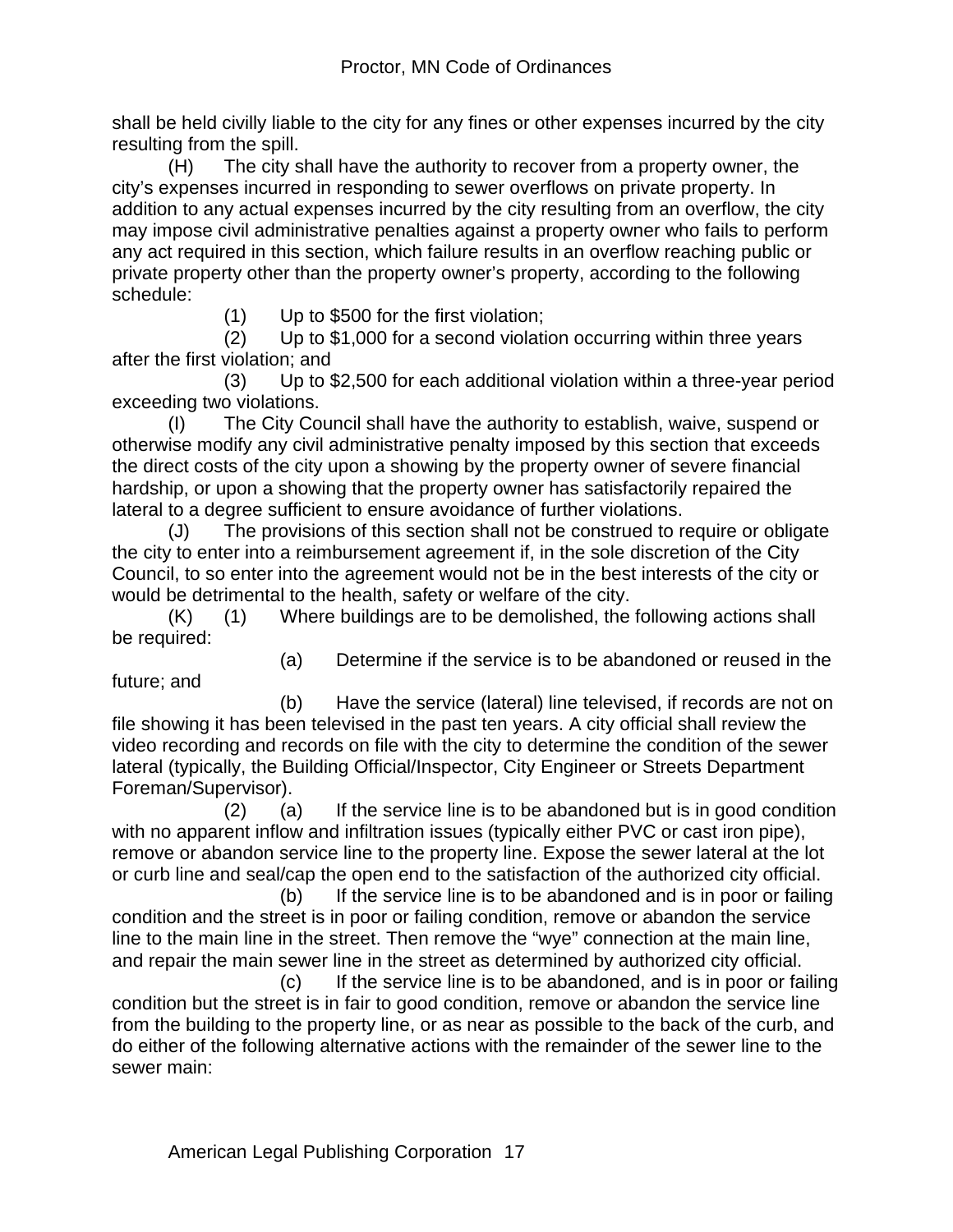shall be held civilly liable to the city for any fines or other expenses incurred by the city resulting from the spill.

(H) The city shall have the authority to recover from a property owner, the city's expenses incurred in responding to sewer overflows on private property. In addition to any actual expenses incurred by the city resulting from an overflow, the city may impose civil administrative penalties against a property owner who fails to perform any act required in this section, which failure results in an overflow reaching public or private property other than the property owner's property, according to the following schedule:

(1) Up to $500 for the first violation;

(2) Up to $1,000 for a second violation occurring within three years after the first violation; and

(3) Up to $2,500 for each additional violation within a three-year period exceeding two violations.

(I) The City Council shall have the authority to establish, waive, suspend or otherwise modify any civil administrative penalty imposed by this section that exceeds the direct costs of the city upon a showing by the property owner of severe financial hardship, or upon a showing that the property owner has satisfactorily repaired the lateral to a degree sufficient to ensure avoidance of further violations.

(J) The provisions of this section shall not be construed to require or obligate the city to enter into a reimbursement agreement if, in the sole discretion of the City Council, to so enter into the agreement would not be in the best interests of the city or would be detrimental to the health, safety or welfare of the city.

(K) (1) Where buildings are to be demolished, the following actions shall be required:

(a) Determine if the service is to be abandoned or reused in the future; and

(b) Have the service (lateral) line televised, if records are not on file showing it has been televised in the past ten years. A city official shall review the video recording and records on file with the city to determine the condition of the sewer lateral (typically, the Building Official/Inspector, City Engineer or Streets Department Foreman/Supervisor).

(2) (a) If the service line is to be abandoned but is in good condition with no apparent inflow and infiltration issues (typically either PVC or cast iron pipe), remove or abandon service line to the property line. Expose the sewer lateral at the lot or curb line and seal/cap the open end to the satisfaction of the authorized city official.

(b) If the service line is to be abandoned and is in poor or failing condition and the street is in poor or failing condition, remove or abandon the service line to the main line in the street. Then remove the "wye" connection at the main line, and repair the main sewer line in the street as determined by authorized city official.

(c) If the service line is to be abandoned, and is in poor or failing condition but the street is in fair to good condition, remove or abandon the service line from the building to the property line, or as near as possible to the back of the curb, and do either of the following alternative actions with the remainder of the sewer line to the sewer main: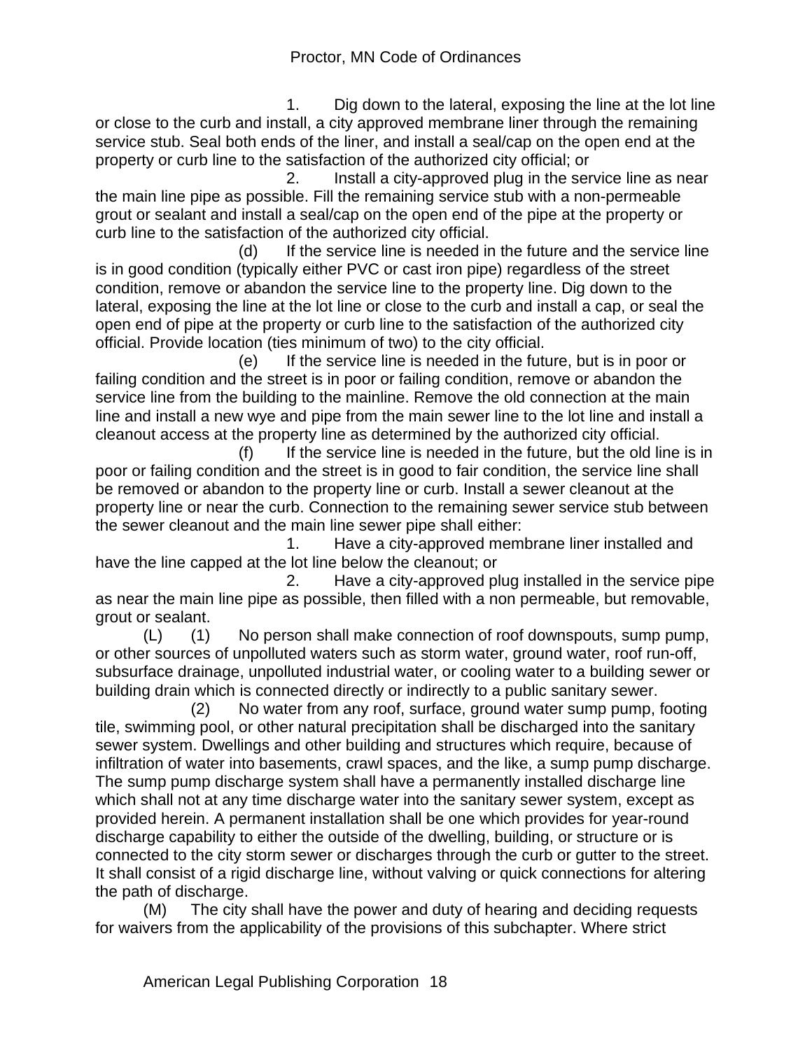1. Dig down to the lateral, exposing the line at the lot line or close to the curb and install, a city approved membrane liner through the remaining service stub. Seal both ends of the liner, and install a seal/cap on the open end at the property or curb line to the satisfaction of the authorized city official; or

2. Install a city-approved plug in the service line as near the main line pipe as possible. Fill the remaining service stub with a non-permeable grout or sealant and install a seal/cap on the open end of the pipe at the property or curb line to the satisfaction of the authorized city official.

(d) If the service line is needed in the future and the service line is in good condition (typically either PVC or cast iron pipe) regardless of the street condition, remove or abandon the service line to the property line. Dig down to the lateral, exposing the line at the lot line or close to the curb and install a cap, or seal the open end of pipe at the property or curb line to the satisfaction of the authorized city official. Provide location (ties minimum of two) to the city official.

(e) If the service line is needed in the future, but is in poor or failing condition and the street is in poor or failing condition, remove or abandon the service line from the building to the mainline. Remove the old connection at the main line and install a new wye and pipe from the main sewer line to the lot line and install a cleanout access at the property line as determined by the authorized city official.

(f) If the service line is needed in the future, but the old line is in poor or failing condition and the street is in good to fair condition, the service line shall be removed or abandon to the property line or curb. Install a sewer cleanout at the property line or near the curb. Connection to the remaining sewer service stub between the sewer cleanout and the main line sewer pipe shall either:

1. Have a city-approved membrane liner installed and have the line capped at the lot line below the cleanout; or

2. Have a city-approved plug installed in the service pipe as near the main line pipe as possible, then filled with a non permeable, but removable, grout or sealant.

(L) (1) No person shall make connection of roof downspouts, sump pump, or other sources of unpolluted waters such as storm water, ground water, roof run-off, subsurface drainage, unpolluted industrial water, or cooling water to a building sewer or building drain which is connected directly or indirectly to a public sanitary sewer.

(2) No water from any roof, surface, ground water sump pump, footing tile, swimming pool, or other natural precipitation shall be discharged into the sanitary sewer system. Dwellings and other building and structures which require, because of infiltration of water into basements, crawl spaces, and the like, a sump pump discharge. The sump pump discharge system shall have a permanently installed discharge line which shall not at any time discharge water into the sanitary sewer system, except as provided herein. A permanent installation shall be one which provides for year-round discharge capability to either the outside of the dwelling, building, or structure or is connected to the city storm sewer or discharges through the curb or gutter to the street. It shall consist of a rigid discharge line, without valving or quick connections for altering the path of discharge.

(M) The city shall have the power and duty of hearing and deciding requests for waivers from the applicability of the provisions of this subchapter. Where strict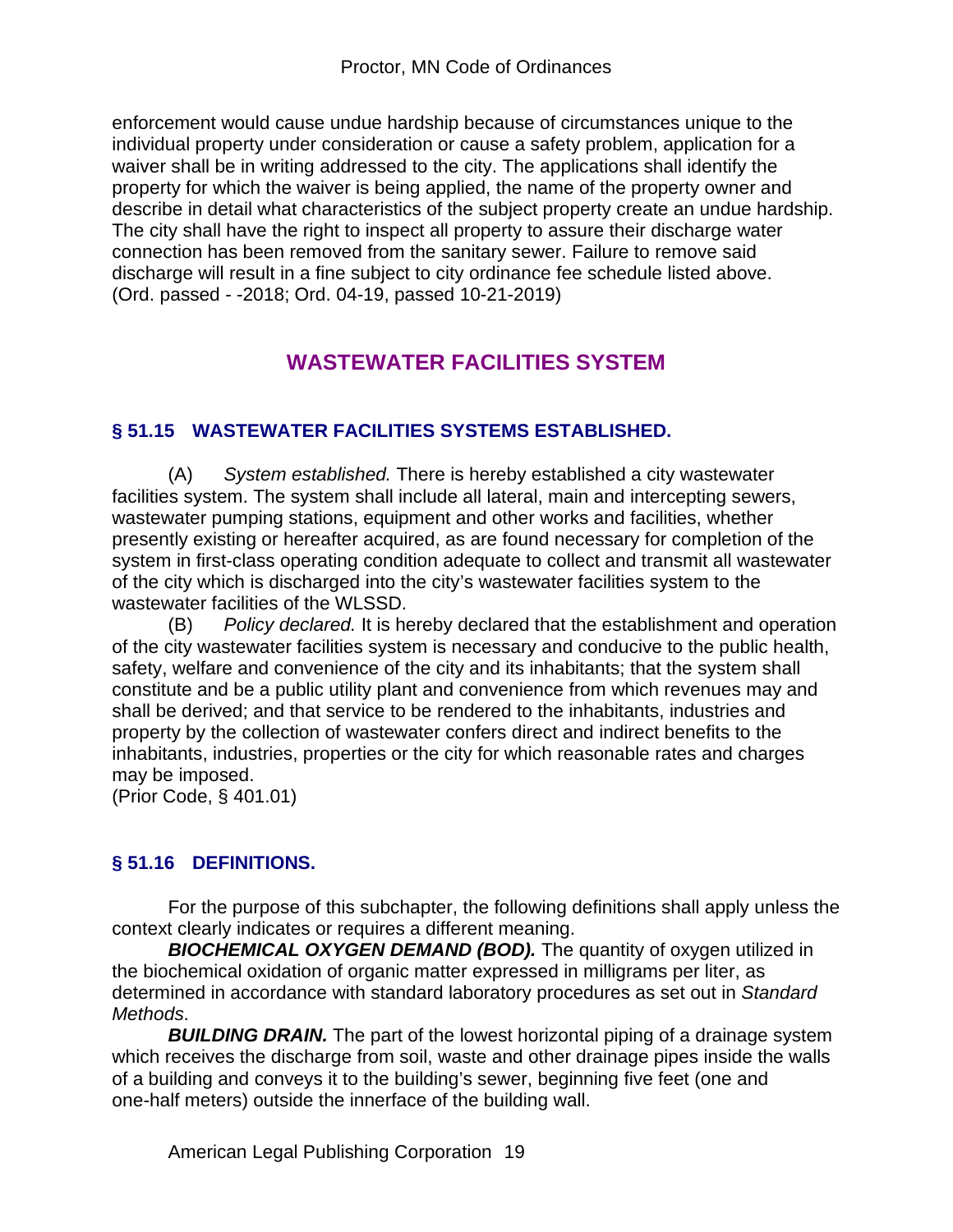enforcement would cause undue hardship because of circumstances unique to the individual property under consideration or cause a safety problem, application for a waiver shall be in writing addressed to the city. The applications shall identify the property for which the waiver is being applied, the name of the property owner and describe in detail what characteristics of the subject property create an undue hardship. The city shall have the right to inspect all property to assure their discharge water connection has been removed from the sanitary sewer. Failure to remove said discharge will result in a fine subject to city ordinance fee schedule listed above.
(Ord. passed - -2018; Ord. 04-19, passed 10-21-2019)

## WASTEWATER FACILITIES SYSTEM

### § 51.15 WASTEWATER FACILITIES SYSTEMS ESTABLISHED.

(A) *System established.* There is hereby established a city wastewater facilities system. The system shall include all lateral, main and intercepting sewers, wastewater pumping stations, equipment and other works and facilities, whether presently existing or hereafter acquired, as are found necessary for completion of the system in first-class operating condition adequate to collect and transmit all wastewater of the city which is discharged into the city's wastewater facilities system to the wastewater facilities of the WLSSD.

(B) *Policy declared.* It is hereby declared that the establishment and operation of the city wastewater facilities system is necessary and conducive to the public health, safety, welfare and convenience of the city and its inhabitants; that the system shall constitute and be a public utility plant and convenience from which revenues may and shall be derived; and that service to be rendered to the inhabitants, industries and property by the collection of wastewater confers direct and indirect benefits to the inhabitants, industries, properties or the city for which reasonable rates and charges may be imposed.
(Prior Code, § 401.01)

### § 51.16 DEFINITIONS.

For the purpose of this subchapter, the following definitions shall apply unless the context clearly indicates or requires a different meaning.

***BIOCHEMICAL OXYGEN DEMAND (BOD).*** The quantity of oxygen utilized in the biochemical oxidation of organic matter expressed in milligrams per liter, as determined in accordance with standard laboratory procedures as set out in *Standard Methods*.

***BUILDING DRAIN.*** The part of the lowest horizontal piping of a drainage system which receives the discharge from soil, waste and other drainage pipes inside the walls of a building and conveys it to the building's sewer, beginning five feet (one and one-half meters) outside the innerface of the building wall.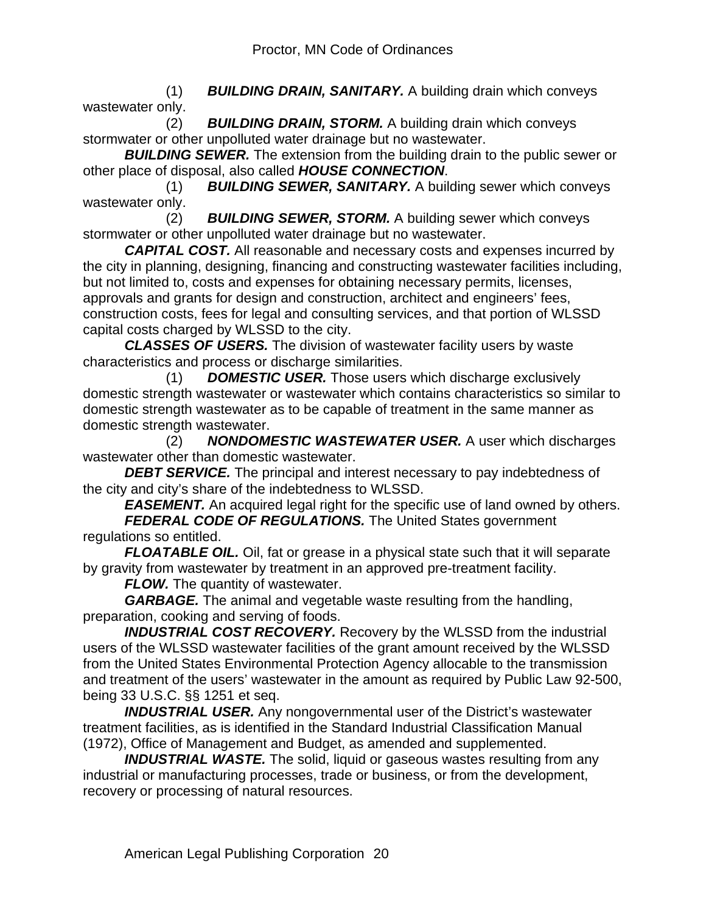(1) ***BUILDING DRAIN, SANITARY.*** A building drain which conveys wastewater only.

(2) ***BUILDING DRAIN, STORM.*** A building drain which conveys stormwater or other unpolluted water drainage but no wastewater.

***BUILDING SEWER.*** The extension from the building drain to the public sewer or other place of disposal, also called ***HOUSE CONNECTION***.

(1) ***BUILDING SEWER, SANITARY.*** A building sewer which conveys wastewater only.

(2) ***BUILDING SEWER, STORM.*** A building sewer which conveys stormwater or other unpolluted water drainage but no wastewater.

***CAPITAL COST.*** All reasonable and necessary costs and expenses incurred by the city in planning, designing, financing and constructing wastewater facilities including, but not limited to, costs and expenses for obtaining necessary permits, licenses, approvals and grants for design and construction, architect and engineers' fees, construction costs, fees for legal and consulting services, and that portion of WLSSD capital costs charged by WLSSD to the city.

***CLASSES OF USERS.*** The division of wastewater facility users by waste characteristics and process or discharge similarities.

(1) ***DOMESTIC USER.*** Those users which discharge exclusively domestic strength wastewater or wastewater which contains characteristics so similar to domestic strength wastewater as to be capable of treatment in the same manner as domestic strength wastewater.

(2) ***NONDOMESTIC WASTEWATER USER.*** A user which discharges wastewater other than domestic wastewater.

***DEBT SERVICE.*** The principal and interest necessary to pay indebtedness of the city and city's share of the indebtedness to WLSSD.

***EASEMENT.*** An acquired legal right for the specific use of land owned by others.

***FEDERAL CODE OF REGULATIONS.*** The United States government regulations so entitled.

***FLOATABLE OIL.*** Oil, fat or grease in a physical state such that it will separate by gravity from wastewater by treatment in an approved pre-treatment facility.

***FLOW.*** The quantity of wastewater.

***GARBAGE.*** The animal and vegetable waste resulting from the handling, preparation, cooking and serving of foods.

***INDUSTRIAL COST RECOVERY.*** Recovery by the WLSSD from the industrial users of the WLSSD wastewater facilities of the grant amount received by the WLSSD from the United States Environmental Protection Agency allocable to the transmission and treatment of the users' wastewater in the amount as required by Public Law 92-500, being 33 U.S.C. §§ 1251 et seq.

***INDUSTRIAL USER.*** Any nongovernmental user of the District's wastewater treatment facilities, as is identified in the Standard Industrial Classification Manual (1972), Office of Management and Budget, as amended and supplemented.

***INDUSTRIAL WASTE.*** The solid, liquid or gaseous wastes resulting from any industrial or manufacturing processes, trade or business, or from the development, recovery or processing of natural resources.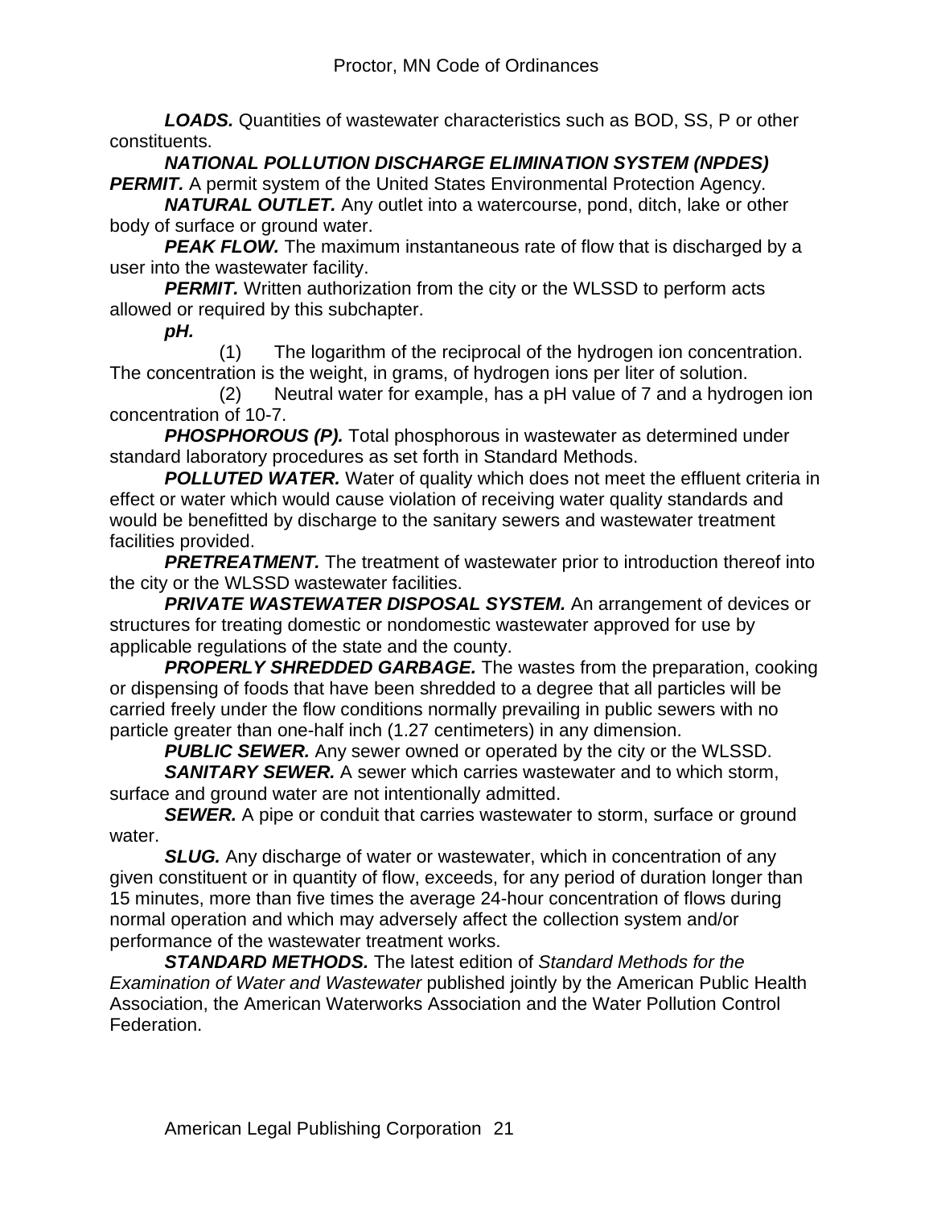***LOADS.*** Quantities of wastewater characteristics such as BOD, SS, P or other constituents.

***NATIONAL POLLUTION DISCHARGE ELIMINATION SYSTEM (NPDES) PERMIT.*** A permit system of the United States Environmental Protection Agency.

***NATURAL OUTLET.*** Any outlet into a watercourse, pond, ditch, lake or other body of surface or ground water.

***PEAK FLOW.*** The maximum instantaneous rate of flow that is discharged by a user into the wastewater facility.

***PERMIT.*** Written authorization from the city or the WLSSD to perform acts allowed or required by this subchapter.

***pH.***

(1) The logarithm of the reciprocal of the hydrogen ion concentration. The concentration is the weight, in grams, of hydrogen ions per liter of solution.

(2) Neutral water for example, has a pH value of 7 and a hydrogen ion concentration of 10-7.

***PHOSPHOROUS (P).*** Total phosphorous in wastewater as determined under standard laboratory procedures as set forth in Standard Methods.

***POLLUTED WATER.*** Water of quality which does not meet the effluent criteria in effect or water which would cause violation of receiving water quality standards and would be benefitted by discharge to the sanitary sewers and wastewater treatment facilities provided.

***PRETREATMENT.*** The treatment of wastewater prior to introduction thereof into the city or the WLSSD wastewater facilities.

***PRIVATE WASTEWATER DISPOSAL SYSTEM.*** An arrangement of devices or structures for treating domestic or nondomestic wastewater approved for use by applicable regulations of the state and the county.

***PROPERLY SHREDDED GARBAGE.*** The wastes from the preparation, cooking or dispensing of foods that have been shredded to a degree that all particles will be carried freely under the flow conditions normally prevailing in public sewers with no particle greater than one-half inch (1.27 centimeters) in any dimension.

***PUBLIC SEWER.*** Any sewer owned or operated by the city or the WLSSD.

***SANITARY SEWER.*** A sewer which carries wastewater and to which storm, surface and ground water are not intentionally admitted.

***SEWER.*** A pipe or conduit that carries wastewater to storm, surface or ground water.

***SLUG.*** Any discharge of water or wastewater, which in concentration of any given constituent or in quantity of flow, exceeds, for any period of duration longer than 15 minutes, more than five times the average 24-hour concentration of flows during normal operation and which may adversely affect the collection system and/or performance of the wastewater treatment works.

***STANDARD METHODS.*** The latest edition of *Standard Methods for the Examination of Water and Wastewater* published jointly by the American Public Health Association, the American Waterworks Association and the Water Pollution Control Federation.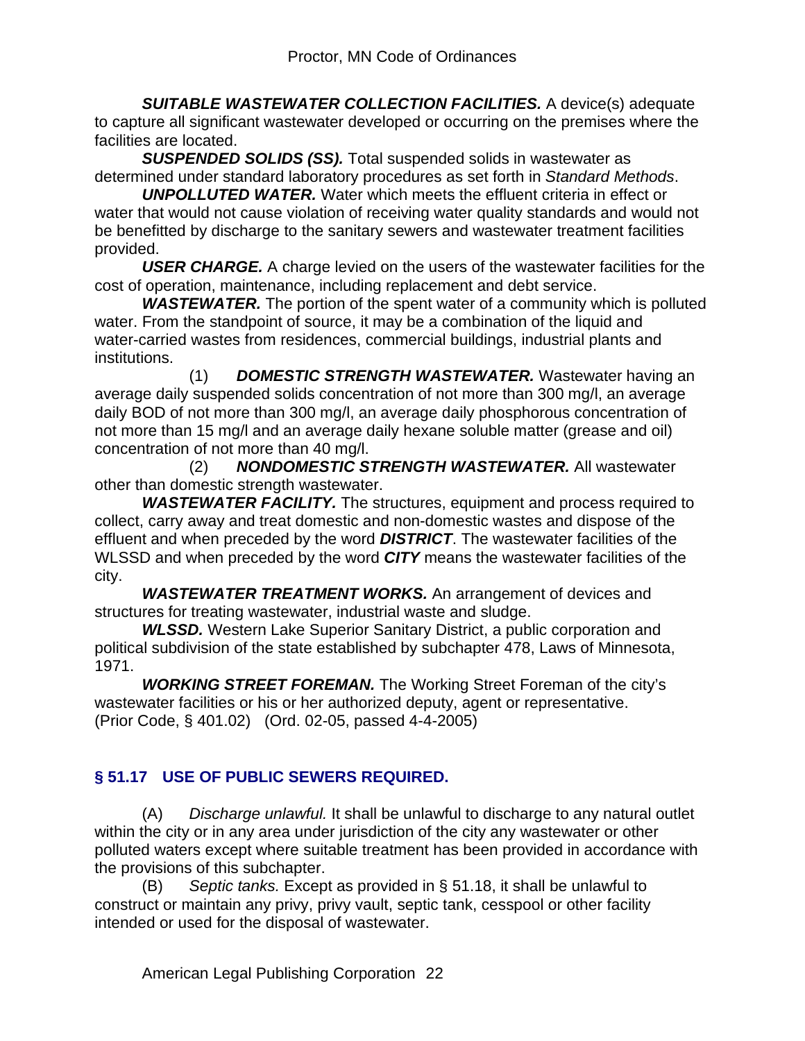***SUITABLE WASTEWATER COLLECTION FACILITIES.*** A device(s) adequate to capture all significant wastewater developed or occurring on the premises where the facilities are located.

***SUSPENDED SOLIDS (SS).*** Total suspended solids in wastewater as determined under standard laboratory procedures as set forth in *Standard Methods*.

***UNPOLLUTED WATER.*** Water which meets the effluent criteria in effect or water that would not cause violation of receiving water quality standards and would not be benefitted by discharge to the sanitary sewers and wastewater treatment facilities provided.

***USER CHARGE.*** A charge levied on the users of the wastewater facilities for the cost of operation, maintenance, including replacement and debt service.

***WASTEWATER.*** The portion of the spent water of a community which is polluted water. From the standpoint of source, it may be a combination of the liquid and water-carried wastes from residences, commercial buildings, industrial plants and institutions.

(1) ***DOMESTIC STRENGTH WASTEWATER.*** Wastewater having an average daily suspended solids concentration of not more than 300 mg/l, an average daily BOD of not more than 300 mg/l, an average daily phosphorous concentration of not more than 15 mg/l and an average daily hexane soluble matter (grease and oil) concentration of not more than 40 mg/l.

(2) ***NONDOMESTIC STRENGTH WASTEWATER.*** All wastewater other than domestic strength wastewater.

***WASTEWATER FACILITY.*** The structures, equipment and process required to collect, carry away and treat domestic and non-domestic wastes and dispose of the effluent and when preceded by the word ***DISTRICT***. The wastewater facilities of the WLSSD and when preceded by the word ***CITY*** means the wastewater facilities of the city.

***WASTEWATER TREATMENT WORKS.*** An arrangement of devices and structures for treating wastewater, industrial waste and sludge.

***WLSSD.*** Western Lake Superior Sanitary District, a public corporation and political subdivision of the state established by subchapter 478, Laws of Minnesota, 1971.

***WORKING STREET FOREMAN.*** The Working Street Foreman of the city's wastewater facilities or his or her authorized deputy, agent or representative.
(Prior Code, § 401.02) (Ord. 02-05, passed 4-4-2005)

## § 51.17 USE OF PUBLIC SEWERS REQUIRED.

(A) *Discharge unlawful.* It shall be unlawful to discharge to any natural outlet within the city or in any area under jurisdiction of the city any wastewater or other polluted waters except where suitable treatment has been provided in accordance with the provisions of this subchapter.

(B) *Septic tanks.* Except as provided in § 51.18, it shall be unlawful to construct or maintain any privy, privy vault, septic tank, cesspool or other facility intended or used for the disposal of wastewater.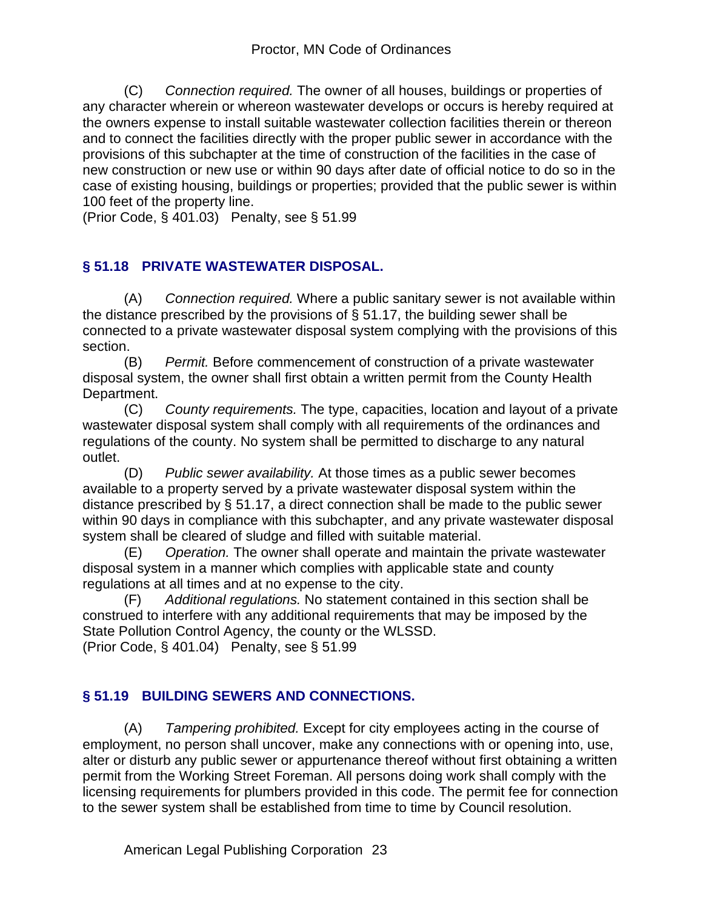(C) *Connection required.* The owner of all houses, buildings or properties of any character wherein or whereon wastewater develops or occurs is hereby required at the owners expense to install suitable wastewater collection facilities therein or thereon and to connect the facilities directly with the proper public sewer in accordance with the provisions of this subchapter at the time of construction of the facilities in the case of new construction or new use or within 90 days after date of official notice to do so in the case of existing housing, buildings or properties; provided that the public sewer is within 100 feet of the property line.
(Prior Code, § 401.03) Penalty, see § 51.99

### § 51.18 PRIVATE WASTEWATER DISPOSAL.

(A) *Connection required.* Where a public sanitary sewer is not available within the distance prescribed by the provisions of § 51.17, the building sewer shall be connected to a private wastewater disposal system complying with the provisions of this section.

(B) *Permit.* Before commencement of construction of a private wastewater disposal system, the owner shall first obtain a written permit from the County Health Department.

(C) *County requirements.* The type, capacities, location and layout of a private wastewater disposal system shall comply with all requirements of the ordinances and regulations of the county. No system shall be permitted to discharge to any natural outlet.

(D) *Public sewer availability.* At those times as a public sewer becomes available to a property served by a private wastewater disposal system within the distance prescribed by § 51.17, a direct connection shall be made to the public sewer within 90 days in compliance with this subchapter, and any private wastewater disposal system shall be cleared of sludge and filled with suitable material.

(E) *Operation.* The owner shall operate and maintain the private wastewater disposal system in a manner which complies with applicable state and county regulations at all times and at no expense to the city.

(F) *Additional regulations.* No statement contained in this section shall be construed to interfere with any additional requirements that may be imposed by the State Pollution Control Agency, the county or the WLSSD.
(Prior Code, § 401.04) Penalty, see § 51.99

### § 51.19 BUILDING SEWERS AND CONNECTIONS.

(A) *Tampering prohibited.* Except for city employees acting in the course of employment, no person shall uncover, make any connections with or opening into, use, alter or disturb any public sewer or appurtenance thereof without first obtaining a written permit from the Working Street Foreman. All persons doing work shall comply with the licensing requirements for plumbers provided in this code. The permit fee for connection to the sewer system shall be established from time to time by Council resolution.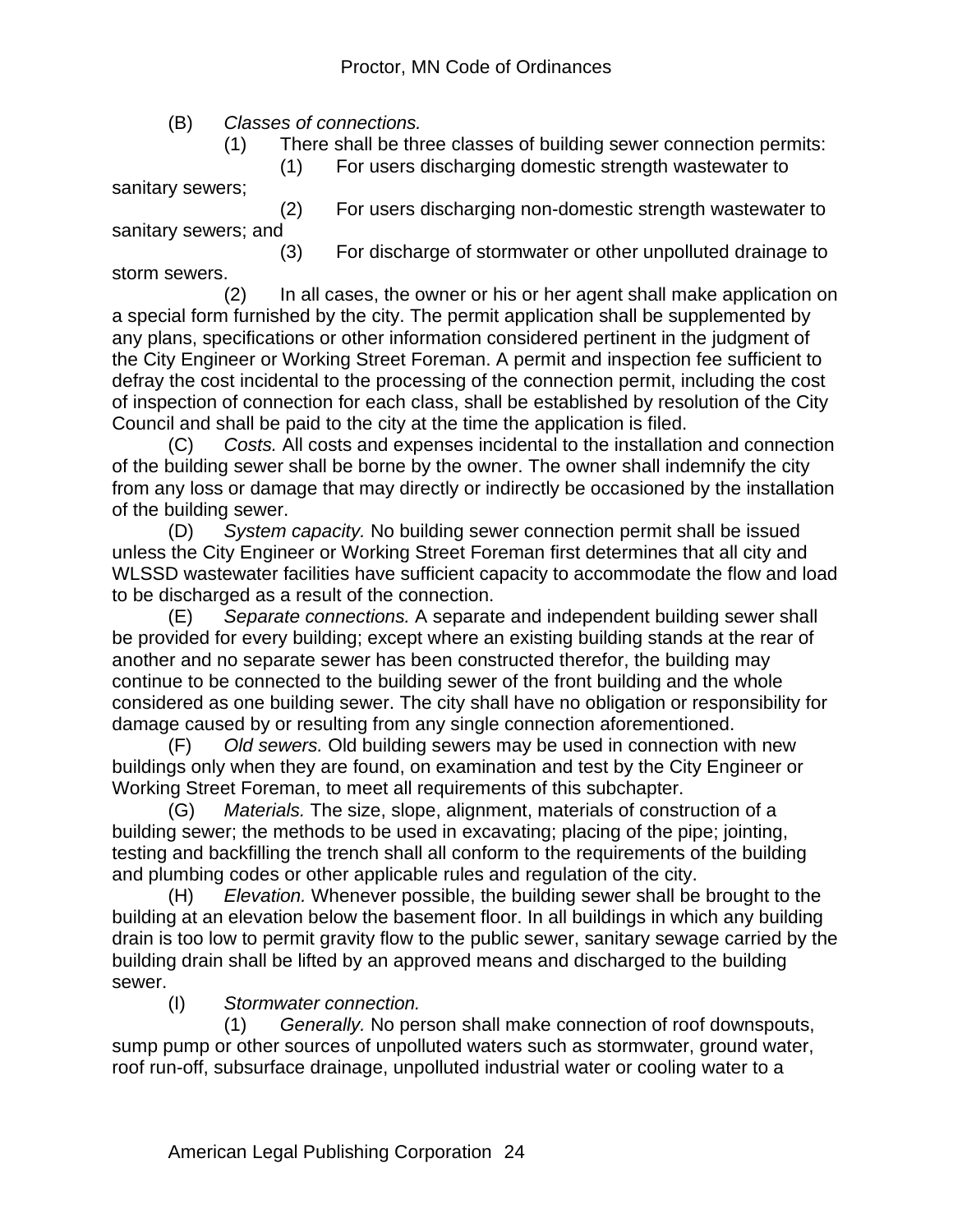(B) *Classes of connections.*

(1) There shall be three classes of building sewer connection permits:

(1) For users discharging domestic strength wastewater to sanitary sewers;

(2) For users discharging non-domestic strength wastewater to sanitary sewers; and

(3) For discharge of stormwater or other unpolluted drainage to storm sewers.

(2) In all cases, the owner or his or her agent shall make application on a special form furnished by the city. The permit application shall be supplemented by any plans, specifications or other information considered pertinent in the judgment of the City Engineer or Working Street Foreman. A permit and inspection fee sufficient to defray the cost incidental to the processing of the connection permit, including the cost of inspection of connection for each class, shall be established by resolution of the City Council and shall be paid to the city at the time the application is filed.

(C) *Costs.* All costs and expenses incidental to the installation and connection of the building sewer shall be borne by the owner. The owner shall indemnify the city from any loss or damage that may directly or indirectly be occasioned by the installation of the building sewer.

(D) *System capacity.* No building sewer connection permit shall be issued unless the City Engineer or Working Street Foreman first determines that all city and WLSSD wastewater facilities have sufficient capacity to accommodate the flow and load to be discharged as a result of the connection.

(E) *Separate connections.* A separate and independent building sewer shall be provided for every building; except where an existing building stands at the rear of another and no separate sewer has been constructed therefor, the building may continue to be connected to the building sewer of the front building and the whole considered as one building sewer. The city shall have no obligation or responsibility for damage caused by or resulting from any single connection aforementioned.

(F) *Old sewers.* Old building sewers may be used in connection with new buildings only when they are found, on examination and test by the City Engineer or Working Street Foreman, to meet all requirements of this subchapter.

(G) *Materials.* The size, slope, alignment, materials of construction of a building sewer; the methods to be used in excavating; placing of the pipe; jointing, testing and backfilling the trench shall all conform to the requirements of the building and plumbing codes or other applicable rules and regulation of the city.

(H) *Elevation.* Whenever possible, the building sewer shall be brought to the building at an elevation below the basement floor. In all buildings in which any building drain is too low to permit gravity flow to the public sewer, sanitary sewage carried by the building drain shall be lifted by an approved means and discharged to the building sewer.

(I) *Stormwater connection.*

(1) *Generally.* No person shall make connection of roof downspouts, sump pump or other sources of unpolluted waters such as stormwater, ground water, roof run-off, subsurface drainage, unpolluted industrial water or cooling water to a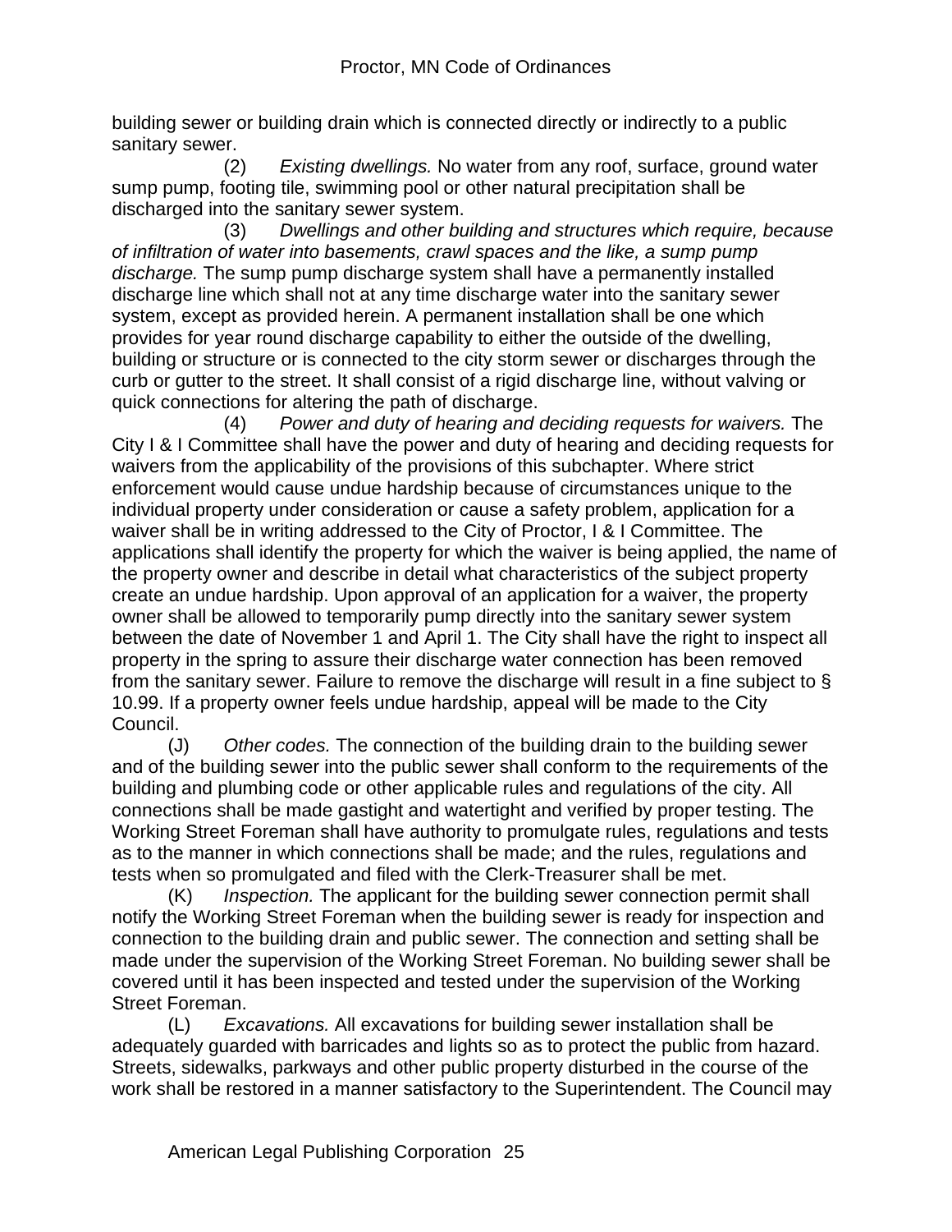building sewer or building drain which is connected directly or indirectly to a public sanitary sewer.

(2) *Existing dwellings.* No water from any roof, surface, ground water sump pump, footing tile, swimming pool or other natural precipitation shall be discharged into the sanitary sewer system.

(3) *Dwellings and other building and structures which require, because of infiltration of water into basements, crawl spaces and the like, a sump pump discharge.* The sump pump discharge system shall have a permanently installed discharge line which shall not at any time discharge water into the sanitary sewer system, except as provided herein. A permanent installation shall be one which provides for year round discharge capability to either the outside of the dwelling, building or structure or is connected to the city storm sewer or discharges through the curb or gutter to the street. It shall consist of a rigid discharge line, without valving or quick connections for altering the path of discharge.

(4) *Power and duty of hearing and deciding requests for waivers.* The City I & I Committee shall have the power and duty of hearing and deciding requests for waivers from the applicability of the provisions of this subchapter. Where strict enforcement would cause undue hardship because of circumstances unique to the individual property under consideration or cause a safety problem, application for a waiver shall be in writing addressed to the City of Proctor, I & I Committee. The applications shall identify the property for which the waiver is being applied, the name of the property owner and describe in detail what characteristics of the subject property create an undue hardship. Upon approval of an application for a waiver, the property owner shall be allowed to temporarily pump directly into the sanitary sewer system between the date of November 1 and April 1. The City shall have the right to inspect all property in the spring to assure their discharge water connection has been removed from the sanitary sewer. Failure to remove the discharge will result in a fine subject to § 10.99. If a property owner feels undue hardship, appeal will be made to the City Council.

(J) *Other codes.* The connection of the building drain to the building sewer and of the building sewer into the public sewer shall conform to the requirements of the building and plumbing code or other applicable rules and regulations of the city. All connections shall be made gastight and watertight and verified by proper testing. The Working Street Foreman shall have authority to promulgate rules, regulations and tests as to the manner in which connections shall be made; and the rules, regulations and tests when so promulgated and filed with the Clerk-Treasurer shall be met.

(K) *Inspection.* The applicant for the building sewer connection permit shall notify the Working Street Foreman when the building sewer is ready for inspection and connection to the building drain and public sewer. The connection and setting shall be made under the supervision of the Working Street Foreman. No building sewer shall be covered until it has been inspected and tested under the supervision of the Working Street Foreman.

(L) *Excavations.* All excavations for building sewer installation shall be adequately guarded with barricades and lights so as to protect the public from hazard. Streets, sidewalks, parkways and other public property disturbed in the course of the work shall be restored in a manner satisfactory to the Superintendent. The Council may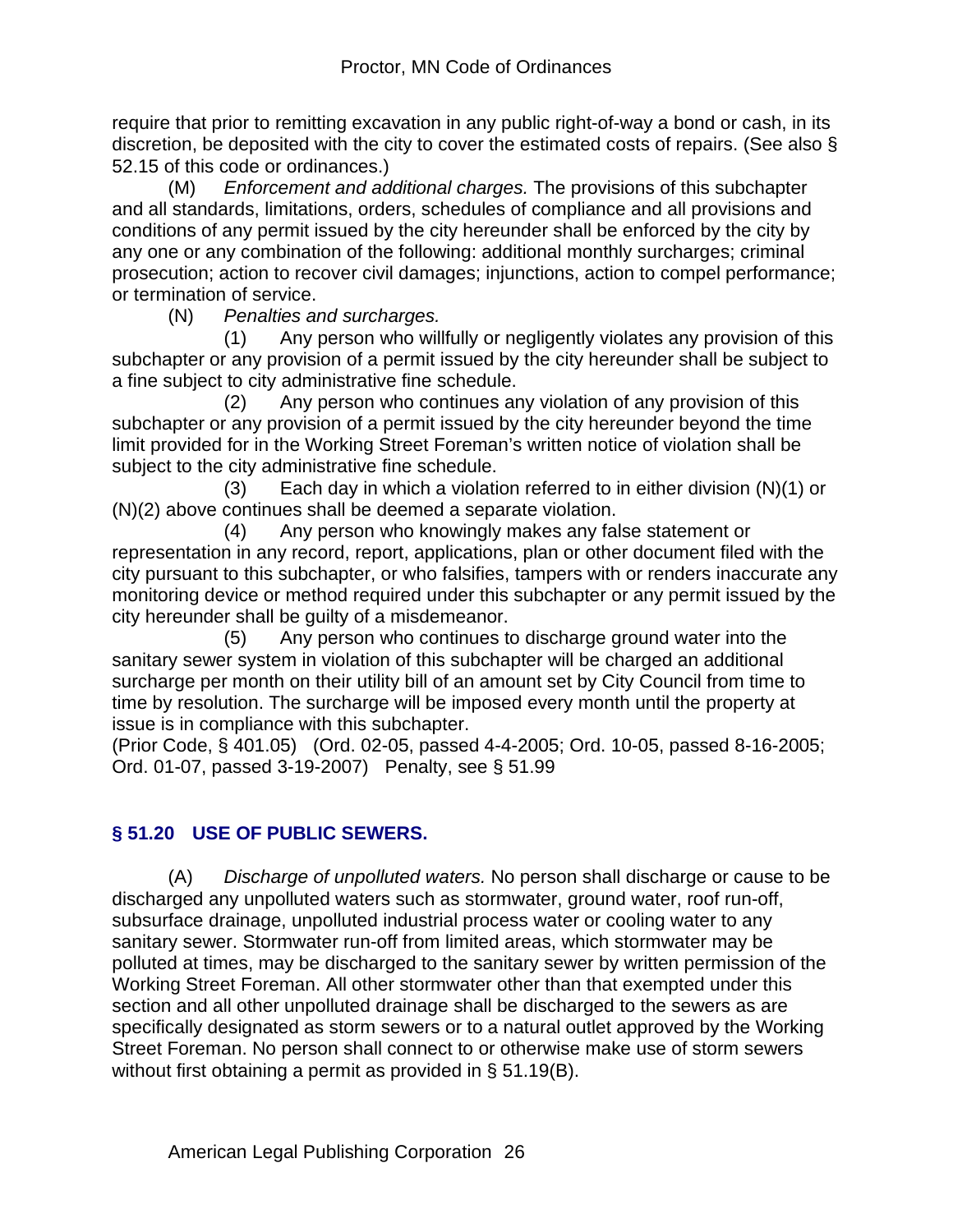require that prior to remitting excavation in any public right-of-way a bond or cash, in its discretion, be deposited with the city to cover the estimated costs of repairs. (See also § 52.15 of this code or ordinances.)

(M) *Enforcement and additional charges.* The provisions of this subchapter and all standards, limitations, orders, schedules of compliance and all provisions and conditions of any permit issued by the city hereunder shall be enforced by the city by any one or any combination of the following: additional monthly surcharges; criminal prosecution; action to recover civil damages; injunctions, action to compel performance; or termination of service.

(N) *Penalties and surcharges.*

(1) Any person who willfully or negligently violates any provision of this subchapter or any provision of a permit issued by the city hereunder shall be subject to a fine subject to city administrative fine schedule.

(2) Any person who continues any violation of any provision of this subchapter or any provision of a permit issued by the city hereunder beyond the time limit provided for in the Working Street Foreman's written notice of violation shall be subject to the city administrative fine schedule.

(3) Each day in which a violation referred to in either division (N)(1) or (N)(2) above continues shall be deemed a separate violation.

(4) Any person who knowingly makes any false statement or representation in any record, report, applications, plan or other document filed with the city pursuant to this subchapter, or who falsifies, tampers with or renders inaccurate any monitoring device or method required under this subchapter or any permit issued by the city hereunder shall be guilty of a misdemeanor.

(5) Any person who continues to discharge ground water into the sanitary sewer system in violation of this subchapter will be charged an additional surcharge per month on their utility bill of an amount set by City Council from time to time by resolution. The surcharge will be imposed every month until the property at issue is in compliance with this subchapter.

(Prior Code, § 401.05) (Ord. 02-05, passed 4-4-2005; Ord. 10-05, passed 8-16-2005; Ord. 01-07, passed 3-19-2007) Penalty, see § 51.99

## § 51.20 USE OF PUBLIC SEWERS.

(A) *Discharge of unpolluted waters.* No person shall discharge or cause to be discharged any unpolluted waters such as stormwater, ground water, roof run-off, subsurface drainage, unpolluted industrial process water or cooling water to any sanitary sewer. Stormwater run-off from limited areas, which stormwater may be polluted at times, may be discharged to the sanitary sewer by written permission of the Working Street Foreman. All other stormwater other than that exempted under this section and all other unpolluted drainage shall be discharged to the sewers as are specifically designated as storm sewers or to a natural outlet approved by the Working Street Foreman. No person shall connect to or otherwise make use of storm sewers without first obtaining a permit as provided in § 51.19(B).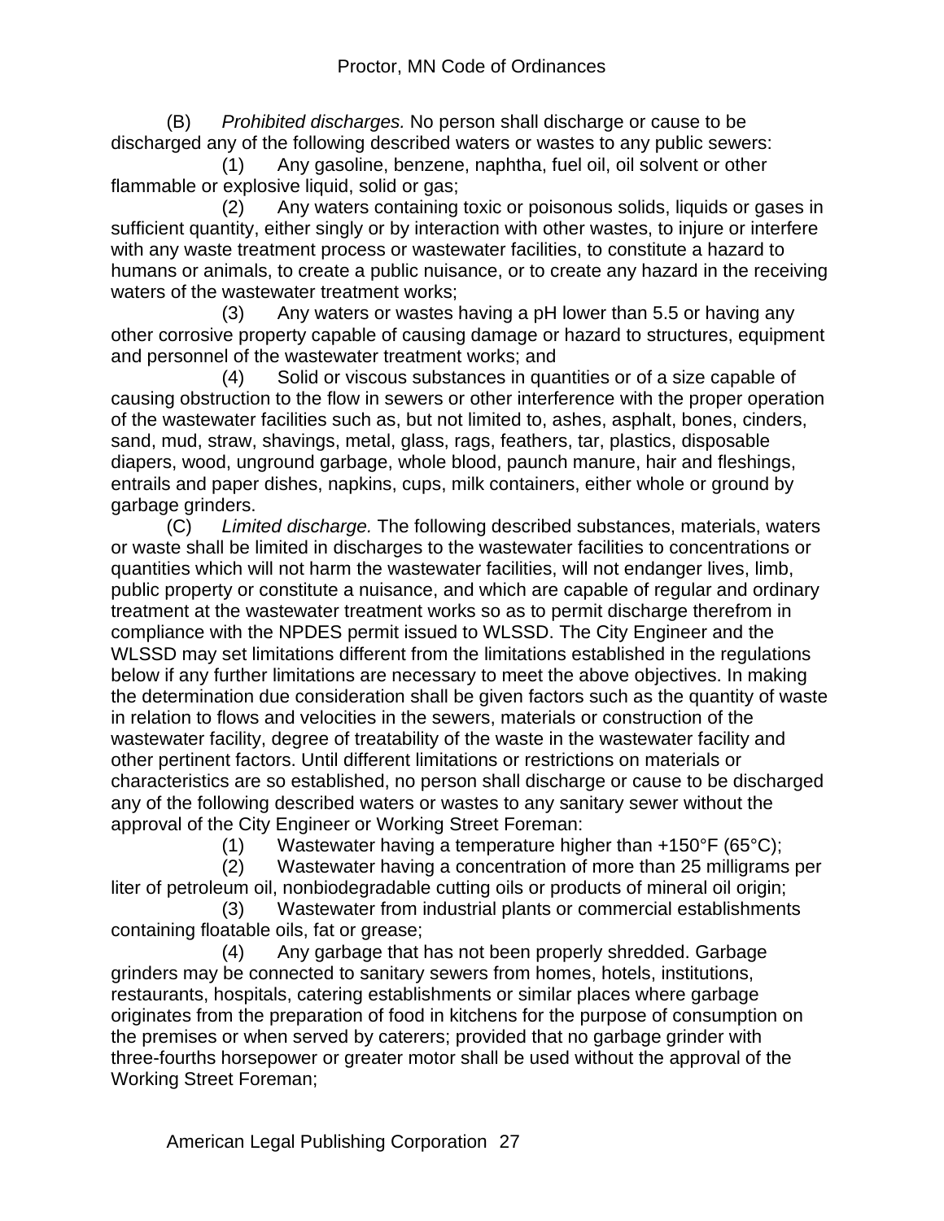(B) *Prohibited discharges.* No person shall discharge or cause to be discharged any of the following described waters or wastes to any public sewers:

(1) Any gasoline, benzene, naphtha, fuel oil, oil solvent or other flammable or explosive liquid, solid or gas;

(2) Any waters containing toxic or poisonous solids, liquids or gases in sufficient quantity, either singly or by interaction with other wastes, to injure or interfere with any waste treatment process or wastewater facilities, to constitute a hazard to humans or animals, to create a public nuisance, or to create any hazard in the receiving waters of the wastewater treatment works;

(3) Any waters or wastes having a pH lower than 5.5 or having any other corrosive property capable of causing damage or hazard to structures, equipment and personnel of the wastewater treatment works; and

(4) Solid or viscous substances in quantities or of a size capable of causing obstruction to the flow in sewers or other interference with the proper operation of the wastewater facilities such as, but not limited to, ashes, asphalt, bones, cinders, sand, mud, straw, shavings, metal, glass, rags, feathers, tar, plastics, disposable diapers, wood, unground garbage, whole blood, paunch manure, hair and fleshings, entrails and paper dishes, napkins, cups, milk containers, either whole or ground by garbage grinders.

(C) *Limited discharge.* The following described substances, materials, waters or waste shall be limited in discharges to the wastewater facilities to concentrations or quantities which will not harm the wastewater facilities, will not endanger lives, limb, public property or constitute a nuisance, and which are capable of regular and ordinary treatment at the wastewater treatment works so as to permit discharge therefrom in compliance with the NPDES permit issued to WLSSD. The City Engineer and the WLSSD may set limitations different from the limitations established in the regulations below if any further limitations are necessary to meet the above objectives. In making the determination due consideration shall be given factors such as the quantity of waste in relation to flows and velocities in the sewers, materials or construction of the wastewater facility, degree of treatability of the waste in the wastewater facility and other pertinent factors. Until different limitations or restrictions on materials or characteristics are so established, no person shall discharge or cause to be discharged any of the following described waters or wastes to any sanitary sewer without the approval of the City Engineer or Working Street Foreman:

(1) Wastewater having a temperature higher than +150°F (65°C);

(2) Wastewater having a concentration of more than 25 milligrams per liter of petroleum oil, nonbiodegradable cutting oils or products of mineral oil origin;

(3) Wastewater from industrial plants or commercial establishments containing floatable oils, fat or grease;

(4) Any garbage that has not been properly shredded. Garbage grinders may be connected to sanitary sewers from homes, hotels, institutions, restaurants, hospitals, catering establishments or similar places where garbage originates from the preparation of food in kitchens for the purpose of consumption on the premises or when served by caterers; provided that no garbage grinder with three-fourths horsepower or greater motor shall be used without the approval of the Working Street Foreman;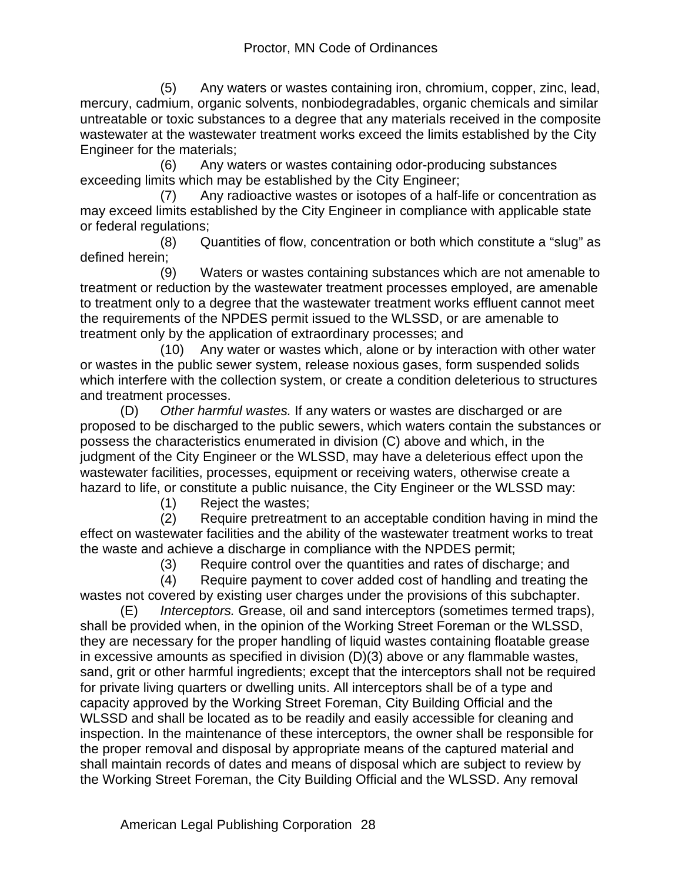(5) Any waters or wastes containing iron, chromium, copper, zinc, lead, mercury, cadmium, organic solvents, nonbiodegradables, organic chemicals and similar untreatable or toxic substances to a degree that any materials received in the composite wastewater at the wastewater treatment works exceed the limits established by the City Engineer for the materials;

(6) Any waters or wastes containing odor-producing substances exceeding limits which may be established by the City Engineer;

(7) Any radioactive wastes or isotopes of a half-life or concentration as may exceed limits established by the City Engineer in compliance with applicable state or federal regulations;

(8) Quantities of flow, concentration or both which constitute a "slug" as defined herein;

(9) Waters or wastes containing substances which are not amenable to treatment or reduction by the wastewater treatment processes employed, are amenable to treatment only to a degree that the wastewater treatment works effluent cannot meet the requirements of the NPDES permit issued to the WLSSD, or are amenable to treatment only by the application of extraordinary processes; and

(10) Any water or wastes which, alone or by interaction with other water or wastes in the public sewer system, release noxious gases, form suspended solids which interfere with the collection system, or create a condition deleterious to structures and treatment processes.

(D) *Other harmful wastes.* If any waters or wastes are discharged or are proposed to be discharged to the public sewers, which waters contain the substances or possess the characteristics enumerated in division (C) above and which, in the judgment of the City Engineer or the WLSSD, may have a deleterious effect upon the wastewater facilities, processes, equipment or receiving waters, otherwise create a hazard to life, or constitute a public nuisance, the City Engineer or the WLSSD may:

(1) Reject the wastes;

(2) Require pretreatment to an acceptable condition having in mind the effect on wastewater facilities and the ability of the wastewater treatment works to treat the waste and achieve a discharge in compliance with the NPDES permit;

(3) Require control over the quantities and rates of discharge; and

(4) Require payment to cover added cost of handling and treating the wastes not covered by existing user charges under the provisions of this subchapter.

(E) *Interceptors.* Grease, oil and sand interceptors (sometimes termed traps), shall be provided when, in the opinion of the Working Street Foreman or the WLSSD, they are necessary for the proper handling of liquid wastes containing floatable grease in excessive amounts as specified in division (D)(3) above or any flammable wastes, sand, grit or other harmful ingredients; except that the interceptors shall not be required for private living quarters or dwelling units. All interceptors shall be of a type and capacity approved by the Working Street Foreman, City Building Official and the WLSSD and shall be located as to be readily and easily accessible for cleaning and inspection. In the maintenance of these interceptors, the owner shall be responsible for the proper removal and disposal by appropriate means of the captured material and shall maintain records of dates and means of disposal which are subject to review by the Working Street Foreman, the City Building Official and the WLSSD. Any removal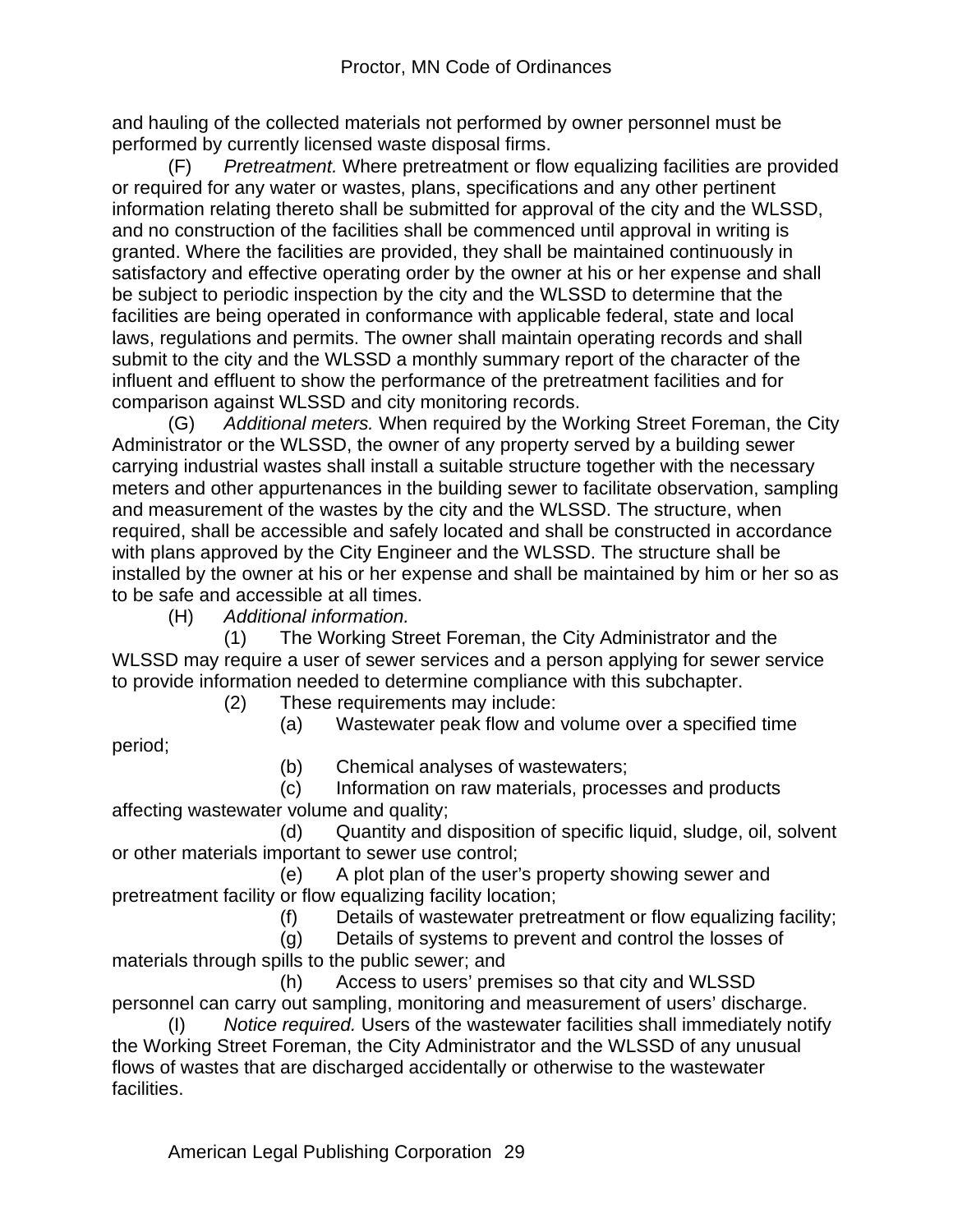and hauling of the collected materials not performed by owner personnel must be performed by currently licensed waste disposal firms.

(F) *Pretreatment.* Where pretreatment or flow equalizing facilities are provided or required for any water or wastes, plans, specifications and any other pertinent information relating thereto shall be submitted for approval of the city and the WLSSD, and no construction of the facilities shall be commenced until approval in writing is granted. Where the facilities are provided, they shall be maintained continuously in satisfactory and effective operating order by the owner at his or her expense and shall be subject to periodic inspection by the city and the WLSSD to determine that the facilities are being operated in conformance with applicable federal, state and local laws, regulations and permits. The owner shall maintain operating records and shall submit to the city and the WLSSD a monthly summary report of the character of the influent and effluent to show the performance of the pretreatment facilities and for comparison against WLSSD and city monitoring records.

(G) *Additional meters.* When required by the Working Street Foreman, the City Administrator or the WLSSD, the owner of any property served by a building sewer carrying industrial wastes shall install a suitable structure together with the necessary meters and other appurtenances in the building sewer to facilitate observation, sampling and measurement of the wastes by the city and the WLSSD. The structure, when required, shall be accessible and safely located and shall be constructed in accordance with plans approved by the City Engineer and the WLSSD. The structure shall be installed by the owner at his or her expense and shall be maintained by him or her so as to be safe and accessible at all times.

(H) *Additional information.*

(1) The Working Street Foreman, the City Administrator and the WLSSD may require a user of sewer services and a person applying for sewer service to provide information needed to determine compliance with this subchapter.

(2) These requirements may include:

(a) Wastewater peak flow and volume over a specified time period;

(b) Chemical analyses of wastewaters;

(c) Information on raw materials, processes and products affecting wastewater volume and quality;

(d) Quantity and disposition of specific liquid, sludge, oil, solvent or other materials important to sewer use control;

(e) A plot plan of the user's property showing sewer and pretreatment facility or flow equalizing facility location;

(f) Details of wastewater pretreatment or flow equalizing facility;

(g) Details of systems to prevent and control the losses of materials through spills to the public sewer; and

(h) Access to users' premises so that city and WLSSD personnel can carry out sampling, monitoring and measurement of users' discharge.

(I) *Notice required.* Users of the wastewater facilities shall immediately notify the Working Street Foreman, the City Administrator and the WLSSD of any unusual flows of wastes that are discharged accidentally or otherwise to the wastewater facilities.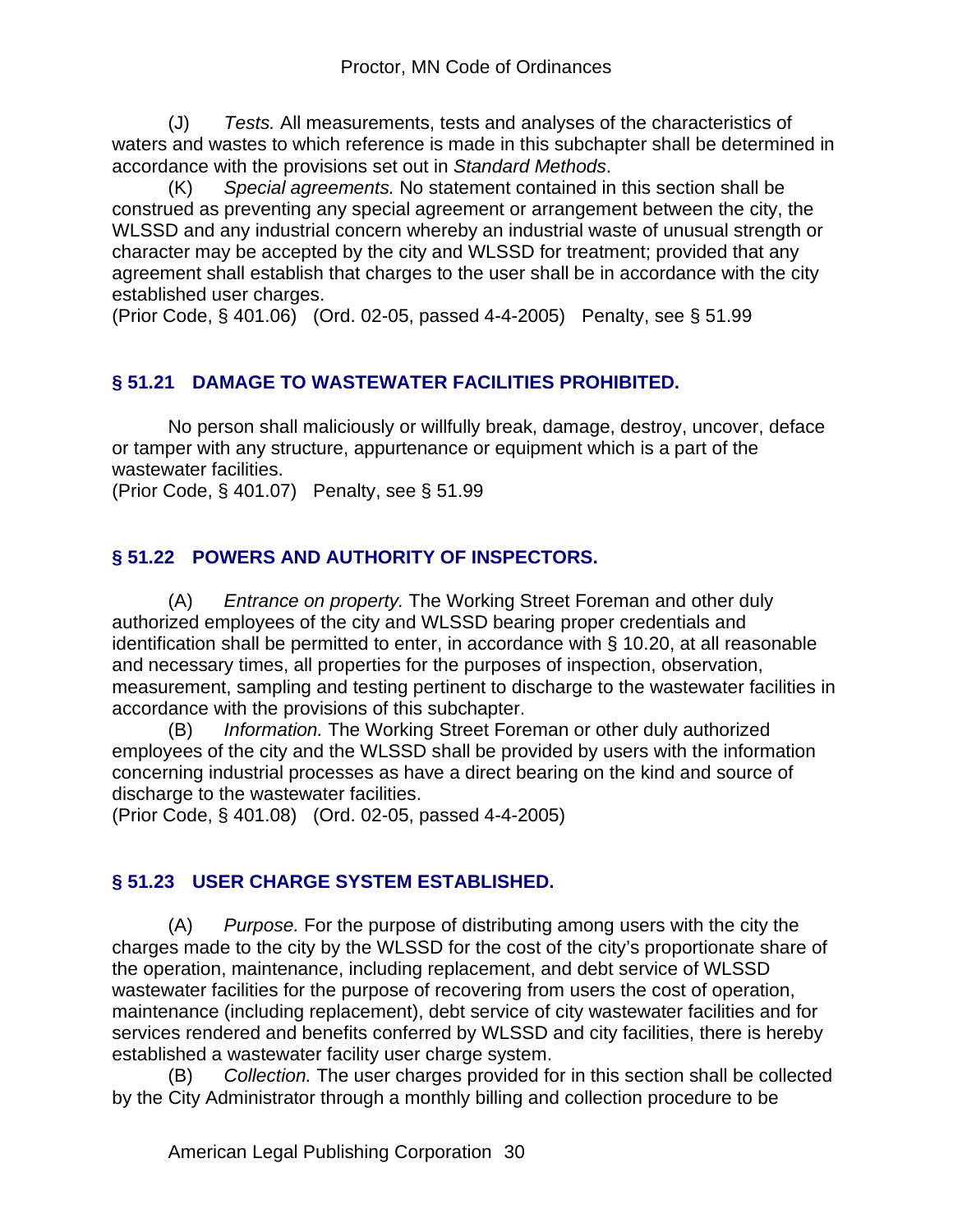(J) *Tests.* All measurements, tests and analyses of the characteristics of waters and wastes to which reference is made in this subchapter shall be determined in accordance with the provisions set out in *Standard Methods*.

(K) *Special agreements.* No statement contained in this section shall be construed as preventing any special agreement or arrangement between the city, the WLSSD and any industrial concern whereby an industrial waste of unusual strength or character may be accepted by the city and WLSSD for treatment; provided that any agreement shall establish that charges to the user shall be in accordance with the city established user charges.

(Prior Code, § 401.06) (Ord. 02-05, passed 4-4-2005) Penalty, see § 51.99

## § 51.21 DAMAGE TO WASTEWATER FACILITIES PROHIBITED.

No person shall maliciously or willfully break, damage, destroy, uncover, deface or tamper with any structure, appurtenance or equipment which is a part of the wastewater facilities.

(Prior Code, § 401.07) Penalty, see § 51.99

## § 51.22 POWERS AND AUTHORITY OF INSPECTORS.

(A) *Entrance on property.* The Working Street Foreman and other duly authorized employees of the city and WLSSD bearing proper credentials and identification shall be permitted to enter, in accordance with § 10.20, at all reasonable and necessary times, all properties for the purposes of inspection, observation, measurement, sampling and testing pertinent to discharge to the wastewater facilities in accordance with the provisions of this subchapter.

(B) *Information.* The Working Street Foreman or other duly authorized employees of the city and the WLSSD shall be provided by users with the information concerning industrial processes as have a direct bearing on the kind and source of discharge to the wastewater facilities.

(Prior Code, § 401.08) (Ord. 02-05, passed 4-4-2005)

## § 51.23 USER CHARGE SYSTEM ESTABLISHED.

(A) *Purpose.* For the purpose of distributing among users with the city the charges made to the city by the WLSSD for the cost of the city's proportionate share of the operation, maintenance, including replacement, and debt service of WLSSD wastewater facilities for the purpose of recovering from users the cost of operation, maintenance (including replacement), debt service of city wastewater facilities and for services rendered and benefits conferred by WLSSD and city facilities, there is hereby established a wastewater facility user charge system.

(B) *Collection.* The user charges provided for in this section shall be collected by the City Administrator through a monthly billing and collection procedure to be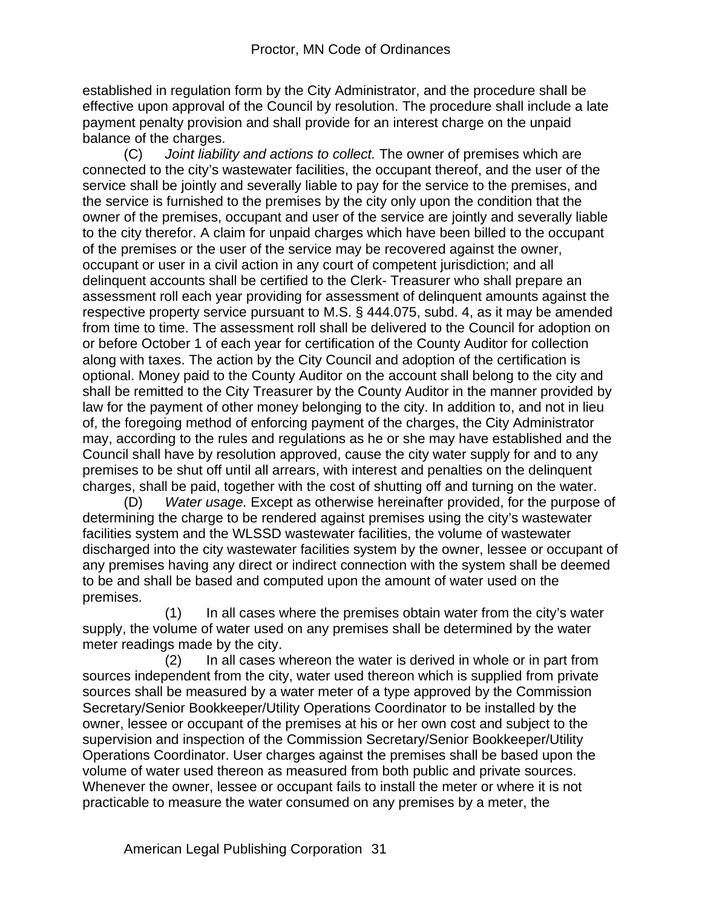established in regulation form by the City Administrator, and the procedure shall be effective upon approval of the Council by resolution. The procedure shall include a late payment penalty provision and shall provide for an interest charge on the unpaid balance of the charges.

(C) *Joint liability and actions to collect.* The owner of premises which are connected to the city's wastewater facilities, the occupant thereof, and the user of the service shall be jointly and severally liable to pay for the service to the premises, and the service is furnished to the premises by the city only upon the condition that the owner of the premises, occupant and user of the service are jointly and severally liable to the city therefor. A claim for unpaid charges which have been billed to the occupant of the premises or the user of the service may be recovered against the owner, occupant or user in a civil action in any court of competent jurisdiction; and all delinquent accounts shall be certified to the Clerk- Treasurer who shall prepare an assessment roll each year providing for assessment of delinquent amounts against the respective property service pursuant to M.S. § 444.075, subd. 4, as it may be amended from time to time. The assessment roll shall be delivered to the Council for adoption on or before October 1 of each year for certification of the County Auditor for collection along with taxes. The action by the City Council and adoption of the certification is optional. Money paid to the County Auditor on the account shall belong to the city and shall be remitted to the City Treasurer by the County Auditor in the manner provided by law for the payment of other money belonging to the city. In addition to, and not in lieu of, the foregoing method of enforcing payment of the charges, the City Administrator may, according to the rules and regulations as he or she may have established and the Council shall have by resolution approved, cause the city water supply for and to any premises to be shut off until all arrears, with interest and penalties on the delinquent charges, shall be paid, together with the cost of shutting off and turning on the water.

(D) *Water usage.* Except as otherwise hereinafter provided, for the purpose of determining the charge to be rendered against premises using the city's wastewater facilities system and the WLSSD wastewater facilities, the volume of wastewater discharged into the city wastewater facilities system by the owner, lessee or occupant of any premises having any direct or indirect connection with the system shall be deemed to be and shall be based and computed upon the amount of water used on the premises.

(1) In all cases where the premises obtain water from the city's water supply, the volume of water used on any premises shall be determined by the water meter readings made by the city.

(2) In all cases whereon the water is derived in whole or in part from sources independent from the city, water used thereon which is supplied from private sources shall be measured by a water meter of a type approved by the Commission Secretary/Senior Bookkeeper/Utility Operations Coordinator to be installed by the owner, lessee or occupant of the premises at his or her own cost and subject to the supervision and inspection of the Commission Secretary/Senior Bookkeeper/Utility Operations Coordinator. User charges against the premises shall be based upon the volume of water used thereon as measured from both public and private sources. Whenever the owner, lessee or occupant fails to install the meter or where it is not practicable to measure the water consumed on any premises by a meter, the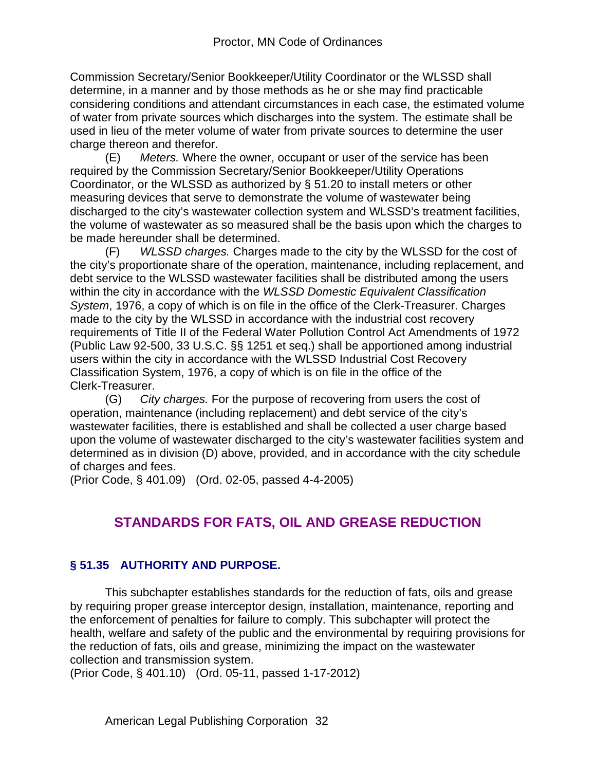Commission Secretary/Senior Bookkeeper/Utility Coordinator or the WLSSD shall determine, in a manner and by those methods as he or she may find practicable considering conditions and attendant circumstances in each case, the estimated volume of water from private sources which discharges into the system. The estimate shall be used in lieu of the meter volume of water from private sources to determine the user charge thereon and therefor.

(E) *Meters.* Where the owner, occupant or user of the service has been required by the Commission Secretary/Senior Bookkeeper/Utility Operations Coordinator, or the WLSSD as authorized by § 51.20 to install meters or other measuring devices that serve to demonstrate the volume of wastewater being discharged to the city's wastewater collection system and WLSSD's treatment facilities, the volume of wastewater as so measured shall be the basis upon which the charges to be made hereunder shall be determined.

(F) *WLSSD charges.* Charges made to the city by the WLSSD for the cost of the city's proportionate share of the operation, maintenance, including replacement, and debt service to the WLSSD wastewater facilities shall be distributed among the users within the city in accordance with the *WLSSD Domestic Equivalent Classification System*, 1976, a copy of which is on file in the office of the Clerk-Treasurer. Charges made to the city by the WLSSD in accordance with the industrial cost recovery requirements of Title II of the Federal Water Pollution Control Act Amendments of 1972 (Public Law 92-500, 33 U.S.C. §§ 1251 et seq.) shall be apportioned among industrial users within the city in accordance with the WLSSD Industrial Cost Recovery Classification System, 1976, a copy of which is on file in the office of the Clerk-Treasurer.

(G) *City charges.* For the purpose of recovering from users the cost of operation, maintenance (including replacement) and debt service of the city's wastewater facilities, there is established and shall be collected a user charge based upon the volume of wastewater discharged to the city's wastewater facilities system and determined as in division (D) above, provided, and in accordance with the city schedule of charges and fees.

(Prior Code, § 401.09) (Ord. 02-05, passed 4-4-2005)

## STANDARDS FOR FATS, OIL AND GREASE REDUCTION

### § 51.35 AUTHORITY AND PURPOSE.

This subchapter establishes standards for the reduction of fats, oils and grease by requiring proper grease interceptor design, installation, maintenance, reporting and the enforcement of penalties for failure to comply. This subchapter will protect the health, welfare and safety of the public and the environmental by requiring provisions for the reduction of fats, oils and grease, minimizing the impact on the wastewater collection and transmission system.

(Prior Code, § 401.10) (Ord. 05-11, passed 1-17-2012)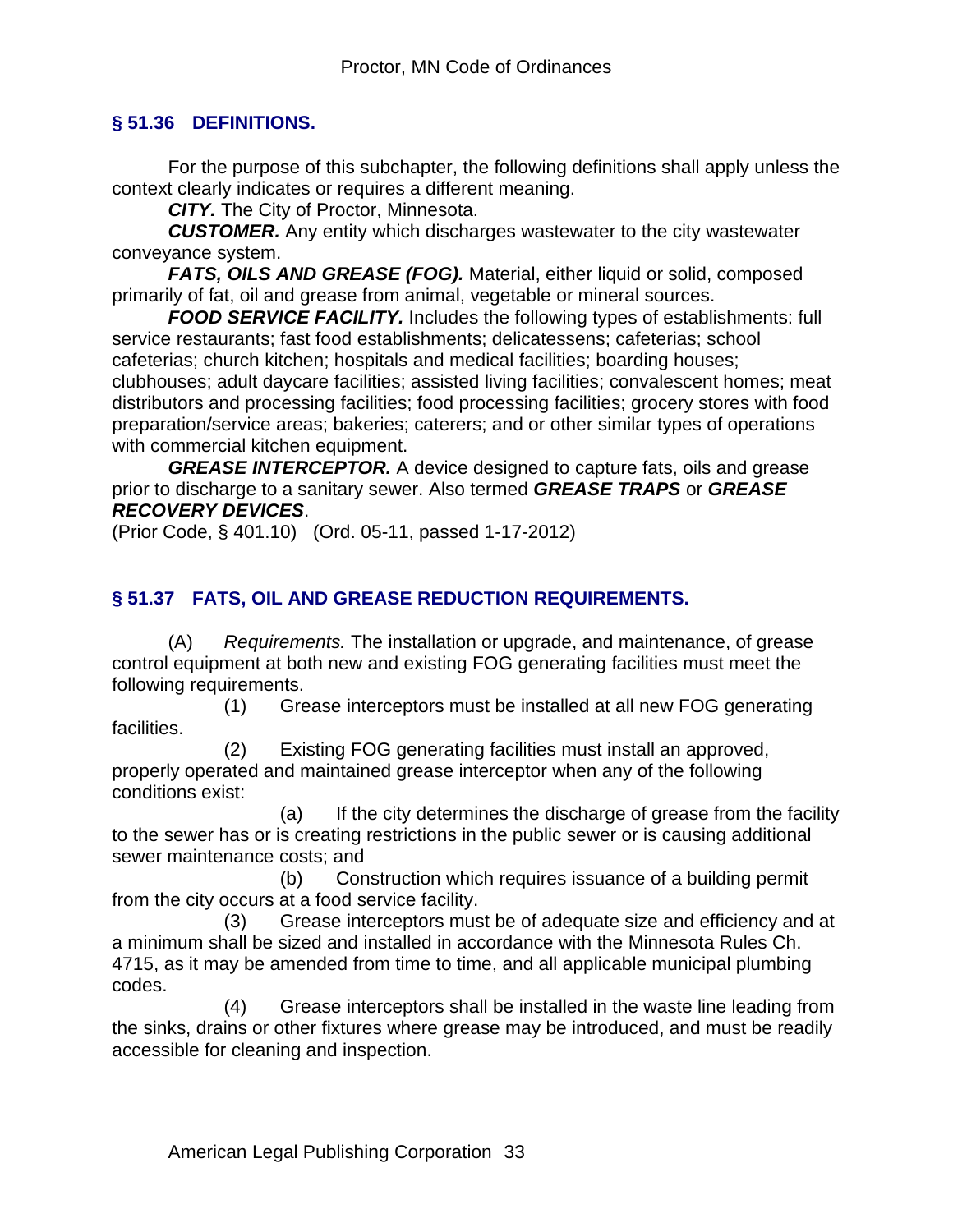## § 51.36 DEFINITIONS.

For the purpose of this subchapter, the following definitions shall apply unless the context clearly indicates or requires a different meaning.

***CITY.*** The City of Proctor, Minnesota.

***CUSTOMER.*** Any entity which discharges wastewater to the city wastewater conveyance system.

***FATS, OILS AND GREASE (FOG).*** Material, either liquid or solid, composed primarily of fat, oil and grease from animal, vegetable or mineral sources.

***FOOD SERVICE FACILITY.*** Includes the following types of establishments: full service restaurants; fast food establishments; delicatessens; cafeterias; school cafeterias; church kitchen; hospitals and medical facilities; boarding houses; clubhouses; adult daycare facilities; assisted living facilities; convalescent homes; meat distributors and processing facilities; food processing facilities; grocery stores with food preparation/service areas; bakeries; caterers; and or other similar types of operations with commercial kitchen equipment.

***GREASE INTERCEPTOR.*** A device designed to capture fats, oils and grease prior to discharge to a sanitary sewer. Also termed ***GREASE TRAPS*** or ***GREASE RECOVERY DEVICES***.

(Prior Code, § 401.10) (Ord. 05-11, passed 1-17-2012)

## § 51.37 FATS, OIL AND GREASE REDUCTION REQUIREMENTS.

(A) *Requirements.* The installation or upgrade, and maintenance, of grease control equipment at both new and existing FOG generating facilities must meet the following requirements.

(1) Grease interceptors must be installed at all new FOG generating facilities.

(2) Existing FOG generating facilities must install an approved, properly operated and maintained grease interceptor when any of the following conditions exist:

(a) If the city determines the discharge of grease from the facility to the sewer has or is creating restrictions in the public sewer or is causing additional sewer maintenance costs; and

(b) Construction which requires issuance of a building permit from the city occurs at a food service facility.

(3) Grease interceptors must be of adequate size and efficiency and at a minimum shall be sized and installed in accordance with the Minnesota Rules Ch. 4715, as it may be amended from time to time, and all applicable municipal plumbing codes.

(4) Grease interceptors shall be installed in the waste line leading from the sinks, drains or other fixtures where grease may be introduced, and must be readily accessible for cleaning and inspection.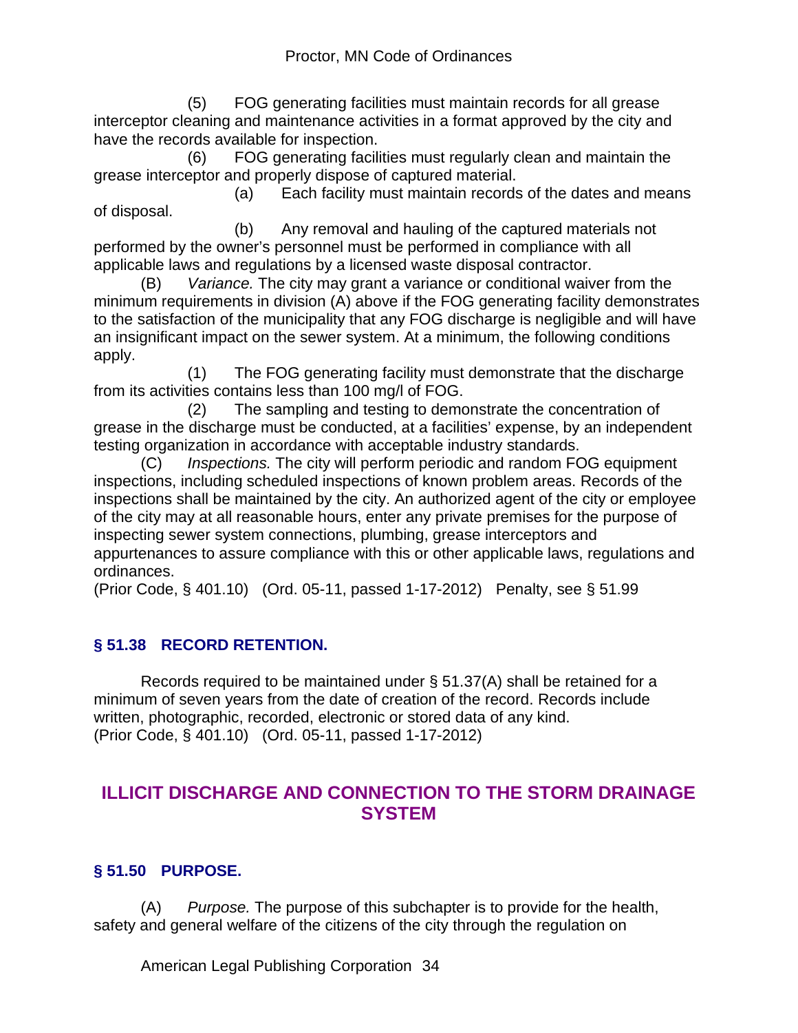(5) FOG generating facilities must maintain records for all grease interceptor cleaning and maintenance activities in a format approved by the city and have the records available for inspection.

(6) FOG generating facilities must regularly clean and maintain the grease interceptor and properly dispose of captured material.

(a) Each facility must maintain records of the dates and means of disposal.

(b) Any removal and hauling of the captured materials not performed by the owner's personnel must be performed in compliance with all applicable laws and regulations by a licensed waste disposal contractor.

(B) *Variance.* The city may grant a variance or conditional waiver from the minimum requirements in division (A) above if the FOG generating facility demonstrates to the satisfaction of the municipality that any FOG discharge is negligible and will have an insignificant impact on the sewer system. At a minimum, the following conditions apply.

(1) The FOG generating facility must demonstrate that the discharge from its activities contains less than 100 mg/l of FOG.

(2) The sampling and testing to demonstrate the concentration of grease in the discharge must be conducted, at a facilities' expense, by an independent testing organization in accordance with acceptable industry standards.

(C) *Inspections.* The city will perform periodic and random FOG equipment inspections, including scheduled inspections of known problem areas. Records of the inspections shall be maintained by the city. An authorized agent of the city or employee of the city may at all reasonable hours, enter any private premises for the purpose of inspecting sewer system connections, plumbing, grease interceptors and appurtenances to assure compliance with this or other applicable laws, regulations and ordinances.

(Prior Code, § 401.10) (Ord. 05-11, passed 1-17-2012) Penalty, see § 51.99

### § 51.38 RECORD RETENTION.

Records required to be maintained under § 51.37(A) shall be retained for a minimum of seven years from the date of creation of the record. Records include written, photographic, recorded, electronic or stored data of any kind.

(Prior Code, § 401.10) (Ord. 05-11, passed 1-17-2012)

## ILLICIT DISCHARGE AND CONNECTION TO THE STORM DRAINAGE SYSTEM

### § 51.50 PURPOSE.

(A) *Purpose.* The purpose of this subchapter is to provide for the health, safety and general welfare of the citizens of the city through the regulation on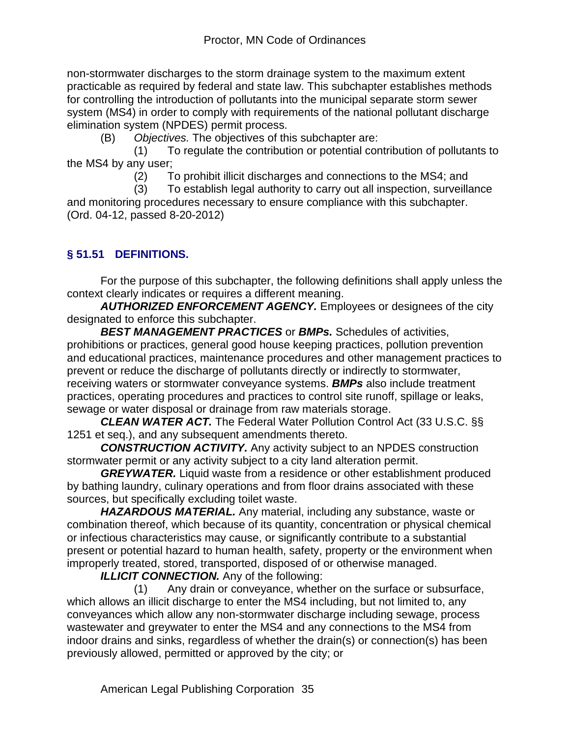non-stormwater discharges to the storm drainage system to the maximum extent practicable as required by federal and state law. This subchapter establishes methods for controlling the introduction of pollutants into the municipal separate storm sewer system (MS4) in order to comply with requirements of the national pollutant discharge elimination system (NPDES) permit process.

(B) *Objectives.* The objectives of this subchapter are:

(1) To regulate the contribution or potential contribution of pollutants to the MS4 by any user;

(2) To prohibit illicit discharges and connections to the MS4; and

(3) To establish legal authority to carry out all inspection, surveillance and monitoring procedures necessary to ensure compliance with this subchapter.

(Ord. 04-12, passed 8-20-2012)

## § 51.51 DEFINITIONS.

For the purpose of this subchapter, the following definitions shall apply unless the context clearly indicates or requires a different meaning.

***AUTHORIZED ENFORCEMENT AGENCY.*** Employees or designees of the city designated to enforce this subchapter.

***BEST MANAGEMENT PRACTICES*** or ***BMPs.*** Schedules of activities, prohibitions or practices, general good house keeping practices, pollution prevention and educational practices, maintenance procedures and other management practices to prevent or reduce the discharge of pollutants directly or indirectly to stormwater, receiving waters or stormwater conveyance systems. ***BMPs*** also include treatment practices, operating procedures and practices to control site runoff, spillage or leaks, sewage or water disposal or drainage from raw materials storage.

***CLEAN WATER ACT.*** The Federal Water Pollution Control Act (33 U.S.C. §§ 1251 et seq.), and any subsequent amendments thereto.

***CONSTRUCTION ACTIVITY.*** Any activity subject to an NPDES construction stormwater permit or any activity subject to a city land alteration permit.

***GREYWATER.*** Liquid waste from a residence or other establishment produced by bathing laundry, culinary operations and from floor drains associated with these sources, but specifically excluding toilet waste.

***HAZARDOUS MATERIAL.*** Any material, including any substance, waste or combination thereof, which because of its quantity, concentration or physical chemical or infectious characteristics may cause, or significantly contribute to a substantial present or potential hazard to human health, safety, property or the environment when improperly treated, stored, transported, disposed of or otherwise managed.

***ILLICIT CONNECTION.*** Any of the following:

(1) Any drain or conveyance, whether on the surface or subsurface, which allows an illicit discharge to enter the MS4 including, but not limited to, any conveyances which allow any non-stormwater discharge including sewage, process wastewater and greywater to enter the MS4 and any connections to the MS4 from indoor drains and sinks, regardless of whether the drain(s) or connection(s) has been previously allowed, permitted or approved by the city; or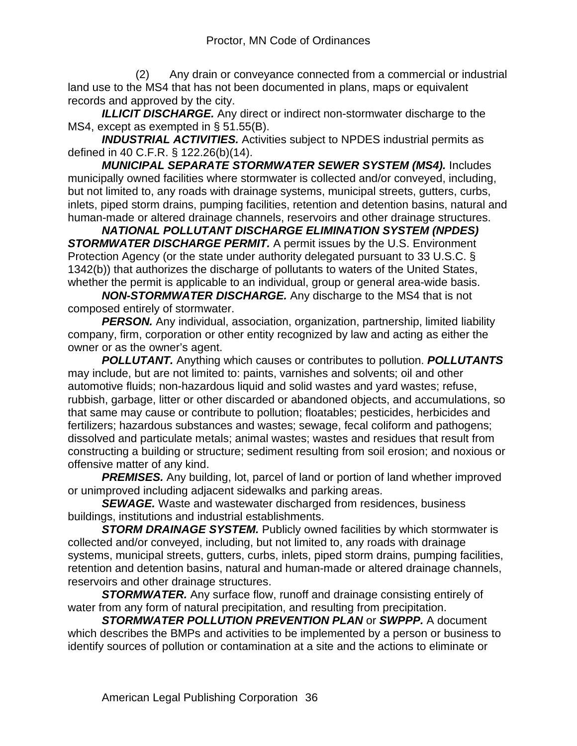(2) Any drain or conveyance connected from a commercial or industrial land use to the MS4 that has not been documented in plans, maps or equivalent records and approved by the city.

***ILLICIT DISCHARGE.*** Any direct or indirect non-stormwater discharge to the MS4, except as exempted in § 51.55(B).

***INDUSTRIAL ACTIVITIES.*** Activities subject to NPDES industrial permits as defined in 40 C.F.R. § 122.26(b)(14).

***MUNICIPAL SEPARATE STORMWATER SEWER SYSTEM (MS4).*** Includes municipally owned facilities where stormwater is collected and/or conveyed, including, but not limited to, any roads with drainage systems, municipal streets, gutters, curbs, inlets, piped storm drains, pumping facilities, retention and detention basins, natural and human-made or altered drainage channels, reservoirs and other drainage structures.

***NATIONAL POLLUTANT DISCHARGE ELIMINATION SYSTEM (NPDES) STORMWATER DISCHARGE PERMIT.*** A permit issues by the U.S. Environment Protection Agency (or the state under authority delegated pursuant to 33 U.S.C. § 1342(b)) that authorizes the discharge of pollutants to waters of the United States, whether the permit is applicable to an individual, group or general area-wide basis.

***NON-STORMWATER DISCHARGE.*** Any discharge to the MS4 that is not composed entirely of stormwater.

***PERSON.*** Any individual, association, organization, partnership, limited liability company, firm, corporation or other entity recognized by law and acting as either the owner or as the owner's agent.

***POLLUTANT.*** Anything which causes or contributes to pollution. ***POLLUTANTS*** may include, but are not limited to: paints, varnishes and solvents; oil and other automotive fluids; non-hazardous liquid and solid wastes and yard wastes; refuse, rubbish, garbage, litter or other discarded or abandoned objects, and accumulations, so that same may cause or contribute to pollution; floatables; pesticides, herbicides and fertilizers; hazardous substances and wastes; sewage, fecal coliform and pathogens; dissolved and particulate metals; animal wastes; wastes and residues that result from constructing a building or structure; sediment resulting from soil erosion; and noxious or offensive matter of any kind.

***PREMISES.*** Any building, lot, parcel of land or portion of land whether improved or unimproved including adjacent sidewalks and parking areas.

***SEWAGE.*** Waste and wastewater discharged from residences, business buildings, institutions and industrial establishments.

***STORM DRAINAGE SYSTEM.*** Publicly owned facilities by which stormwater is collected and/or conveyed, including, but not limited to, any roads with drainage systems, municipal streets, gutters, curbs, inlets, piped storm drains, pumping facilities, retention and detention basins, natural and human-made or altered drainage channels, reservoirs and other drainage structures.

***STORMWATER.*** Any surface flow, runoff and drainage consisting entirely of water from any form of natural precipitation, and resulting from precipitation.

***STORMWATER POLLUTION PREVENTION PLAN*** or ***SWPPP.*** A document which describes the BMPs and activities to be implemented by a person or business to identify sources of pollution or contamination at a site and the actions to eliminate or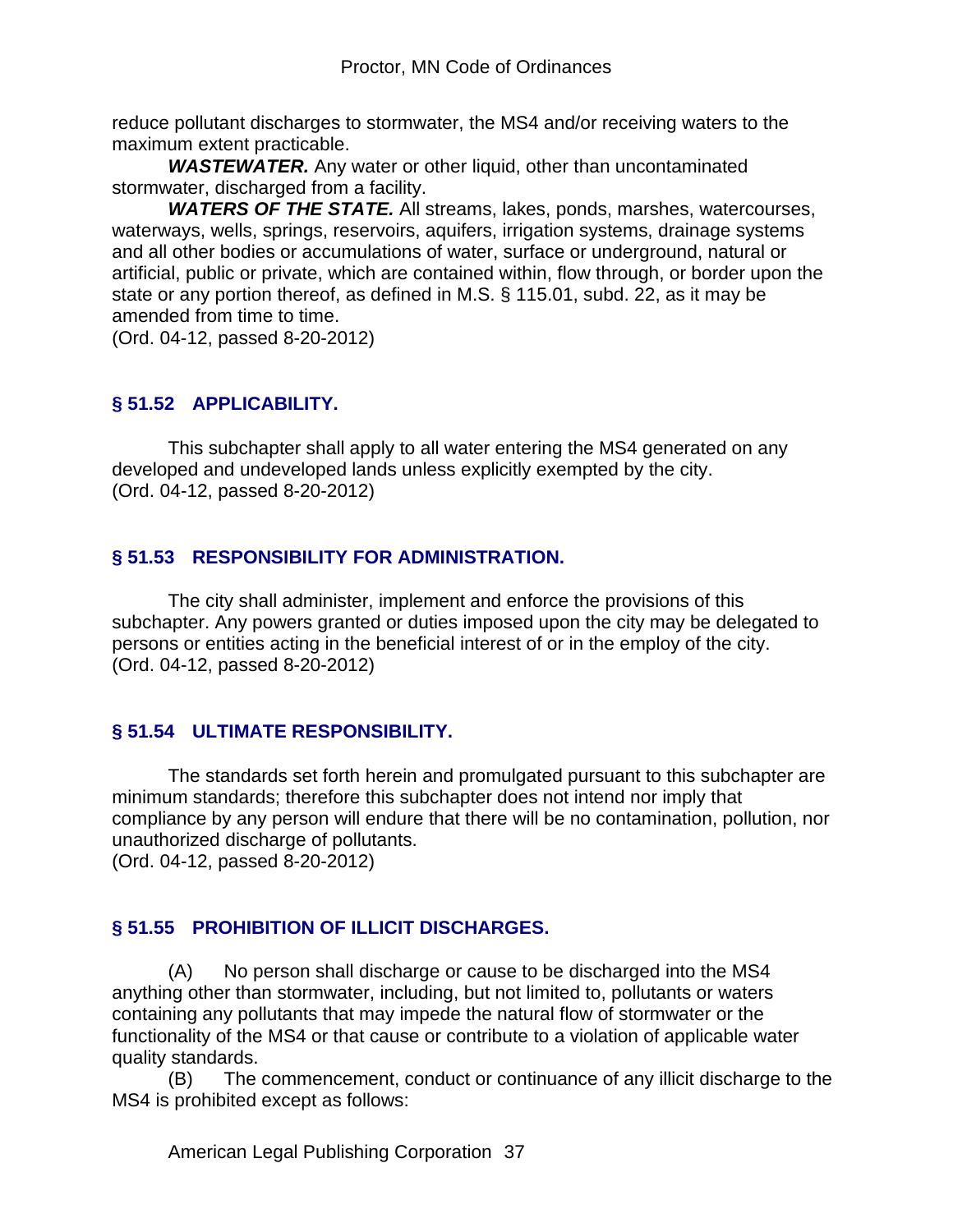reduce pollutant discharges to stormwater, the MS4 and/or receiving waters to the maximum extent practicable.

***WASTEWATER.*** Any water or other liquid, other than uncontaminated stormwater, discharged from a facility.

***WATERS OF THE STATE.*** All streams, lakes, ponds, marshes, watercourses, waterways, wells, springs, reservoirs, aquifers, irrigation systems, drainage systems and all other bodies or accumulations of water, surface or underground, natural or artificial, public or private, which are contained within, flow through, or border upon the state or any portion thereof, as defined in M.S. § 115.01, subd. 22, as it may be amended from time to time.

(Ord. 04-12, passed 8-20-2012)

## § 51.52 APPLICABILITY.

This subchapter shall apply to all water entering the MS4 generated on any developed and undeveloped lands unless explicitly exempted by the city.

(Ord. 04-12, passed 8-20-2012)

## § 51.53 RESPONSIBILITY FOR ADMINISTRATION.

The city shall administer, implement and enforce the provisions of this subchapter. Any powers granted or duties imposed upon the city may be delegated to persons or entities acting in the beneficial interest of or in the employ of the city.

(Ord. 04-12, passed 8-20-2012)

## § 51.54 ULTIMATE RESPONSIBILITY.

The standards set forth herein and promulgated pursuant to this subchapter are minimum standards; therefore this subchapter does not intend nor imply that compliance by any person will endure that there will be no contamination, pollution, nor unauthorized discharge of pollutants.

(Ord. 04-12, passed 8-20-2012)

## § 51.55 PROHIBITION OF ILLICIT DISCHARGES.

(A) No person shall discharge or cause to be discharged into the MS4 anything other than stormwater, including, but not limited to, pollutants or waters containing any pollutants that may impede the natural flow of stormwater or the functionality of the MS4 or that cause or contribute to a violation of applicable water quality standards.

(B) The commencement, conduct or continuance of any illicit discharge to the MS4 is prohibited except as follows: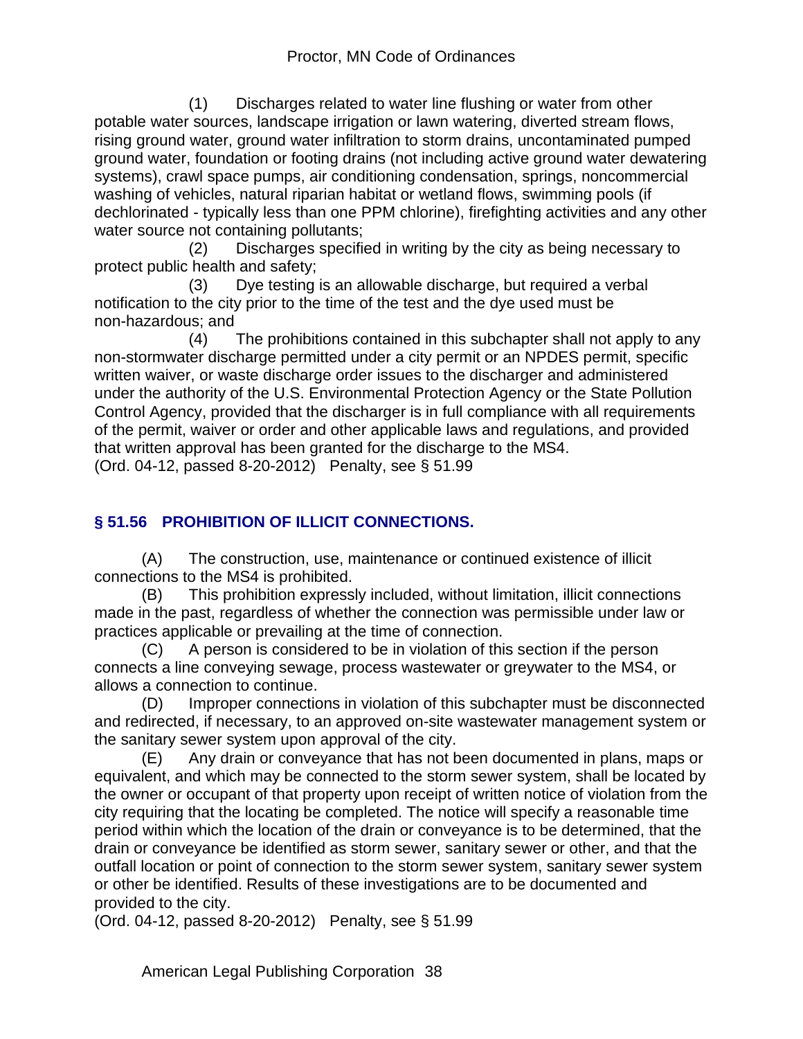(1) Discharges related to water line flushing or water from other potable water sources, landscape irrigation or lawn watering, diverted stream flows, rising ground water, ground water infiltration to storm drains, uncontaminated pumped ground water, foundation or footing drains (not including active ground water dewatering systems), crawl space pumps, air conditioning condensation, springs, noncommercial washing of vehicles, natural riparian habitat or wetland flows, swimming pools (if dechlorinated - typically less than one PPM chlorine), firefighting activities and any other water source not containing pollutants;

(2) Discharges specified in writing by the city as being necessary to protect public health and safety;

(3) Dye testing is an allowable discharge, but required a verbal notification to the city prior to the time of the test and the dye used must be non-hazardous; and

(4) The prohibitions contained in this subchapter shall not apply to any non-stormwater discharge permitted under a city permit or an NPDES permit, specific written waiver, or waste discharge order issues to the discharger and administered under the authority of the U.S. Environmental Protection Agency or the State Pollution Control Agency, provided that the discharger is in full compliance with all requirements of the permit, waiver or order and other applicable laws and regulations, and provided that written approval has been granted for the discharge to the MS4.

(Ord. 04-12, passed 8-20-2012) Penalty, see § 51.99

## § 51.56 PROHIBITION OF ILLICIT CONNECTIONS.

(A) The construction, use, maintenance or continued existence of illicit connections to the MS4 is prohibited.

(B) This prohibition expressly included, without limitation, illicit connections made in the past, regardless of whether the connection was permissible under law or practices applicable or prevailing at the time of connection.

(C) A person is considered to be in violation of this section if the person connects a line conveying sewage, process wastewater or greywater to the MS4, or allows a connection to continue.

(D) Improper connections in violation of this subchapter must be disconnected and redirected, if necessary, to an approved on-site wastewater management system or the sanitary sewer system upon approval of the city.

(E) Any drain or conveyance that has not been documented in plans, maps or equivalent, and which may be connected to the storm sewer system, shall be located by the owner or occupant of that property upon receipt of written notice of violation from the city requiring that the locating be completed. The notice will specify a reasonable time period within which the location of the drain or conveyance is to be determined, that the drain or conveyance be identified as storm sewer, sanitary sewer or other, and that the outfall location or point of connection to the storm sewer system, sanitary sewer system or other be identified. Results of these investigations are to be documented and provided to the city.

(Ord. 04-12, passed 8-20-2012) Penalty, see § 51.99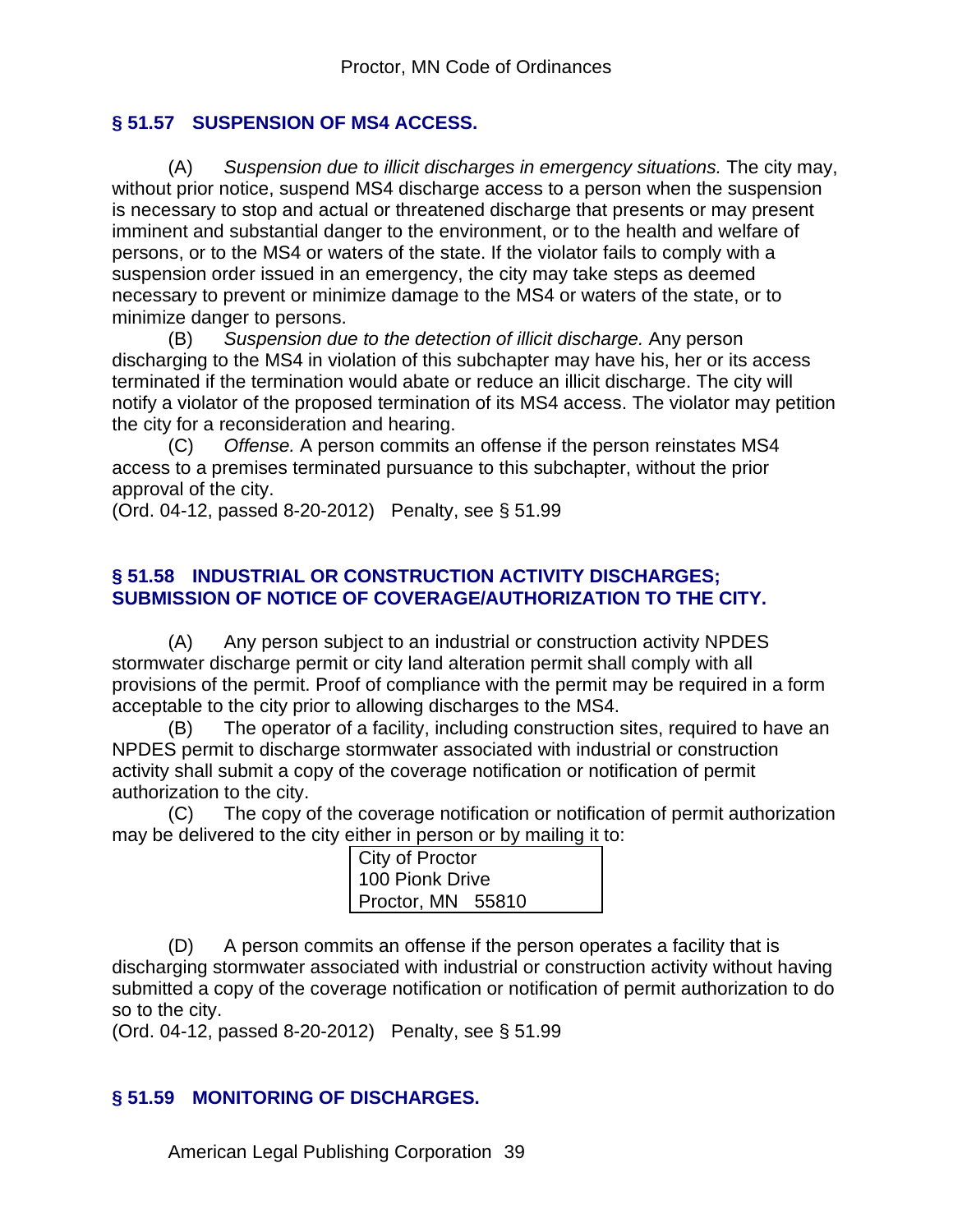## § 51.57 SUSPENSION OF MS4 ACCESS.

(A) *Suspension due to illicit discharges in emergency situations.* The city may, without prior notice, suspend MS4 discharge access to a person when the suspension is necessary to stop and actual or threatened discharge that presents or may present imminent and substantial danger to the environment, or to the health and welfare of persons, or to the MS4 or waters of the state. If the violator fails to comply with a suspension order issued in an emergency, the city may take steps as deemed necessary to prevent or minimize damage to the MS4 or waters of the state, or to minimize danger to persons.

(B) *Suspension due to the detection of illicit discharge.* Any person discharging to the MS4 in violation of this subchapter may have his, her or its access terminated if the termination would abate or reduce an illicit discharge. The city will notify a violator of the proposed termination of its MS4 access. The violator may petition the city for a reconsideration and hearing.

(C) *Offense.* A person commits an offense if the person reinstates MS4 access to a premises terminated pursuance to this subchapter, without the prior approval of the city.

(Ord. 04-12, passed 8-20-2012) Penalty, see § 51.99

## § 51.58 INDUSTRIAL OR CONSTRUCTION ACTIVITY DISCHARGES; SUBMISSION OF NOTICE OF COVERAGE/AUTHORIZATION TO THE CITY.

(A) Any person subject to an industrial or construction activity NPDES stormwater discharge permit or city land alteration permit shall comply with all provisions of the permit. Proof of compliance with the permit may be required in a form acceptable to the city prior to allowing discharges to the MS4.

(B) The operator of a facility, including construction sites, required to have an NPDES permit to discharge stormwater associated with industrial or construction activity shall submit a copy of the coverage notification or notification of permit authorization to the city.

(C) The copy of the coverage notification or notification of permit authorization may be delivered to the city either in person or by mailing it to:

City of Proctor
100 Pionk Drive
Proctor, MN 55810

(D) A person commits an offense if the person operates a facility that is discharging stormwater associated with industrial or construction activity without having submitted a copy of the coverage notification or notification of permit authorization to do so to the city.

(Ord. 04-12, passed 8-20-2012) Penalty, see § 51.99

## § 51.59 MONITORING OF DISCHARGES.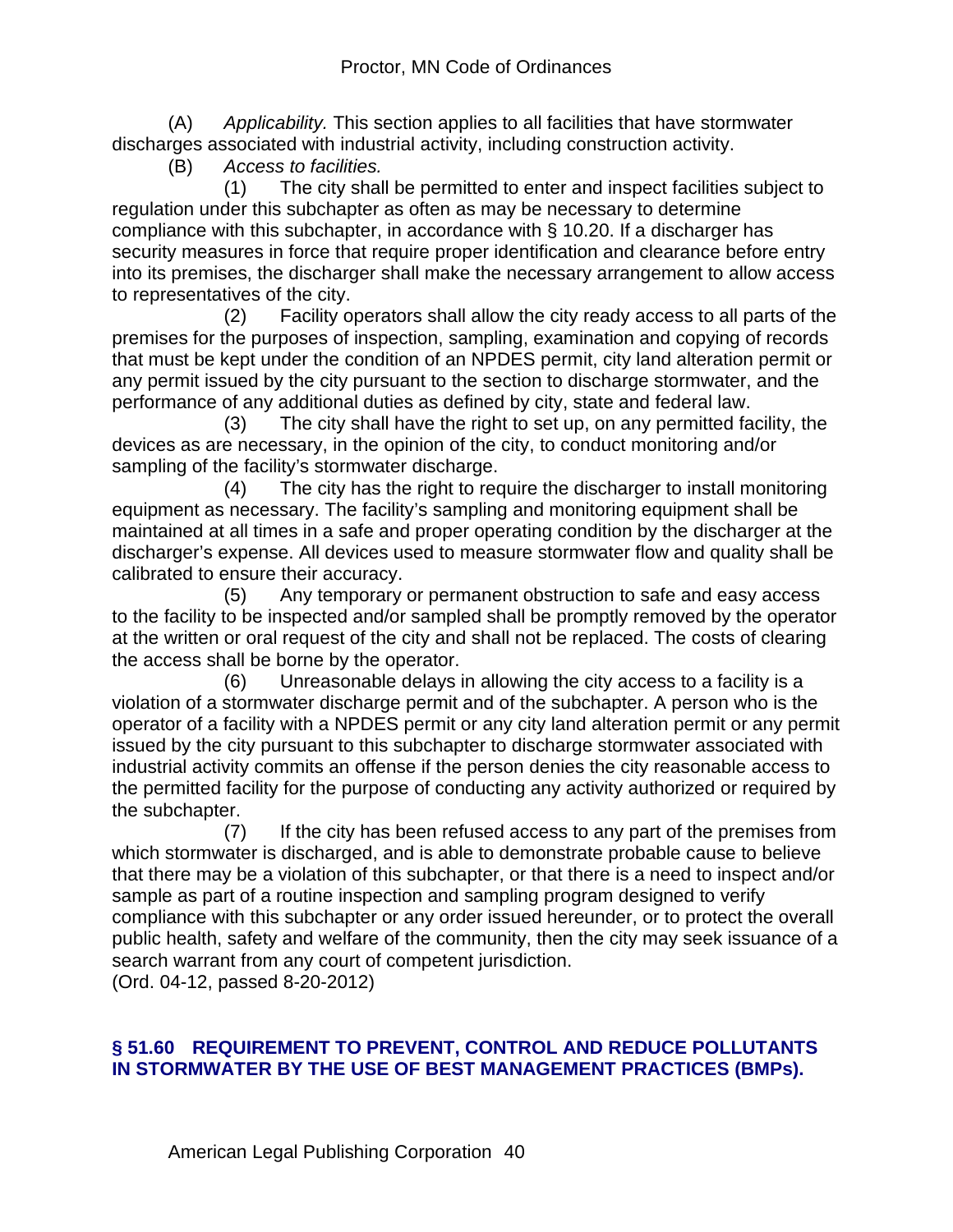(A) *Applicability.* This section applies to all facilities that have stormwater discharges associated with industrial activity, including construction activity.

(B) *Access to facilities.*

(1) The city shall be permitted to enter and inspect facilities subject to regulation under this subchapter as often as may be necessary to determine compliance with this subchapter, in accordance with § 10.20. If a discharger has security measures in force that require proper identification and clearance before entry into its premises, the discharger shall make the necessary arrangement to allow access to representatives of the city.

(2) Facility operators shall allow the city ready access to all parts of the premises for the purposes of inspection, sampling, examination and copying of records that must be kept under the condition of an NPDES permit, city land alteration permit or any permit issued by the city pursuant to the section to discharge stormwater, and the performance of any additional duties as defined by city, state and federal law.

(3) The city shall have the right to set up, on any permitted facility, the devices as are necessary, in the opinion of the city, to conduct monitoring and/or sampling of the facility's stormwater discharge.

(4) The city has the right to require the discharger to install monitoring equipment as necessary. The facility's sampling and monitoring equipment shall be maintained at all times in a safe and proper operating condition by the discharger at the discharger's expense. All devices used to measure stormwater flow and quality shall be calibrated to ensure their accuracy.

(5) Any temporary or permanent obstruction to safe and easy access to the facility to be inspected and/or sampled shall be promptly removed by the operator at the written or oral request of the city and shall not be replaced. The costs of clearing the access shall be borne by the operator.

(6) Unreasonable delays in allowing the city access to a facility is a violation of a stormwater discharge permit and of the subchapter. A person who is the operator of a facility with a NPDES permit or any city land alteration permit or any permit issued by the city pursuant to this subchapter to discharge stormwater associated with industrial activity commits an offense if the person denies the city reasonable access to the permitted facility for the purpose of conducting any activity authorized or required by the subchapter.

(7) If the city has been refused access to any part of the premises from which stormwater is discharged, and is able to demonstrate probable cause to believe that there may be a violation of this subchapter, or that there is a need to inspect and/or sample as part of a routine inspection and sampling program designed to verify compliance with this subchapter or any order issued hereunder, or to protect the overall public health, safety and welfare of the community, then the city may seek issuance of a search warrant from any court of competent jurisdiction.

(Ord. 04-12, passed 8-20-2012)

## § 51.60 REQUIREMENT TO PREVENT, CONTROL AND REDUCE POLLUTANTS IN STORMWATER BY THE USE OF BEST MANAGEMENT PRACTICES (BMPs).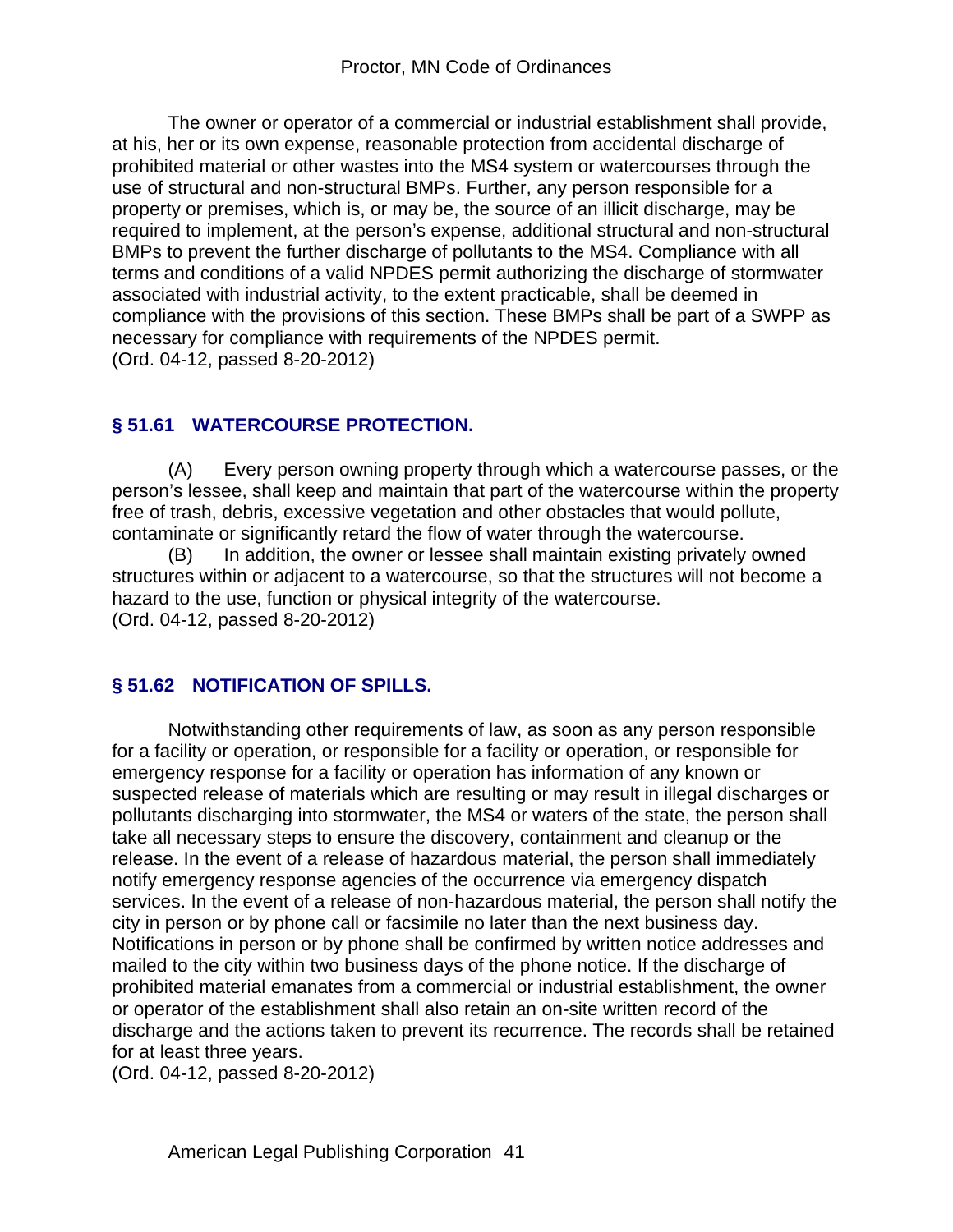The owner or operator of a commercial or industrial establishment shall provide, at his, her or its own expense, reasonable protection from accidental discharge of prohibited material or other wastes into the MS4 system or watercourses through the use of structural and non-structural BMPs. Further, any person responsible for a property or premises, which is, or may be, the source of an illicit discharge, may be required to implement, at the person's expense, additional structural and non-structural BMPs to prevent the further discharge of pollutants to the MS4. Compliance with all terms and conditions of a valid NPDES permit authorizing the discharge of stormwater associated with industrial activity, to the extent practicable, shall be deemed in compliance with the provisions of this section. These BMPs shall be part of a SWPP as necessary for compliance with requirements of the NPDES permit.
(Ord. 04-12, passed 8-20-2012)

### § 51.61 WATERCOURSE PROTECTION.

(A) Every person owning property through which a watercourse passes, or the person's lessee, shall keep and maintain that part of the watercourse within the property free of trash, debris, excessive vegetation and other obstacles that would pollute, contaminate or significantly retard the flow of water through the watercourse.

(B) In addition, the owner or lessee shall maintain existing privately owned structures within or adjacent to a watercourse, so that the structures will not become a hazard to the use, function or physical integrity of the watercourse.
(Ord. 04-12, passed 8-20-2012)

### § 51.62 NOTIFICATION OF SPILLS.

Notwithstanding other requirements of law, as soon as any person responsible for a facility or operation, or responsible for a facility or operation, or responsible for emergency response for a facility or operation has information of any known or suspected release of materials which are resulting or may result in illegal discharges or pollutants discharging into stormwater, the MS4 or waters of the state, the person shall take all necessary steps to ensure the discovery, containment and cleanup or the release. In the event of a release of hazardous material, the person shall immediately notify emergency response agencies of the occurrence via emergency dispatch services. In the event of a release of non-hazardous material, the person shall notify the city in person or by phone call or facsimile no later than the next business day. Notifications in person or by phone shall be confirmed by written notice addresses and mailed to the city within two business days of the phone notice. If the discharge of prohibited material emanates from a commercial or industrial establishment, the owner or operator of the establishment shall also retain an on-site written record of the discharge and the actions taken to prevent its recurrence. The records shall be retained for at least three years.
(Ord. 04-12, passed 8-20-2012)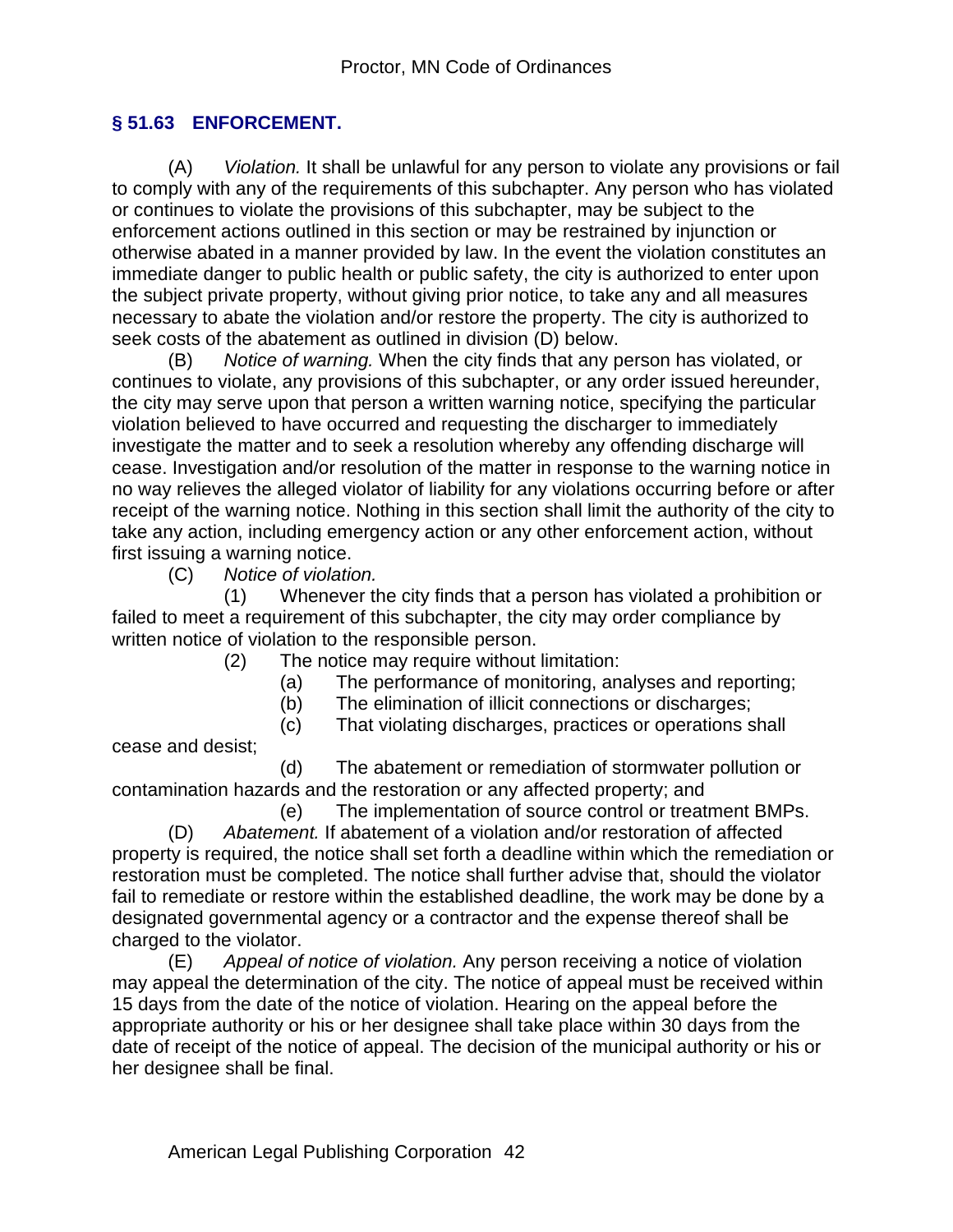## § 51.63 ENFORCEMENT.

(A) *Violation.* It shall be unlawful for any person to violate any provisions or fail to comply with any of the requirements of this subchapter. Any person who has violated or continues to violate the provisions of this subchapter, may be subject to the enforcement actions outlined in this section or may be restrained by injunction or otherwise abated in a manner provided by law. In the event the violation constitutes an immediate danger to public health or public safety, the city is authorized to enter upon the subject private property, without giving prior notice, to take any and all measures necessary to abate the violation and/or restore the property. The city is authorized to seek costs of the abatement as outlined in division (D) below.

(B) *Notice of warning.* When the city finds that any person has violated, or continues to violate, any provisions of this subchapter, or any order issued hereunder, the city may serve upon that person a written warning notice, specifying the particular violation believed to have occurred and requesting the discharger to immediately investigate the matter and to seek a resolution whereby any offending discharge will cease. Investigation and/or resolution of the matter in response to the warning notice in no way relieves the alleged violator of liability for any violations occurring before or after receipt of the warning notice. Nothing in this section shall limit the authority of the city to take any action, including emergency action or any other enforcement action, without first issuing a warning notice.

(C) *Notice of violation.*

(1) Whenever the city finds that a person has violated a prohibition or failed to meet a requirement of this subchapter, the city may order compliance by written notice of violation to the responsible person.

(2) The notice may require without limitation:

(a) The performance of monitoring, analyses and reporting;

(b) The elimination of illicit connections or discharges;

(c) That violating discharges, practices or operations shall cease and desist;

(d) The abatement or remediation of stormwater pollution or contamination hazards and the restoration or any affected property; and

(e) The implementation of source control or treatment BMPs.

(D) *Abatement.* If abatement of a violation and/or restoration of affected property is required, the notice shall set forth a deadline within which the remediation or restoration must be completed. The notice shall further advise that, should the violator fail to remediate or restore within the established deadline, the work may be done by a designated governmental agency or a contractor and the expense thereof shall be charged to the violator.

(E) *Appeal of notice of violation.* Any person receiving a notice of violation may appeal the determination of the city. The notice of appeal must be received within 15 days from the date of the notice of violation. Hearing on the appeal before the appropriate authority or his or her designee shall take place within 30 days from the date of receipt of the notice of appeal. The decision of the municipal authority or his or her designee shall be final.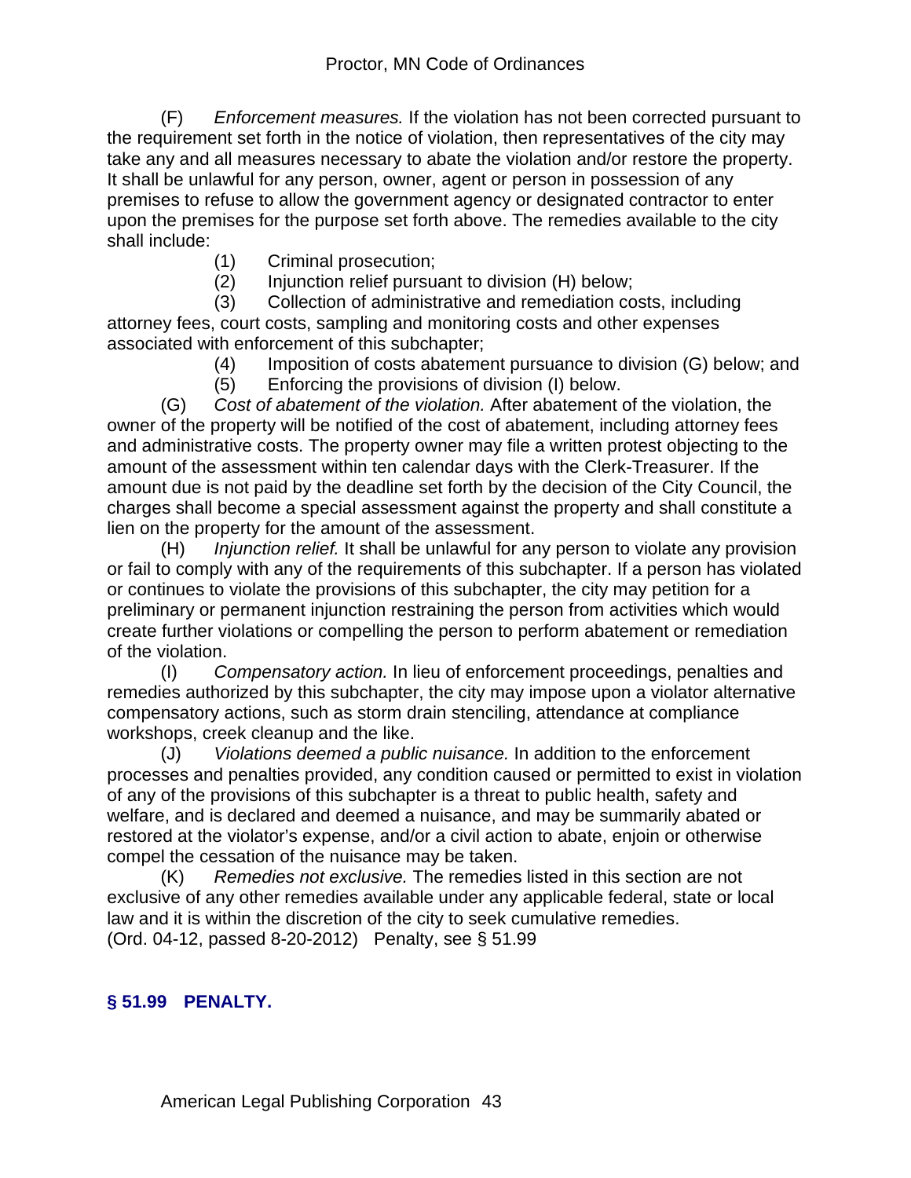(F) *Enforcement measures.* If the violation has not been corrected pursuant to the requirement set forth in the notice of violation, then representatives of the city may take any and all measures necessary to abate the violation and/or restore the property. It shall be unlawful for any person, owner, agent or person in possession of any premises to refuse to allow the government agency or designated contractor to enter upon the premises for the purpose set forth above. The remedies available to the city shall include:

(1) Criminal prosecution;

(2) Injunction relief pursuant to division (H) below;

(3) Collection of administrative and remediation costs, including attorney fees, court costs, sampling and monitoring costs and other expenses associated with enforcement of this subchapter;

(4) Imposition of costs abatement pursuance to division (G) below; and

(5) Enforcing the provisions of division (I) below.

(G) *Cost of abatement of the violation.* After abatement of the violation, the owner of the property will be notified of the cost of abatement, including attorney fees and administrative costs. The property owner may file a written protest objecting to the amount of the assessment within ten calendar days with the Clerk-Treasurer. If the amount due is not paid by the deadline set forth by the decision of the City Council, the charges shall become a special assessment against the property and shall constitute a lien on the property for the amount of the assessment.

(H) *Injunction relief.* It shall be unlawful for any person to violate any provision or fail to comply with any of the requirements of this subchapter. If a person has violated or continues to violate the provisions of this subchapter, the city may petition for a preliminary or permanent injunction restraining the person from activities which would create further violations or compelling the person to perform abatement or remediation of the violation.

(I) *Compensatory action.* In lieu of enforcement proceedings, penalties and remedies authorized by this subchapter, the city may impose upon a violator alternative compensatory actions, such as storm drain stenciling, attendance at compliance workshops, creek cleanup and the like.

(J) *Violations deemed a public nuisance.* In addition to the enforcement processes and penalties provided, any condition caused or permitted to exist in violation of any of the provisions of this subchapter is a threat to public health, safety and welfare, and is declared and deemed a nuisance, and may be summarily abated or restored at the violator's expense, and/or a civil action to abate, enjoin or otherwise compel the cessation of the nuisance may be taken.

(K) *Remedies not exclusive.* The remedies listed in this section are not exclusive of any other remedies available under any applicable federal, state or local law and it is within the discretion of the city to seek cumulative remedies.

(Ord. 04-12, passed 8-20-2012) Penalty, see § 51.99

## § 51.99 PENALTY.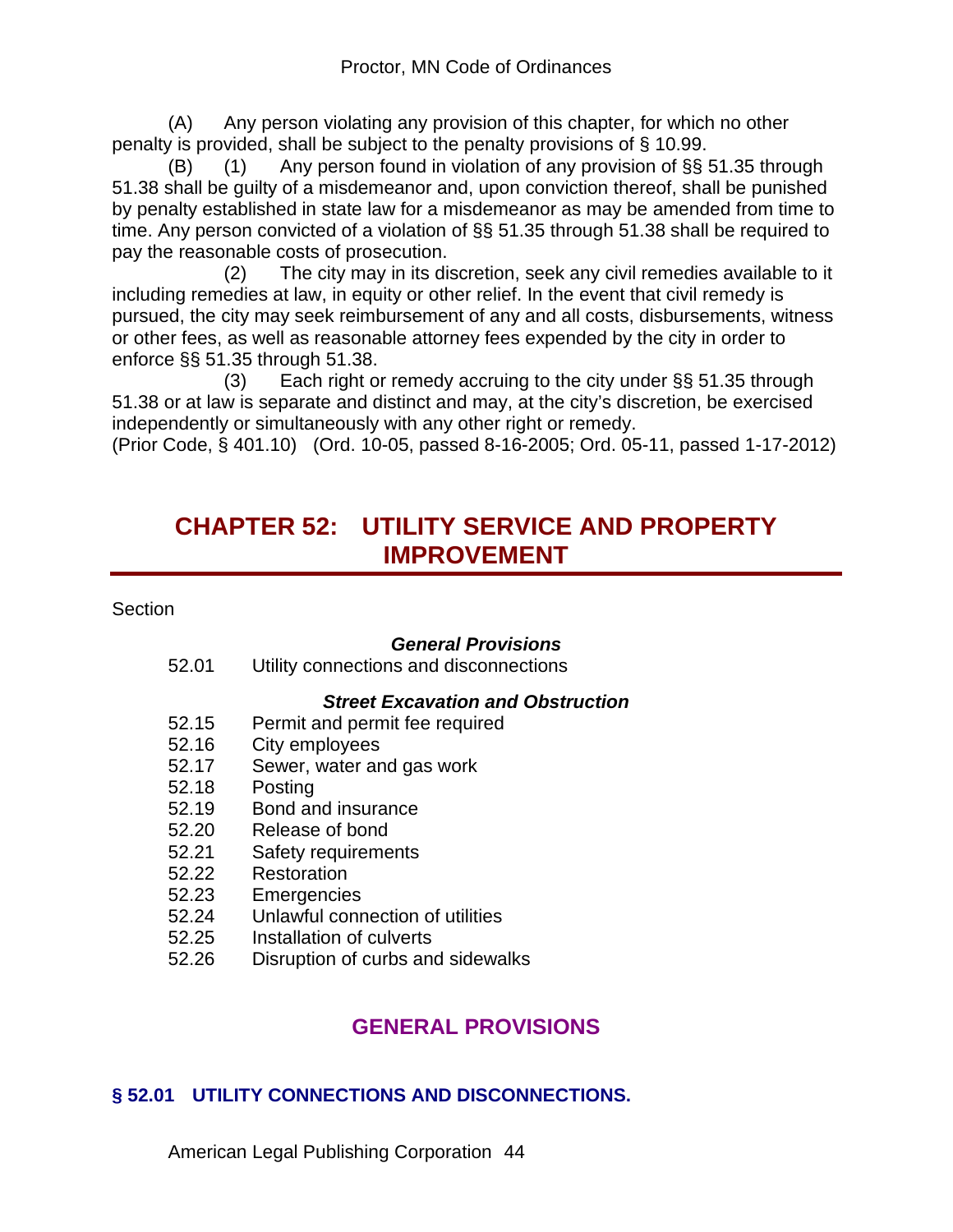(A) Any person violating any provision of this chapter, for which no other penalty is provided, shall be subject to the penalty provisions of § 10.99.

(B) (1) Any person found in violation of any provision of §§ 51.35 through 51.38 shall be guilty of a misdemeanor and, upon conviction thereof, shall be punished by penalty established in state law for a misdemeanor as may be amended from time to time. Any person convicted of a violation of §§ 51.35 through 51.38 shall be required to pay the reasonable costs of prosecution.

(2) The city may in its discretion, seek any civil remedies available to it including remedies at law, in equity or other relief. In the event that civil remedy is pursued, the city may seek reimbursement of any and all costs, disbursements, witness or other fees, as well as reasonable attorney fees expended by the city in order to enforce §§ 51.35 through 51.38.

(3) Each right or remedy accruing to the city under §§ 51.35 through 51.38 or at law is separate and distinct and may, at the city's discretion, be exercised independently or simultaneously with any other right or remedy.

(Prior Code, § 401.10) (Ord. 10-05, passed 8-16-2005; Ord. 05-11, passed 1-17-2012)

# CHAPTER 52: UTILITY SERVICE AND PROPERTY IMPROVEMENT

Section

***General Provisions***

52.01 Utility connections and disconnections

***Street Excavation and Obstruction***

52.15 Permit and permit fee required
52.16 City employees
52.17 Sewer, water and gas work
52.18 Posting
52.19 Bond and insurance
52.20 Release of bond
52.21 Safety requirements
52.22 Restoration
52.23 Emergencies
52.24 Unlawful connection of utilities
52.25 Installation of culverts
52.26 Disruption of curbs and sidewalks

## GENERAL PROVISIONS

### § 52.01 UTILITY CONNECTIONS AND DISCONNECTIONS.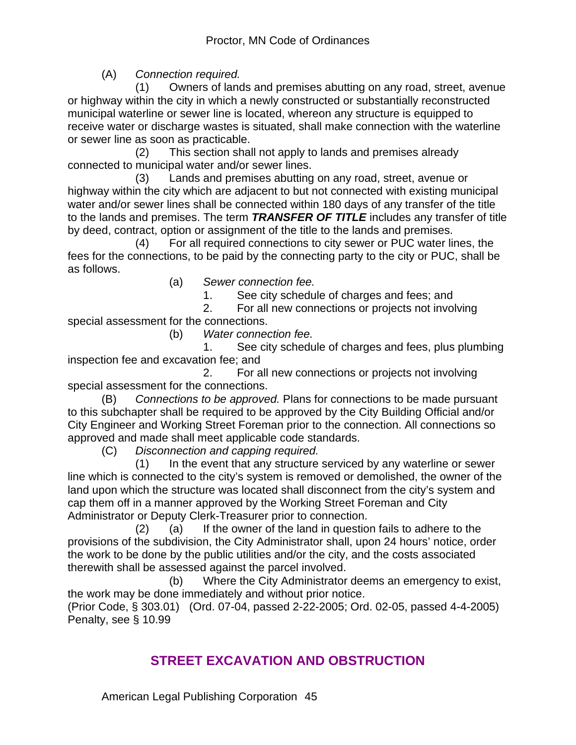(A) *Connection required.*

(1) Owners of lands and premises abutting on any road, street, avenue or highway within the city in which a newly constructed or substantially reconstructed municipal waterline or sewer line is located, whereon any structure is equipped to receive water or discharge wastes is situated, shall make connection with the waterline or sewer line as soon as practicable.

(2) This section shall not apply to lands and premises already connected to municipal water and/or sewer lines.

(3) Lands and premises abutting on any road, street, avenue or highway within the city which are adjacent to but not connected with existing municipal water and/or sewer lines shall be connected within 180 days of any transfer of the title to the lands and premises. The term ***TRANSFER OF TITLE*** includes any transfer of title by deed, contract, option or assignment of the title to the lands and premises.

(4) For all required connections to city sewer or PUC water lines, the fees for the connections, to be paid by the connecting party to the city or PUC, shall be as follows.

(a) *Sewer connection fee.*

1. See city schedule of charges and fees; and

2. For all new connections or projects not involving special assessment for the connections.

(b) *Water connection fee.*

1. See city schedule of charges and fees, plus plumbing inspection fee and excavation fee; and

2. For all new connections or projects not involving special assessment for the connections.

(B) *Connections to be approved.* Plans for connections to be made pursuant to this subchapter shall be required to be approved by the City Building Official and/or City Engineer and Working Street Foreman prior to the connection. All connections so approved and made shall meet applicable code standards.

(C) *Disconnection and capping required.*

(1) In the event that any structure serviced by any waterline or sewer line which is connected to the city's system is removed or demolished, the owner of the land upon which the structure was located shall disconnect from the city's system and cap them off in a manner approved by the Working Street Foreman and City Administrator or Deputy Clerk-Treasurer prior to connection.

(2) (a) If the owner of the land in question fails to adhere to the provisions of the subdivision, the City Administrator shall, upon 24 hours' notice, order the work to be done by the public utilities and/or the city, and the costs associated therewith shall be assessed against the parcel involved.

(b) Where the City Administrator deems an emergency to exist, the work may be done immediately and without prior notice.

(Prior Code, § 303.01) (Ord. 07-04, passed 2-22-2005; Ord. 02-05, passed 4-4-2005) Penalty, see § 10.99

## STREET EXCAVATION AND OBSTRUCTION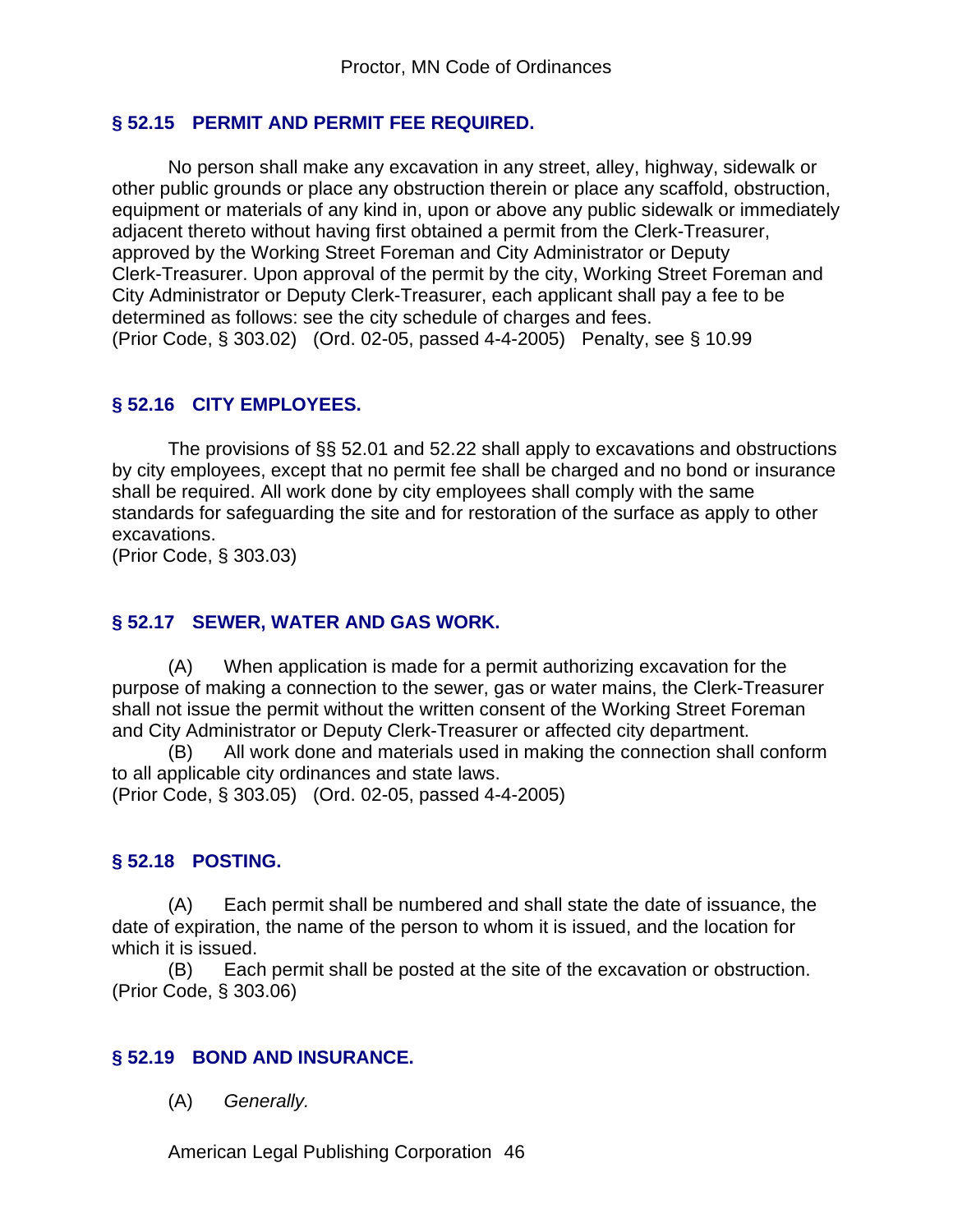## § 52.15 PERMIT AND PERMIT FEE REQUIRED.

No person shall make any excavation in any street, alley, highway, sidewalk or other public grounds or place any obstruction therein or place any scaffold, obstruction, equipment or materials of any kind in, upon or above any public sidewalk or immediately adjacent thereto without having first obtained a permit from the Clerk-Treasurer, approved by the Working Street Foreman and City Administrator or Deputy Clerk-Treasurer. Upon approval of the permit by the city, Working Street Foreman and City Administrator or Deputy Clerk-Treasurer, each applicant shall pay a fee to be determined as follows: see the city schedule of charges and fees.
(Prior Code, § 303.02) (Ord. 02-05, passed 4-4-2005) Penalty, see § 10.99

## § 52.16 CITY EMPLOYEES.

The provisions of §§ 52.01 and 52.22 shall apply to excavations and obstructions by city employees, except that no permit fee shall be charged and no bond or insurance shall be required. All work done by city employees shall comply with the same standards for safeguarding the site and for restoration of the surface as apply to other excavations.
(Prior Code, § 303.03)

## § 52.17 SEWER, WATER AND GAS WORK.

(A) When application is made for a permit authorizing excavation for the purpose of making a connection to the sewer, gas or water mains, the Clerk-Treasurer shall not issue the permit without the written consent of the Working Street Foreman and City Administrator or Deputy Clerk-Treasurer or affected city department.

(B) All work done and materials used in making the connection shall conform to all applicable city ordinances and state laws.
(Prior Code, § 303.05) (Ord. 02-05, passed 4-4-2005)

## § 52.18 POSTING.

(A) Each permit shall be numbered and shall state the date of issuance, the date of expiration, the name of the person to whom it is issued, and the location for which it is issued.

(B) Each permit shall be posted at the site of the excavation or obstruction.
(Prior Code, § 303.06)

## § 52.19 BOND AND INSURANCE.

(A) *Generally.*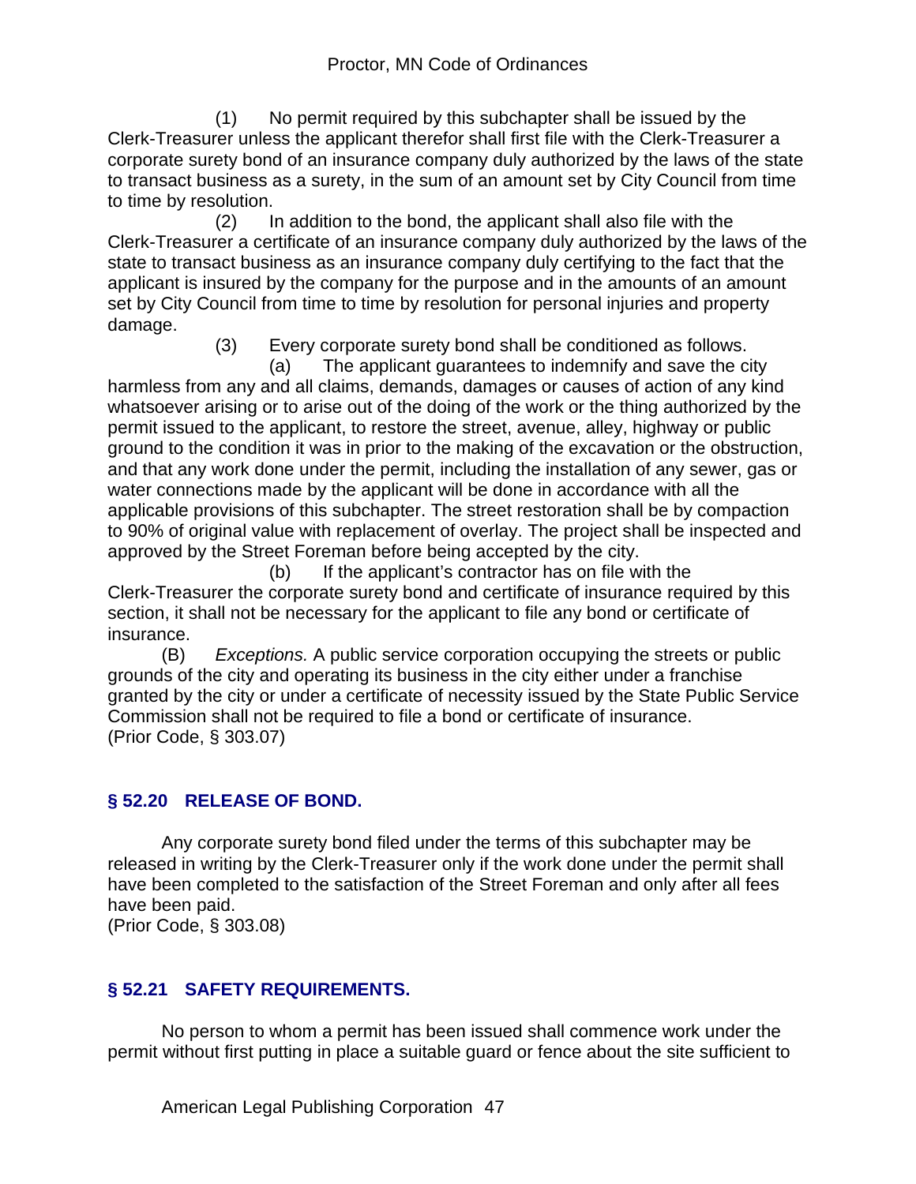(1) No permit required by this subchapter shall be issued by the Clerk-Treasurer unless the applicant therefor shall first file with the Clerk-Treasurer a corporate surety bond of an insurance company duly authorized by the laws of the state to transact business as a surety, in the sum of an amount set by City Council from time to time by resolution.

(2) In addition to the bond, the applicant shall also file with the Clerk-Treasurer a certificate of an insurance company duly authorized by the laws of the state to transact business as an insurance company duly certifying to the fact that the applicant is insured by the company for the purpose and in the amounts of an amount set by City Council from time to time by resolution for personal injuries and property damage.

(3) Every corporate surety bond shall be conditioned as follows.

(a) The applicant guarantees to indemnify and save the city harmless from any and all claims, demands, damages or causes of action of any kind whatsoever arising or to arise out of the doing of the work or the thing authorized by the permit issued to the applicant, to restore the street, avenue, alley, highway or public ground to the condition it was in prior to the making of the excavation or the obstruction, and that any work done under the permit, including the installation of any sewer, gas or water connections made by the applicant will be done in accordance with all the applicable provisions of this subchapter. The street restoration shall be by compaction to 90% of original value with replacement of overlay. The project shall be inspected and approved by the Street Foreman before being accepted by the city.

(b) If the applicant's contractor has on file with the Clerk-Treasurer the corporate surety bond and certificate of insurance required by this section, it shall not be necessary for the applicant to file any bond or certificate of insurance.

(B) *Exceptions.* A public service corporation occupying the streets or public grounds of the city and operating its business in the city either under a franchise granted by the city or under a certificate of necessity issued by the State Public Service Commission shall not be required to file a bond or certificate of insurance.
(Prior Code, § 303.07)

## § 52.20 RELEASE OF BOND.

Any corporate surety bond filed under the terms of this subchapter may be released in writing by the Clerk-Treasurer only if the work done under the permit shall have been completed to the satisfaction of the Street Foreman and only after all fees have been paid.
(Prior Code, § 303.08)

## § 52.21 SAFETY REQUIREMENTS.

No person to whom a permit has been issued shall commence work under the permit without first putting in place a suitable guard or fence about the site sufficient to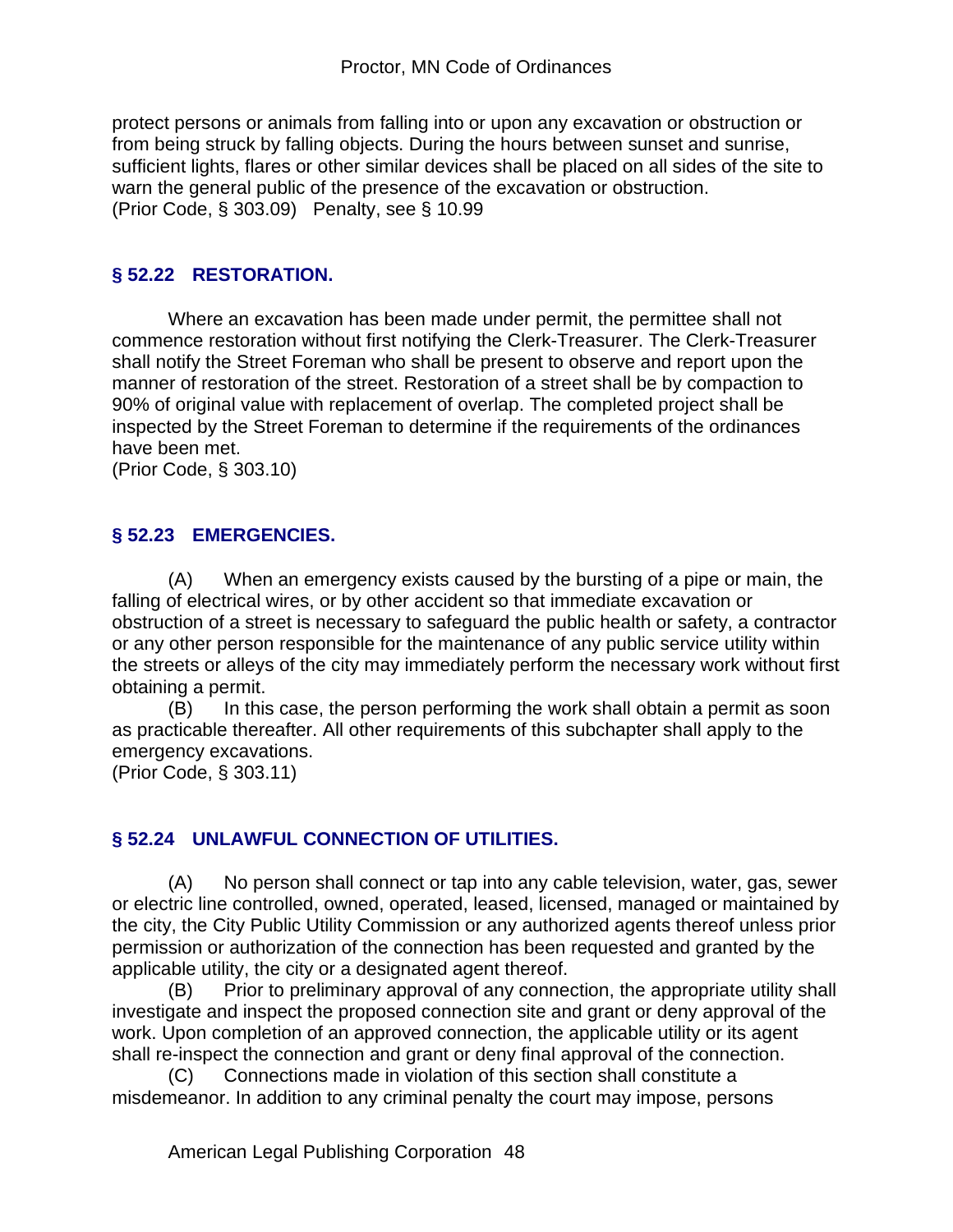protect persons or animals from falling into or upon any excavation or obstruction or from being struck by falling objects. During the hours between sunset and sunrise, sufficient lights, flares or other similar devices shall be placed on all sides of the site to warn the general public of the presence of the excavation or obstruction.
(Prior Code, § 303.09) Penalty, see § 10.99

## § 52.22 RESTORATION.

Where an excavation has been made under permit, the permittee shall not commence restoration without first notifying the Clerk-Treasurer. The Clerk-Treasurer shall notify the Street Foreman who shall be present to observe and report upon the manner of restoration of the street. Restoration of a street shall be by compaction to 90% of original value with replacement of overlap. The completed project shall be inspected by the Street Foreman to determine if the requirements of the ordinances have been met.
(Prior Code, § 303.10)

## § 52.23 EMERGENCIES.

(A) When an emergency exists caused by the bursting of a pipe or main, the falling of electrical wires, or by other accident so that immediate excavation or obstruction of a street is necessary to safeguard the public health or safety, a contractor or any other person responsible for the maintenance of any public service utility within the streets or alleys of the city may immediately perform the necessary work without first obtaining a permit.

(B) In this case, the person performing the work shall obtain a permit as soon as practicable thereafter. All other requirements of this subchapter shall apply to the emergency excavations.
(Prior Code, § 303.11)

## § 52.24 UNLAWFUL CONNECTION OF UTILITIES.

(A) No person shall connect or tap into any cable television, water, gas, sewer or electric line controlled, owned, operated, leased, licensed, managed or maintained by the city, the City Public Utility Commission or any authorized agents thereof unless prior permission or authorization of the connection has been requested and granted by the applicable utility, the city or a designated agent thereof.

(B) Prior to preliminary approval of any connection, the appropriate utility shall investigate and inspect the proposed connection site and grant or deny approval of the work. Upon completion of an approved connection, the applicable utility or its agent shall re-inspect the connection and grant or deny final approval of the connection.

(C) Connections made in violation of this section shall constitute a misdemeanor. In addition to any criminal penalty the court may impose, persons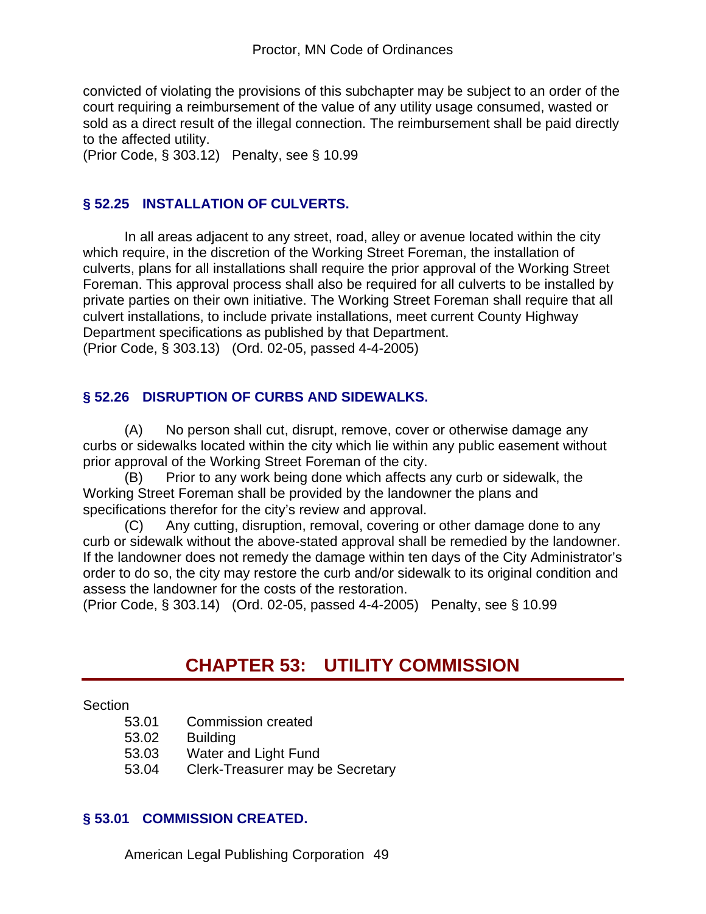convicted of violating the provisions of this subchapter may be subject to an order of the court requiring a reimbursement of the value of any utility usage consumed, wasted or sold as a direct result of the illegal connection. The reimbursement shall be paid directly to the affected utility.
(Prior Code, § 303.12) Penalty, see § 10.99

### § 52.25 INSTALLATION OF CULVERTS.

In all areas adjacent to any street, road, alley or avenue located within the city which require, in the discretion of the Working Street Foreman, the installation of culverts, plans for all installations shall require the prior approval of the Working Street Foreman. This approval process shall also be required for all culverts to be installed by private parties on their own initiative. The Working Street Foreman shall require that all culvert installations, to include private installations, meet current County Highway Department specifications as published by that Department.
(Prior Code, § 303.13) (Ord. 02-05, passed 4-4-2005)

### § 52.26 DISRUPTION OF CURBS AND SIDEWALKS.

(A) No person shall cut, disrupt, remove, cover or otherwise damage any curbs or sidewalks located within the city which lie within any public easement without prior approval of the Working Street Foreman of the city.

(B) Prior to any work being done which affects any curb or sidewalk, the Working Street Foreman shall be provided by the landowner the plans and specifications therefor for the city's review and approval.

(C) Any cutting, disruption, removal, covering or other damage done to any curb or sidewalk without the above-stated approval shall be remedied by the landowner. If the landowner does not remedy the damage within ten days of the City Administrator's order to do so, the city may restore the curb and/or sidewalk to its original condition and assess the landowner for the costs of the restoration.
(Prior Code, § 303.14) (Ord. 02-05, passed 4-4-2005) Penalty, see § 10.99

## CHAPTER 53: UTILITY COMMISSION

Section

- 53.01 Commission created
- 53.02 Building
- 53.03 Water and Light Fund
- 53.04 Clerk-Treasurer may be Secretary

### § 53.01 COMMISSION CREATED.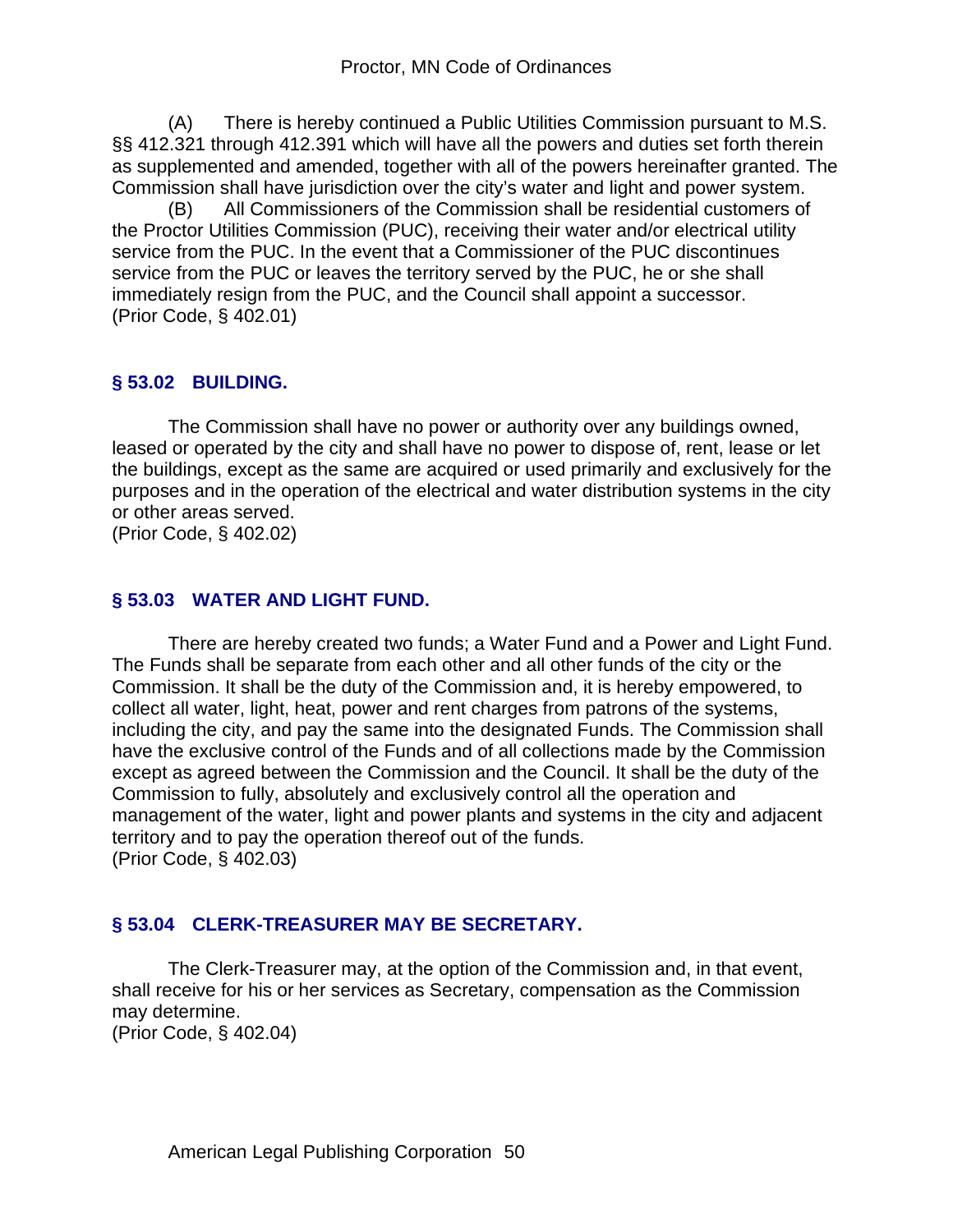(A) There is hereby continued a Public Utilities Commission pursuant to M.S. §§ 412.321 through 412.391 which will have all the powers and duties set forth therein as supplemented and amended, together with all of the powers hereinafter granted. The Commission shall have jurisdiction over the city's water and light and power system.

(B) All Commissioners of the Commission shall be residential customers of the Proctor Utilities Commission (PUC), receiving their water and/or electrical utility service from the PUC. In the event that a Commissioner of the PUC discontinues service from the PUC or leaves the territory served by the PUC, he or she shall immediately resign from the PUC, and the Council shall appoint a successor.
(Prior Code, § 402.01)

### § 53.02 BUILDING.

The Commission shall have no power or authority over any buildings owned, leased or operated by the city and shall have no power to dispose of, rent, lease or let the buildings, except as the same are acquired or used primarily and exclusively for the purposes and in the operation of the electrical and water distribution systems in the city or other areas served.
(Prior Code, § 402.02)

### § 53.03 WATER AND LIGHT FUND.

There are hereby created two funds; a Water Fund and a Power and Light Fund. The Funds shall be separate from each other and all other funds of the city or the Commission. It shall be the duty of the Commission and, it is hereby empowered, to collect all water, light, heat, power and rent charges from patrons of the systems, including the city, and pay the same into the designated Funds. The Commission shall have the exclusive control of the Funds and of all collections made by the Commission except as agreed between the Commission and the Council. It shall be the duty of the Commission to fully, absolutely and exclusively control all the operation and management of the water, light and power plants and systems in the city and adjacent territory and to pay the operation thereof out of the funds.
(Prior Code, § 402.03)

### § 53.04 CLERK-TREASURER MAY BE SECRETARY.

The Clerk-Treasurer may, at the option of the Commission and, in that event, shall receive for his or her services as Secretary, compensation as the Commission may determine.
(Prior Code, § 402.04)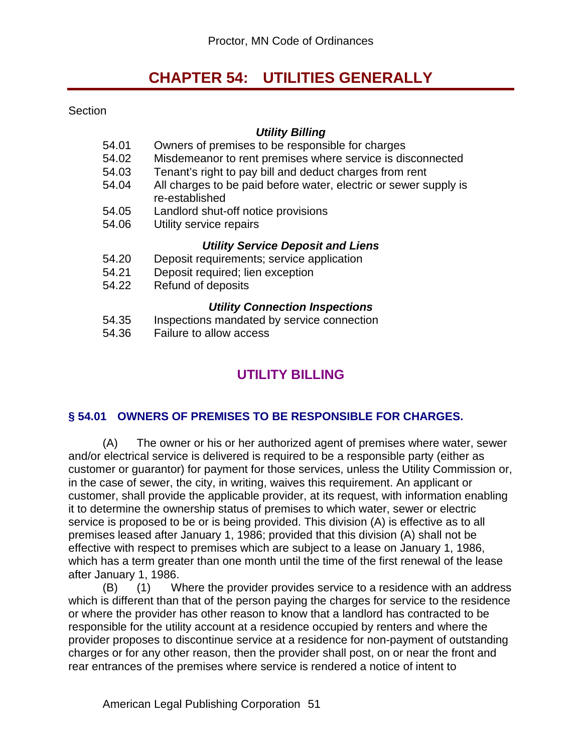# CHAPTER 54: UTILITIES GENERALLY

Section

***Utility Billing***

54.01 Owners of premises to be responsible for charges
54.02 Misdemeanor to rent premises where service is disconnected
54.03 Tenant's right to pay bill and deduct charges from rent
54.04 All charges to be paid before water, electric or sewer supply is re-established
54.05 Landlord shut-off notice provisions
54.06 Utility service repairs

***Utility Service Deposit and Liens***

54.20 Deposit requirements; service application
54.21 Deposit required; lien exception
54.22 Refund of deposits

***Utility Connection Inspections***

54.35 Inspections mandated by service connection
54.36 Failure to allow access

## UTILITY BILLING

### § 54.01 OWNERS OF PREMISES TO BE RESPONSIBLE FOR CHARGES.

(A) The owner or his or her authorized agent of premises where water, sewer and/or electrical service is delivered is required to be a responsible party (either as customer or guarantor) for payment for those services, unless the Utility Commission or, in the case of sewer, the city, in writing, waives this requirement. An applicant or customer, shall provide the applicable provider, at its request, with information enabling it to determine the ownership status of premises to which water, sewer or electric service is proposed to be or is being provided. This division (A) is effective as to all premises leased after January 1, 1986; provided that this division (A) shall not be effective with respect to premises which are subject to a lease on January 1, 1986, which has a term greater than one month until the time of the first renewal of the lease after January 1, 1986.

(B) (1) Where the provider provides service to a residence with an address which is different than that of the person paying the charges for service to the residence or where the provider has other reason to know that a landlord has contracted to be responsible for the utility account at a residence occupied by renters and where the provider proposes to discontinue service at a residence for non-payment of outstanding charges or for any other reason, then the provider shall post, on or near the front and rear entrances of the premises where service is rendered a notice of intent to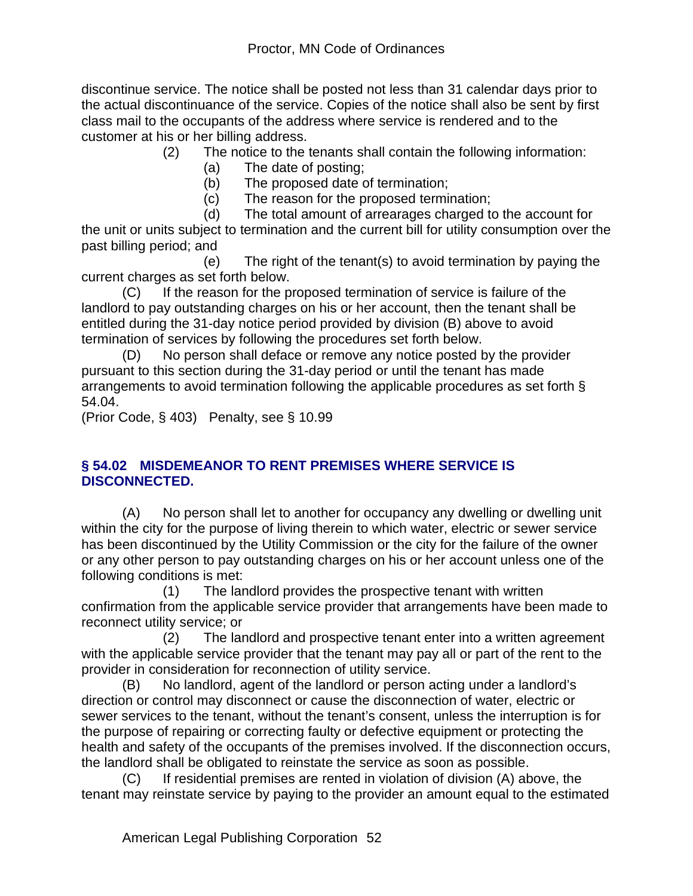discontinue service. The notice shall be posted not less than 31 calendar days prior to the actual discontinuance of the service. Copies of the notice shall also be sent by first class mail to the occupants of the address where service is rendered and to the customer at his or her billing address.

(2) The notice to the tenants shall contain the following information:

(a) The date of posting;

(b) The proposed date of termination;

(c) The reason for the proposed termination;

(d) The total amount of arrearages charged to the account for the unit or units subject to termination and the current bill for utility consumption over the past billing period; and

(e) The right of the tenant(s) to avoid termination by paying the current charges as set forth below.

(C) If the reason for the proposed termination of service is failure of the landlord to pay outstanding charges on his or her account, then the tenant shall be entitled during the 31-day notice period provided by division (B) above to avoid termination of services by following the procedures set forth below.

(D) No person shall deface or remove any notice posted by the provider pursuant to this section during the 31-day period or until the tenant has made arrangements to avoid termination following the applicable procedures as set forth § 54.04.

(Prior Code, § 403) Penalty, see § 10.99

## § 54.02 MISDEMEANOR TO RENT PREMISES WHERE SERVICE IS DISCONNECTED.

(A) No person shall let to another for occupancy any dwelling or dwelling unit within the city for the purpose of living therein to which water, electric or sewer service has been discontinued by the Utility Commission or the city for the failure of the owner or any other person to pay outstanding charges on his or her account unless one of the following conditions is met:

(1) The landlord provides the prospective tenant with written confirmation from the applicable service provider that arrangements have been made to reconnect utility service; or

(2) The landlord and prospective tenant enter into a written agreement with the applicable service provider that the tenant may pay all or part of the rent to the provider in consideration for reconnection of utility service.

(B) No landlord, agent of the landlord or person acting under a landlord's direction or control may disconnect or cause the disconnection of water, electric or sewer services to the tenant, without the tenant's consent, unless the interruption is for the purpose of repairing or correcting faulty or defective equipment or protecting the health and safety of the occupants of the premises involved. If the disconnection occurs, the landlord shall be obligated to reinstate the service as soon as possible.

(C) If residential premises are rented in violation of division (A) above, the tenant may reinstate service by paying to the provider an amount equal to the estimated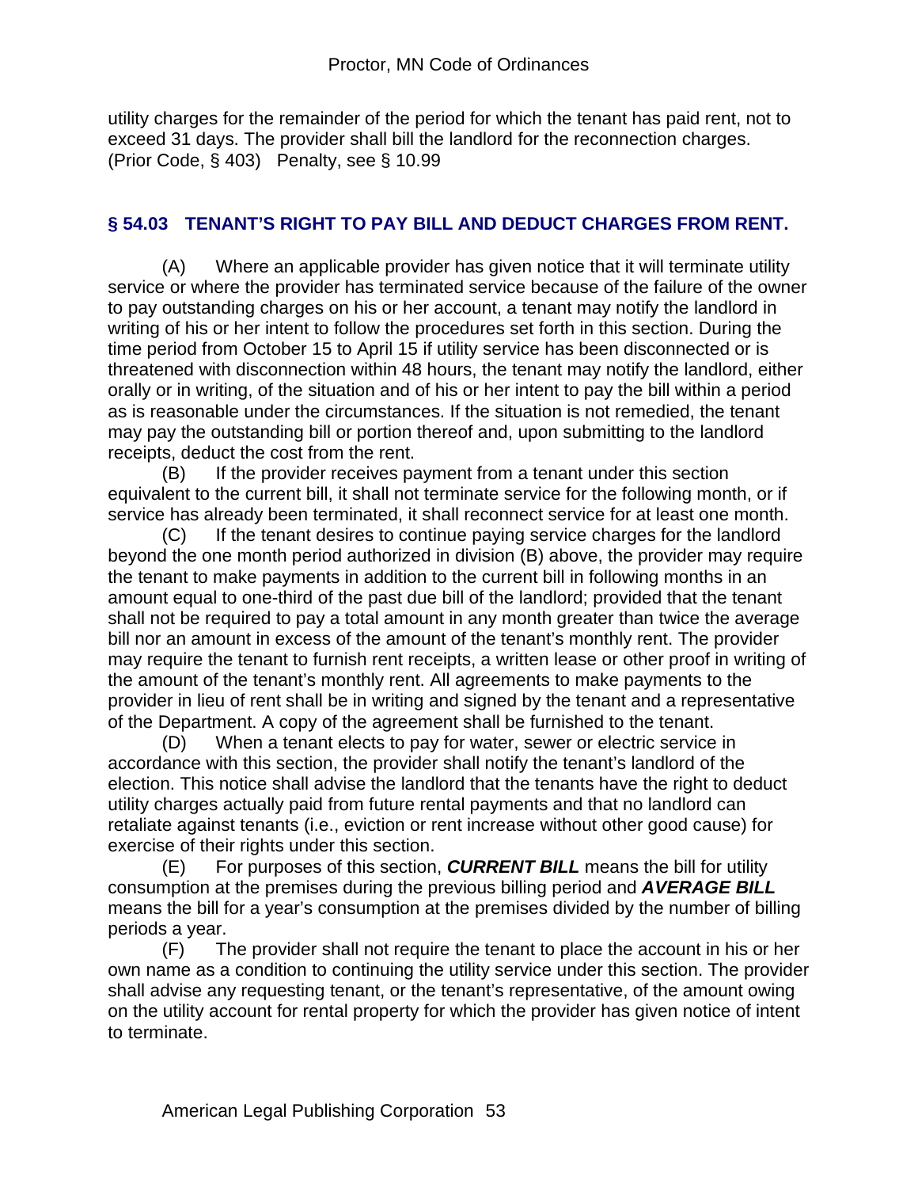utility charges for the remainder of the period for which the tenant has paid rent, not to exceed 31 days. The provider shall bill the landlord for the reconnection charges.
(Prior Code, § 403) Penalty, see § 10.99

## § 54.03 TENANT'S RIGHT TO PAY BILL AND DEDUCT CHARGES FROM RENT.

(A) Where an applicable provider has given notice that it will terminate utility service or where the provider has terminated service because of the failure of the owner to pay outstanding charges on his or her account, a tenant may notify the landlord in writing of his or her intent to follow the procedures set forth in this section. During the time period from October 15 to April 15 if utility service has been disconnected or is threatened with disconnection within 48 hours, the tenant may notify the landlord, either orally or in writing, of the situation and of his or her intent to pay the bill within a period as is reasonable under the circumstances. If the situation is not remedied, the tenant may pay the outstanding bill or portion thereof and, upon submitting to the landlord receipts, deduct the cost from the rent.

(B) If the provider receives payment from a tenant under this section equivalent to the current bill, it shall not terminate service for the following month, or if service has already been terminated, it shall reconnect service for at least one month.

(C) If the tenant desires to continue paying service charges for the landlord beyond the one month period authorized in division (B) above, the provider may require the tenant to make payments in addition to the current bill in following months in an amount equal to one-third of the past due bill of the landlord; provided that the tenant shall not be required to pay a total amount in any month greater than twice the average bill nor an amount in excess of the amount of the tenant's monthly rent. The provider may require the tenant to furnish rent receipts, a written lease or other proof in writing of the amount of the tenant's monthly rent. All agreements to make payments to the provider in lieu of rent shall be in writing and signed by the tenant and a representative of the Department. A copy of the agreement shall be furnished to the tenant.

(D) When a tenant elects to pay for water, sewer or electric service in accordance with this section, the provider shall notify the tenant's landlord of the election. This notice shall advise the landlord that the tenants have the right to deduct utility charges actually paid from future rental payments and that no landlord can retaliate against tenants (i.e., eviction or rent increase without other good cause) for exercise of their rights under this section.

(E) For purposes of this section, ***CURRENT BILL*** means the bill for utility consumption at the premises during the previous billing period and ***AVERAGE BILL*** means the bill for a year's consumption at the premises divided by the number of billing periods a year.

(F) The provider shall not require the tenant to place the account in his or her own name as a condition to continuing the utility service under this section. The provider shall advise any requesting tenant, or the tenant's representative, of the amount owing on the utility account for rental property for which the provider has given notice of intent to terminate.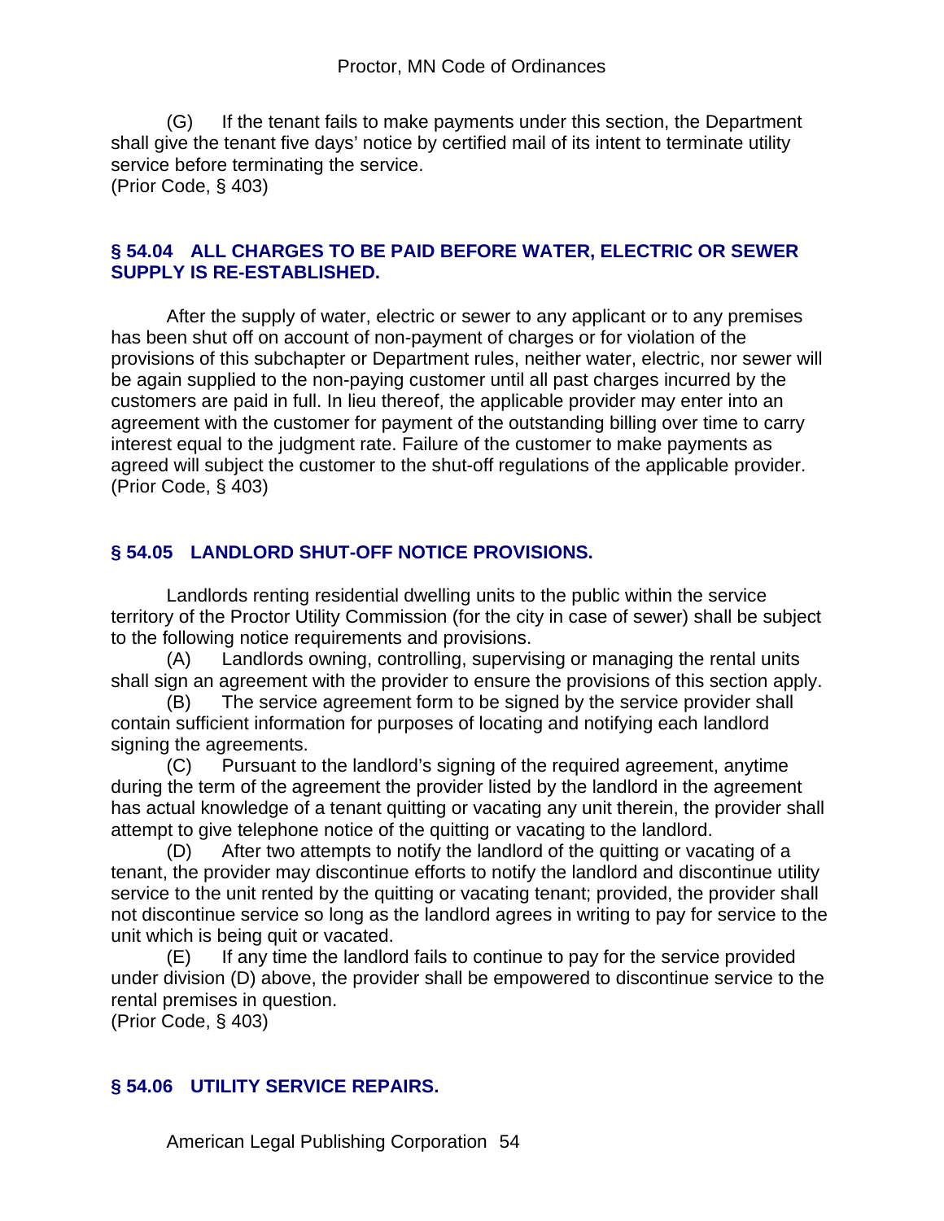(G) If the tenant fails to make payments under this section, the Department shall give the tenant five days' notice by certified mail of its intent to terminate utility service before terminating the service.
(Prior Code, § 403)

### § 54.04 ALL CHARGES TO BE PAID BEFORE WATER, ELECTRIC OR SEWER SUPPLY IS RE-ESTABLISHED.

After the supply of water, electric or sewer to any applicant or to any premises has been shut off on account of non-payment of charges or for violation of the provisions of this subchapter or Department rules, neither water, electric, nor sewer will be again supplied to the non-paying customer until all past charges incurred by the customers are paid in full. In lieu thereof, the applicable provider may enter into an agreement with the customer for payment of the outstanding billing over time to carry interest equal to the judgment rate. Failure of the customer to make payments as agreed will subject the customer to the shut-off regulations of the applicable provider.
(Prior Code, § 403)

### § 54.05 LANDLORD SHUT-OFF NOTICE PROVISIONS.

Landlords renting residential dwelling units to the public within the service territory of the Proctor Utility Commission (for the city in case of sewer) shall be subject to the following notice requirements and provisions.

(A) Landlords owning, controlling, supervising or managing the rental units shall sign an agreement with the provider to ensure the provisions of this section apply.

(B) The service agreement form to be signed by the service provider shall contain sufficient information for purposes of locating and notifying each landlord signing the agreements.

(C) Pursuant to the landlord's signing of the required agreement, anytime during the term of the agreement the provider listed by the landlord in the agreement has actual knowledge of a tenant quitting or vacating any unit therein, the provider shall attempt to give telephone notice of the quitting or vacating to the landlord.

(D) After two attempts to notify the landlord of the quitting or vacating of a tenant, the provider may discontinue efforts to notify the landlord and discontinue utility service to the unit rented by the quitting or vacating tenant; provided, the provider shall not discontinue service so long as the landlord agrees in writing to pay for service to the unit which is being quit or vacated.

(E) If any time the landlord fails to continue to pay for the service provided under division (D) above, the provider shall be empowered to discontinue service to the rental premises in question.
(Prior Code, § 403)

### § 54.06 UTILITY SERVICE REPAIRS.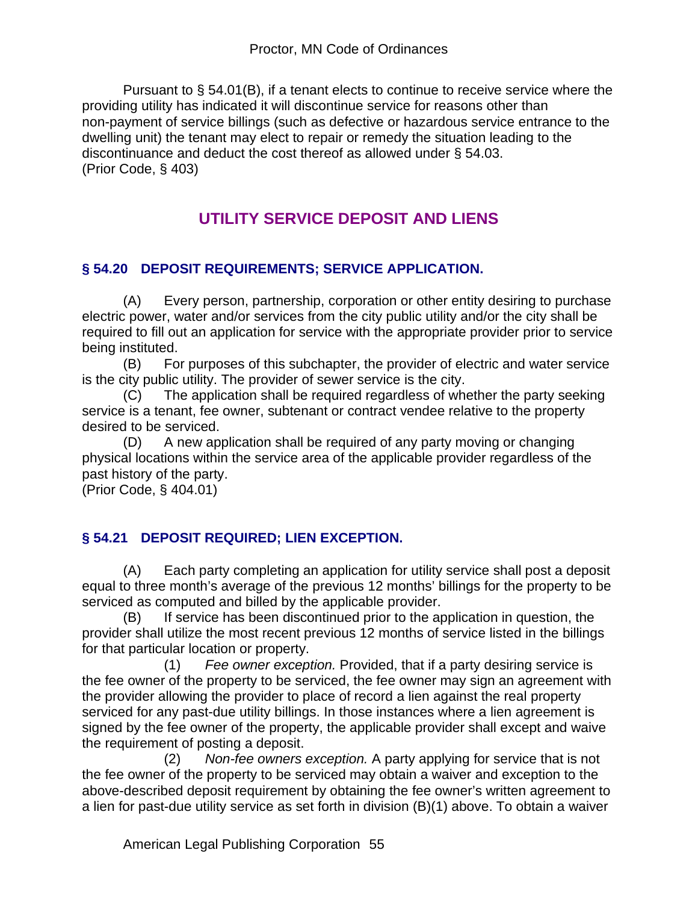Pursuant to § 54.01(B), if a tenant elects to continue to receive service where the providing utility has indicated it will discontinue service for reasons other than non-payment of service billings (such as defective or hazardous service entrance to the dwelling unit) the tenant may elect to repair or remedy the situation leading to the discontinuance and deduct the cost thereof as allowed under § 54.03.
(Prior Code, § 403)

## UTILITY SERVICE DEPOSIT AND LIENS

### § 54.20 DEPOSIT REQUIREMENTS; SERVICE APPLICATION.

(A) Every person, partnership, corporation or other entity desiring to purchase electric power, water and/or services from the city public utility and/or the city shall be required to fill out an application for service with the appropriate provider prior to service being instituted.

(B) For purposes of this subchapter, the provider of electric and water service is the city public utility. The provider of sewer service is the city.

(C) The application shall be required regardless of whether the party seeking service is a tenant, fee owner, subtenant or contract vendee relative to the property desired to be serviced.

(D) A new application shall be required of any party moving or changing physical locations within the service area of the applicable provider regardless of the past history of the party.

(Prior Code, § 404.01)

### § 54.21 DEPOSIT REQUIRED; LIEN EXCEPTION.

(A) Each party completing an application for utility service shall post a deposit equal to three month's average of the previous 12 months' billings for the property to be serviced as computed and billed by the applicable provider.

(B) If service has been discontinued prior to the application in question, the provider shall utilize the most recent previous 12 months of service listed in the billings for that particular location or property.

(1) *Fee owner exception.* Provided, that if a party desiring service is the fee owner of the property to be serviced, the fee owner may sign an agreement with the provider allowing the provider to place of record a lien against the real property serviced for any past-due utility billings. In those instances where a lien agreement is signed by the fee owner of the property, the applicable provider shall except and waive the requirement of posting a deposit.

(2) *Non-fee owners exception.* A party applying for service that is not the fee owner of the property to be serviced may obtain a waiver and exception to the above-described deposit requirement by obtaining the fee owner's written agreement to a lien for past-due utility service as set forth in division (B)(1) above. To obtain a waiver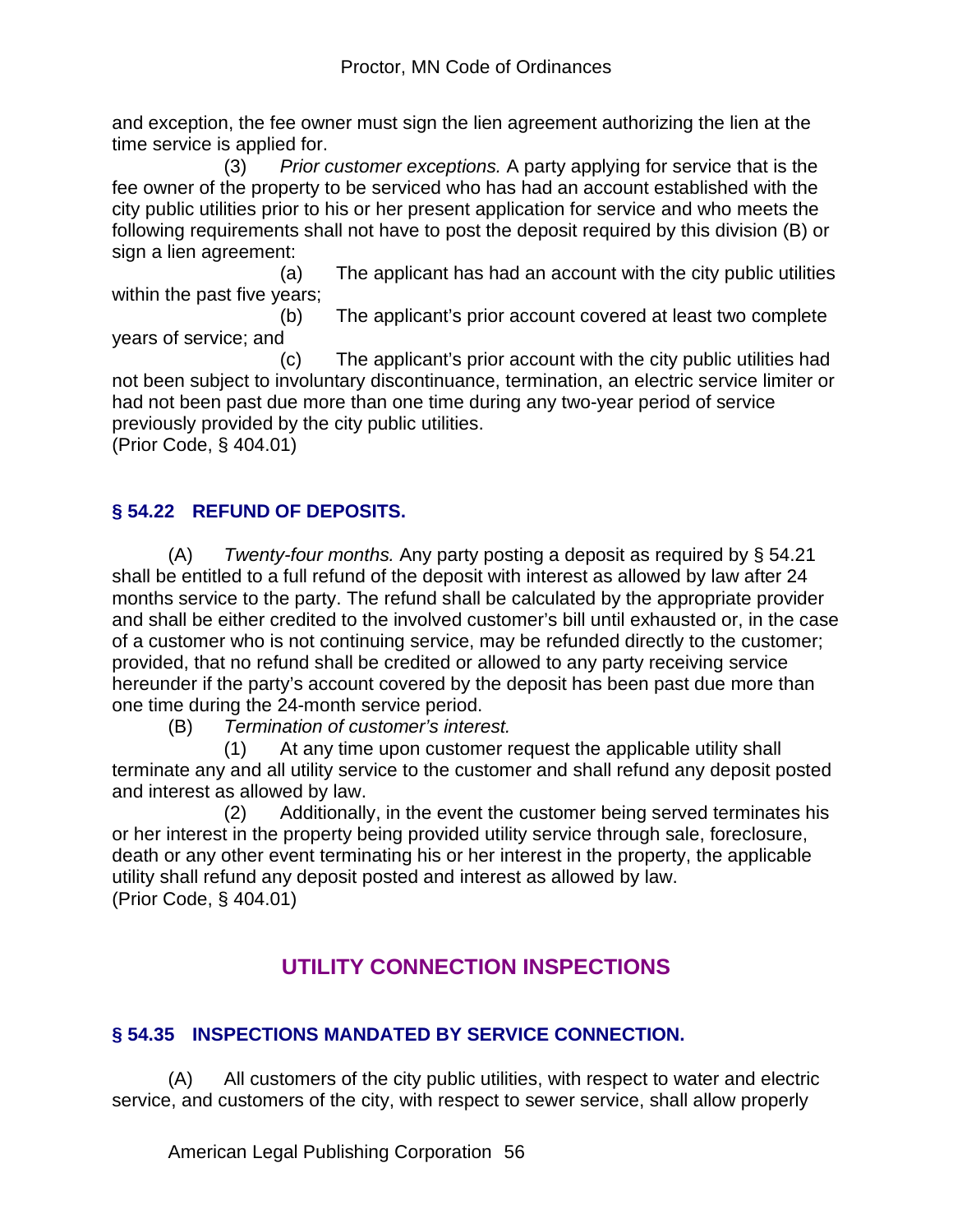and exception, the fee owner must sign the lien agreement authorizing the lien at the time service is applied for.

(3) *Prior customer exceptions.* A party applying for service that is the fee owner of the property to be serviced who has had an account established with the city public utilities prior to his or her present application for service and who meets the following requirements shall not have to post the deposit required by this division (B) or sign a lien agreement:

(a) The applicant has had an account with the city public utilities within the past five years;

(b) The applicant's prior account covered at least two complete years of service; and

(c) The applicant's prior account with the city public utilities had not been subject to involuntary discontinuance, termination, an electric service limiter or had not been past due more than one time during any two-year period of service previously provided by the city public utilities.

(Prior Code, § 404.01)

### § 54.22 REFUND OF DEPOSITS.

(A) *Twenty-four months.* Any party posting a deposit as required by § 54.21 shall be entitled to a full refund of the deposit with interest as allowed by law after 24 months service to the party. The refund shall be calculated by the appropriate provider and shall be either credited to the involved customer's bill until exhausted or, in the case of a customer who is not continuing service, may be refunded directly to the customer; provided, that no refund shall be credited or allowed to any party receiving service hereunder if the party's account covered by the deposit has been past due more than one time during the 24-month service period.

(B) *Termination of customer's interest.*

(1) At any time upon customer request the applicable utility shall terminate any and all utility service to the customer and shall refund any deposit posted and interest as allowed by law.

(2) Additionally, in the event the customer being served terminates his or her interest in the property being provided utility service through sale, foreclosure, death or any other event terminating his or her interest in the property, the applicable utility shall refund any deposit posted and interest as allowed by law.

(Prior Code, § 404.01)

## UTILITY CONNECTION INSPECTIONS

### § 54.35 INSPECTIONS MANDATED BY SERVICE CONNECTION.

(A) All customers of the city public utilities, with respect to water and electric service, and customers of the city, with respect to sewer service, shall allow properly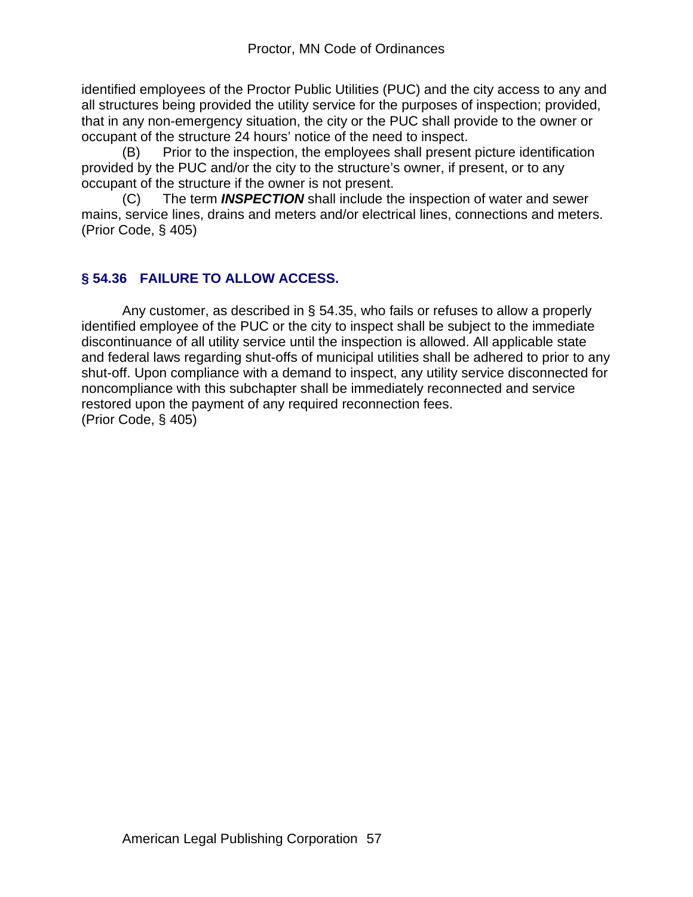identified employees of the Proctor Public Utilities (PUC) and the city access to any and all structures being provided the utility service for the purposes of inspection; provided, that in any non-emergency situation, the city or the PUC shall provide to the owner or occupant of the structure 24 hours' notice of the need to inspect.

(B) Prior to the inspection, the employees shall present picture identification provided by the PUC and/or the city to the structure's owner, if present, or to any occupant of the structure if the owner is not present.

(C) The term ***INSPECTION*** shall include the inspection of water and sewer mains, service lines, drains and meters and/or electrical lines, connections and meters.
(Prior Code, § 405)

### § 54.36 FAILURE TO ALLOW ACCESS.

Any customer, as described in § 54.35, who fails or refuses to allow a properly identified employee of the PUC or the city to inspect shall be subject to the immediate discontinuance of all utility service until the inspection is allowed. All applicable state and federal laws regarding shut-offs of municipal utilities shall be adhered to prior to any shut-off. Upon compliance with a demand to inspect, any utility service disconnected for noncompliance with this subchapter shall be immediately reconnected and service restored upon the payment of any required reconnection fees.
(Prior Code, § 405)